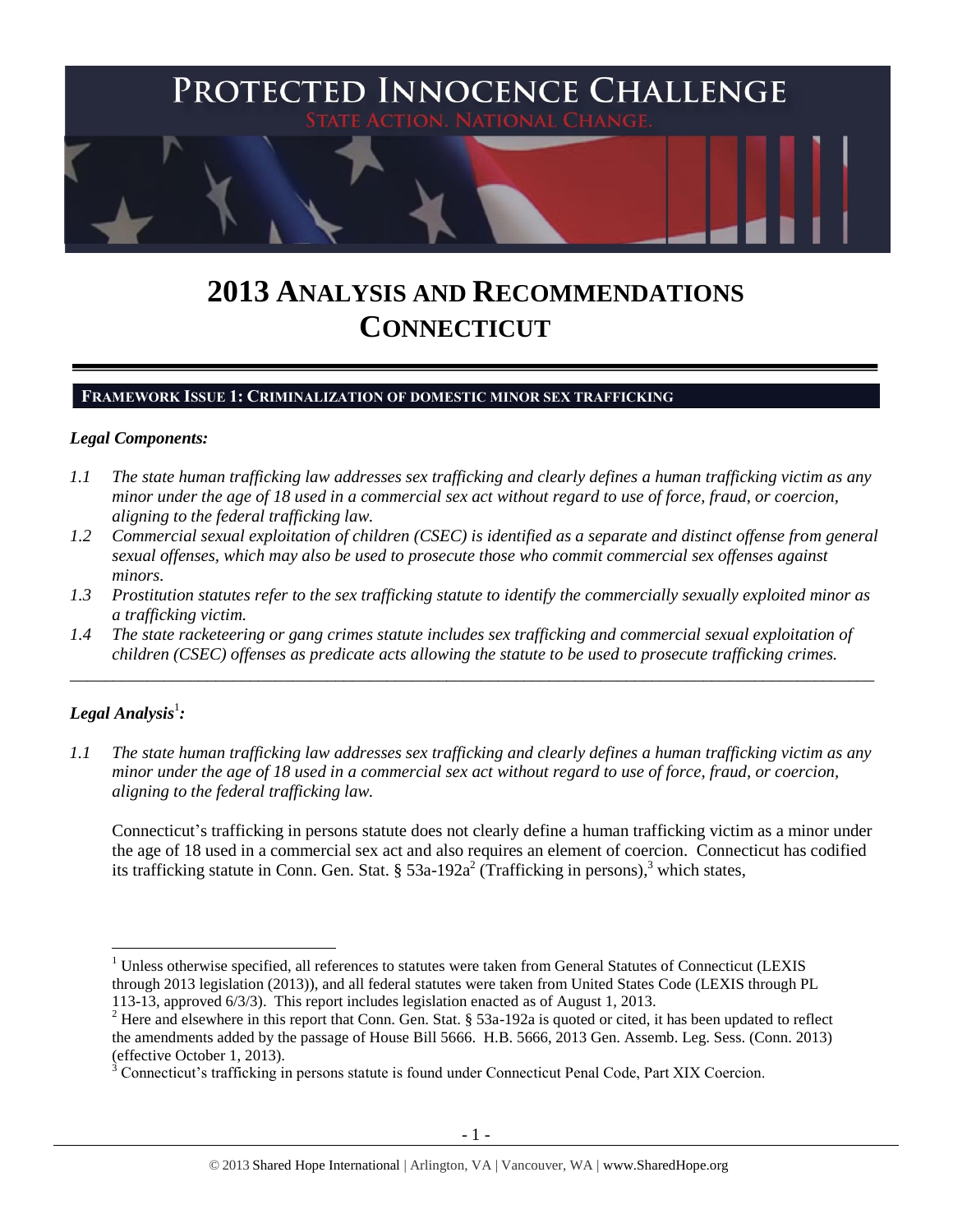# PROTECTED INNOCENCE CHALLENGE

STATE ACTION. NATIONAL CHANGE.

# 2013 ANALYSIS AND RECOMMENDATIONS CONNECTICUT

## FRAMEWORK ISSUE 1: CRIMINALIZATION OF DOMESTIC MINOR SEX TRAFFICKING

### *Legal Components:*

*1.1 The state human trafficking law addresses sex trafficking and clearly defines a human trafficking victim as any minor under the age of 18 used in a commercial sex act without regard to use of force, fraud, or coercion, aligning to the federal trafficking law.*

*1.2 Commercial sexual exploitation of children (CSEC) is identified as a separate and distinct offense from general sexual offenses, which may also be used to prosecute those who commit commercial sex offenses against minors.*

*1.3 Prostitution statutes refer to the sex trafficking statute to identify the commercially sexually exploited minor as a trafficking victim.*

*1.4 The state racketeering or gang crimes statute includes sex trafficking and commercial sexual exploitation of children (CSEC) offenses as predicate acts allowing the statute to be used to prosecute trafficking crimes.*

---

### *Legal Analysis*[1]*:*

*1.1 The state human trafficking law addresses sex trafficking and clearly defines a human trafficking victim as any minor under the age of 18 used in a commercial sex act without regard to use of force, fraud, or coercion, aligning to the federal trafficking law.*

Connecticut's trafficking in persons statute does not clearly define a human trafficking victim as a minor under the age of 18 used in a commercial sex act and also requires an element of coercion. Connecticut has codified its trafficking statute in Conn. Gen. Stat. § 53a-192a[2] (Trafficking in persons),[3] which states,

---

[1] Unless otherwise specified, all references to statutes were taken from General Statutes of Connecticut (LEXIS through 2013 legislation (2013)), and all federal statutes were taken from United States Code (LEXIS through PL 113-13, approved 6/3/3). This report includes legislation enacted as of August 1, 2013.

[2] Here and elsewhere in this report that Conn. Gen. Stat. § 53a-192a is quoted or cited, it has been updated to reflect the amendments added by the passage of House Bill 5666. H.B. 5666, 2013 Gen. Assemb. Leg. Sess. (Conn. 2013) (effective October 1, 2013).

[3] Connecticut's trafficking in persons statute is found under Connecticut Penal Code, Part XIX Coercion.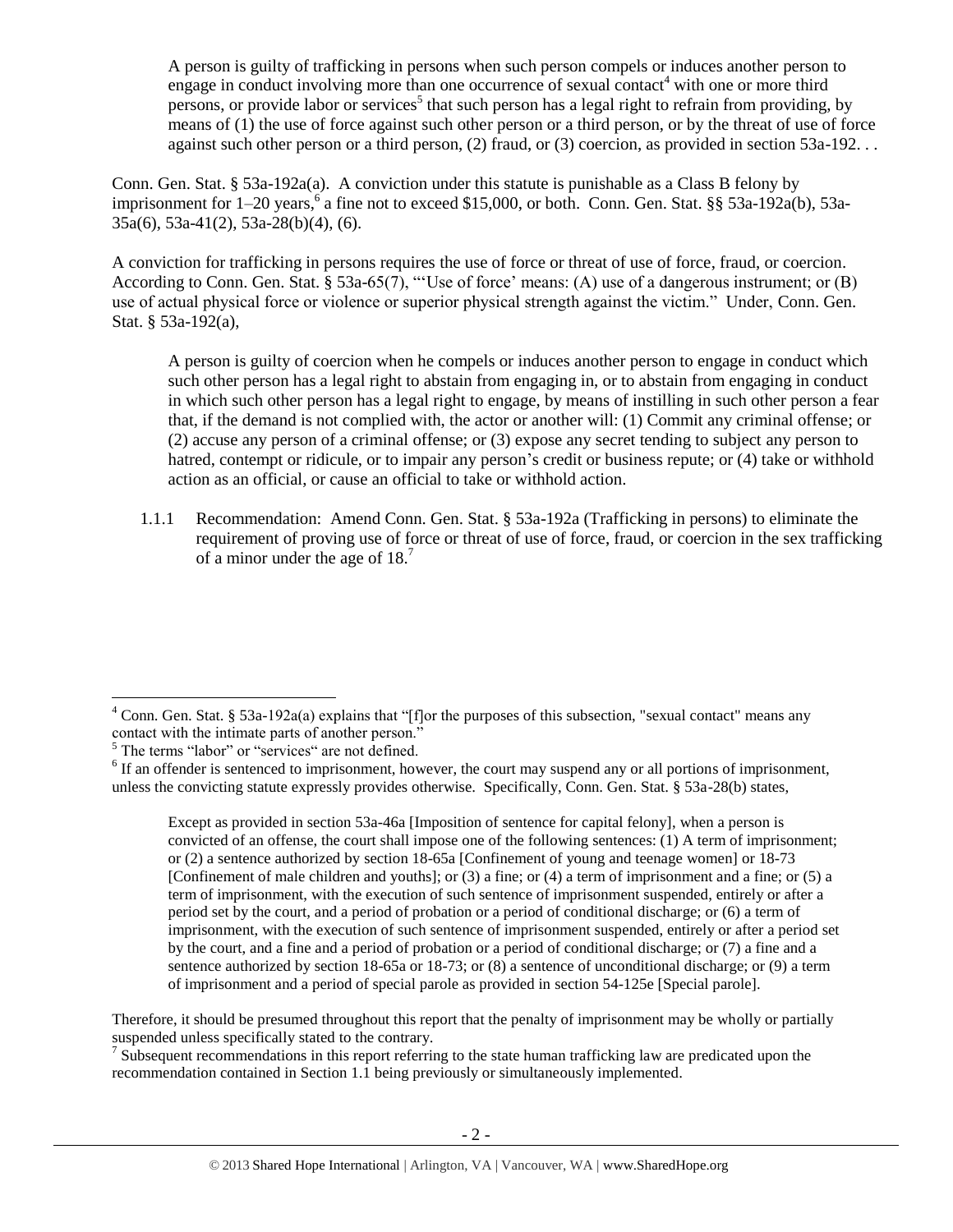> A person is guilty of trafficking in persons when such person compels or induces another person to engage in conduct involving more than one occurrence of sexual contact[4] with one or more third persons, or provide labor or services[5] that such person has a legal right to refrain from providing, by means of (1) the use of force against such other person or a third person, or by the threat of use of force against such other person or a third person, (2) fraud, or (3) coercion, as provided in section 53a-192. . .

Conn. Gen. Stat. § 53a-192a(a). A conviction under this statute is punishable as a Class B felony by imprisonment for 1–20 years,[6] a fine not to exceed $15,000, or both. Conn. Gen. Stat. §§ 53a-192a(b), 53a-35a(6), 53a-41(2), 53a-28(b)(4), (6).

A conviction for trafficking in persons requires the use of force or threat of use of force, fraud, or coercion. According to Conn. Gen. Stat. § 53a-65(7), "'Use of force' means: (A) use of a dangerous instrument; or (B) use of actual physical force or violence or superior physical strength against the victim." Under, Conn. Gen. Stat. § 53a-192(a),

> A person is guilty of coercion when he compels or induces another person to engage in conduct which such other person has a legal right to abstain from engaging in, or to abstain from engaging in conduct in which such other person has a legal right to engage, by means of instilling in such other person a fear that, if the demand is not complied with, the actor or another will: (1) Commit any criminal offense; or (2) accuse any person of a criminal offense; or (3) expose any secret tending to subject any person to hatred, contempt or ridicule, or to impair any person's credit or business repute; or (4) take or withhold action as an official, or cause an official to take or withhold action.

1.1.1 Recommendation: Amend Conn. Gen. Stat. § 53a-192a (Trafficking in persons) to eliminate the requirement of proving use of force or threat of use of force, fraud, or coercion in the sex trafficking of a minor under the age of 18.[7]

---

[4] Conn. Gen. Stat. § 53a-192a(a) explains that "[f]or the purposes of this subsection, "sexual contact" means any contact with the intimate parts of another person."

[5] The terms "labor" or "services" are not defined.

[6] If an offender is sentenced to imprisonment, however, the court may suspend any or all portions of imprisonment, unless the convicting statute expressly provides otherwise. Specifically, Conn. Gen. Stat. § 53a-28(b) states,

> Except as provided in section 53a-46a [Imposition of sentence for capital felony], when a person is convicted of an offense, the court shall impose one of the following sentences: (1) A term of imprisonment; or (2) a sentence authorized by section 18-65a [Confinement of young and teenage women] or 18-73 [Confinement of male children and youths]; or (3) a fine; or (4) a term of imprisonment and a fine; or (5) a term of imprisonment, with the execution of such sentence of imprisonment suspended, entirely or after a period set by the court, and a period of probation or a period of conditional discharge; or (6) a term of imprisonment, with the execution of such sentence of imprisonment suspended, entirely or after a period set by the court, and a fine and a period of probation or a period of conditional discharge; or (7) a fine and a sentence authorized by section 18-65a or 18-73; or (8) a sentence of unconditional discharge; or (9) a term of imprisonment and a period of special parole as provided in section 54-125e [Special parole].

Therefore, it should be presumed throughout this report that the penalty of imprisonment may be wholly or partially suspended unless specifically stated to the contrary.

[7] Subsequent recommendations in this report referring to the state human trafficking law are predicated upon the recommendation contained in Section 1.1 being previously or simultaneously implemented.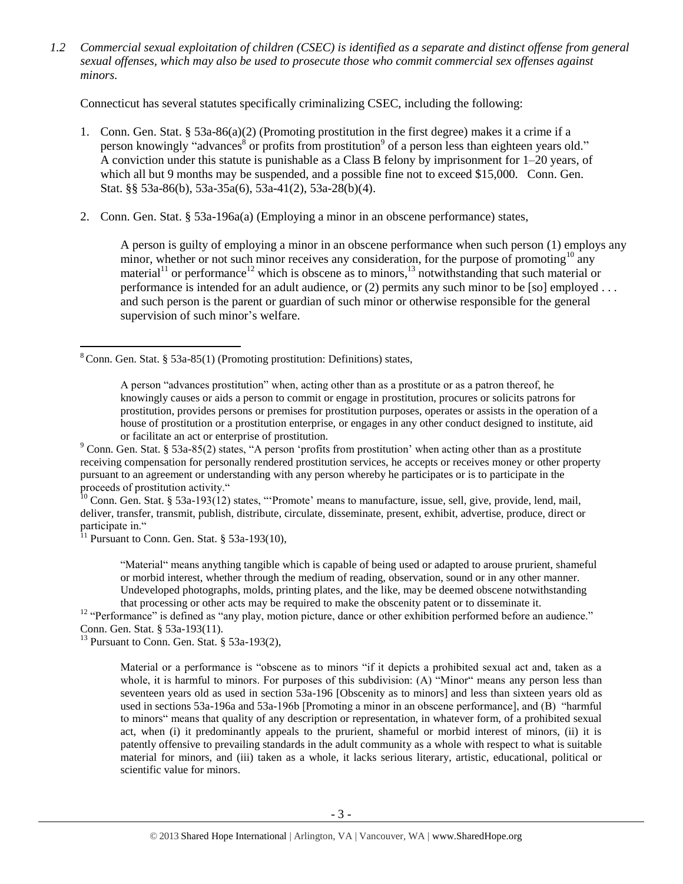*1.2 Commercial sexual exploitation of children (CSEC) is identified as a separate and distinct offense from general sexual offenses, which may also be used to prosecute those who commit commercial sex offenses against minors.*

Connecticut has several statutes specifically criminalizing CSEC, including the following:

1. Conn. Gen. Stat. § 53a-86(a)(2) (Promoting prostitution in the first degree) makes it a crime if a person knowingly "advances[8] or profits from prostitution[9] of a person less than eighteen years old." A conviction under this statute is punishable as a Class B felony by imprisonment for 1–20 years, of which all but 9 months may be suspended, and a possible fine not to exceed $15,000. Conn. Gen. Stat. §§ 53a-86(b), 53a-35a(6), 53a-41(2), 53a-28(b)(4).

2. Conn. Gen. Stat. § 53a-196a(a) (Employing a minor in an obscene performance) states,

   > A person is guilty of employing a minor in an obscene performance when such person (1) employs any minor, whether or not such minor receives any consideration, for the purpose of promoting[10] any material[11] or performance[12] which is obscene as to minors,[13] notwithstanding that such material or performance is intended for an adult audience, or (2) permits any such minor to be [so] employed . . . and such person is the parent or guardian of such minor or otherwise responsible for the general supervision of such minor's welfare.

---

[8] Conn. Gen. Stat. § 53a-85(1) (Promoting prostitution: Definitions) states,

> A person "advances prostitution" when, acting other than as a prostitute or as a patron thereof, he knowingly causes or aids a person to commit or engage in prostitution, procures or solicits patrons for prostitution, provides persons or premises for prostitution purposes, operates or assists in the operation of a house of prostitution or a prostitution enterprise, or engages in any other conduct designed to institute, aid or facilitate an act or enterprise of prostitution.

[9] Conn. Gen. Stat. § 53a-85(2) states, "A person 'profits from prostitution' when acting other than as a prostitute receiving compensation for personally rendered prostitution services, he accepts or receives money or other property pursuant to an agreement or understanding with any person whereby he participates or is to participate in the proceeds of prostitution activity."

[10] Conn. Gen. Stat. § 53a-193(12) states, "'Promote' means to manufacture, issue, sell, give, provide, lend, mail, deliver, transfer, transmit, publish, distribute, circulate, disseminate, present, exhibit, advertise, produce, direct or participate in."

[11] Pursuant to Conn. Gen. Stat. § 53a-193(10),

> "Material" means anything tangible which is capable of being used or adapted to arouse prurient, shameful or morbid interest, whether through the medium of reading, observation, sound or in any other manner. Undeveloped photographs, molds, printing plates, and the like, may be deemed obscene notwithstanding that processing or other acts may be required to make the obscenity patent or to disseminate it.

[12] "Performance" is defined as "any play, motion picture, dance or other exhibition performed before an audience." Conn. Gen. Stat. § 53a-193(11).

[13] Pursuant to Conn. Gen. Stat. § 53a-193(2),

> Material or a performance is "obscene as to minors "if it depicts a prohibited sexual act and, taken as a whole, it is harmful to minors. For purposes of this subdivision: (A) "Minor" means any person less than seventeen years old as used in section 53a-196 [Obscenity as to minors] and less than sixteen years old as used in sections 53a-196a and 53a-196b [Promoting a minor in an obscene performance], and (B) "harmful to minors" means that quality of any description or representation, in whatever form, of a prohibited sexual act, when (i) it predominantly appeals to the prurient, shameful or morbid interest of minors, (ii) it is patently offensive to prevailing standards in the adult community as a whole with respect to what is suitable material for minors, and (iii) taken as a whole, it lacks serious literary, artistic, educational, political or scientific value for minors.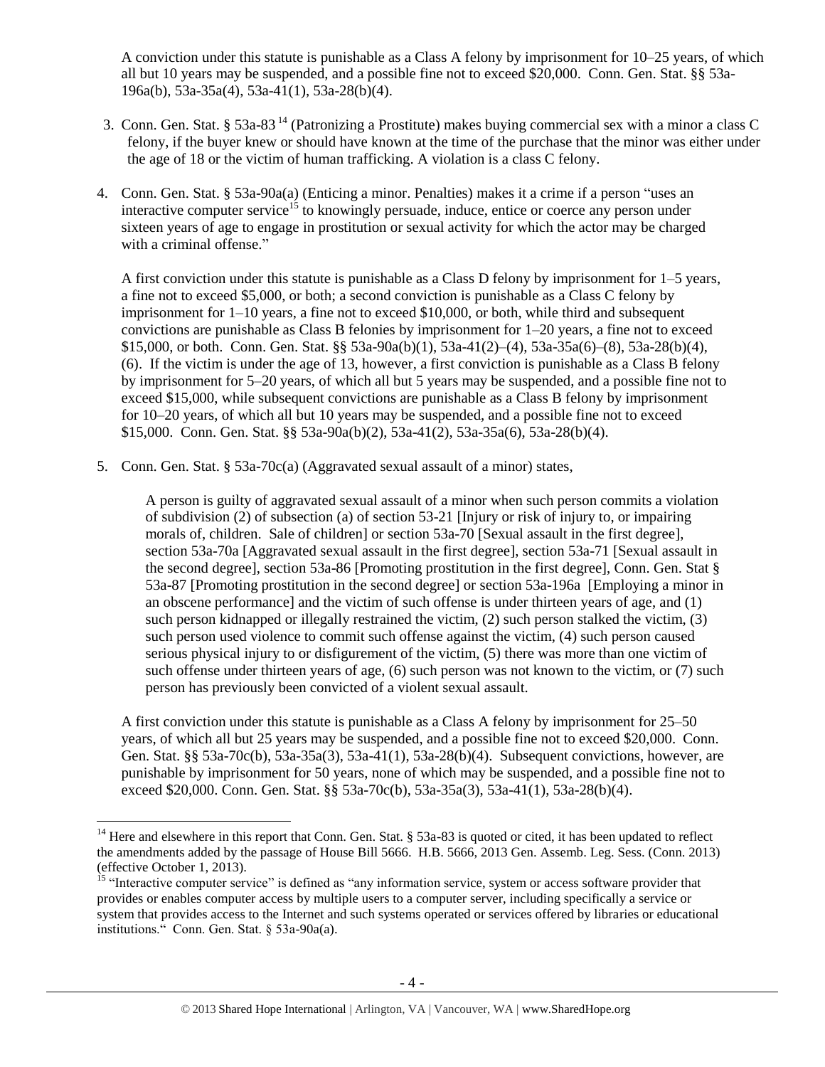A conviction under this statute is punishable as a Class A felony by imprisonment for 10–25 years, of which all but 10 years may be suspended, and a possible fine not to exceed $20,000. Conn. Gen. Stat. §§ 53a-196a(b), 53a-35a(4), 53a-41(1), 53a-28(b)(4).

3. Conn. Gen. Stat. § 53a-83 [14] (Patronizing a Prostitute) makes buying commercial sex with a minor a class C felony, if the buyer knew or should have known at the time of the purchase that the minor was either under the age of 18 or the victim of human trafficking. A violation is a class C felony.

4. Conn. Gen. Stat. § 53a-90a(a) (Enticing a minor. Penalties) makes it a crime if a person "uses an interactive computer service[15] to knowingly persuade, induce, entice or coerce any person under sixteen years of age to engage in prostitution or sexual activity for which the actor may be charged with a criminal offense."

   A first conviction under this statute is punishable as a Class D felony by imprisonment for 1–5 years, a fine not to exceed $5,000, or both; a second conviction is punishable as a Class C felony by imprisonment for 1–10 years, a fine not to exceed $10,000, or both, while third and subsequent convictions are punishable as Class B felonies by imprisonment for 1–20 years, a fine not to exceed $15,000, or both. Conn. Gen. Stat. §§ 53a-90a(b)(1), 53a-41(2)–(4), 53a-35a(6)–(8), 53a-28(b)(4), (6). If the victim is under the age of 13, however, a first conviction is punishable as a Class B felony by imprisonment for 5–20 years, of which all but 5 years may be suspended, and a possible fine not to exceed $15,000, while subsequent convictions are punishable as a Class B felony by imprisonment for 10–20 years, of which all but 10 years may be suspended, and a possible fine not to exceed $15,000. Conn. Gen. Stat. §§ 53a-90a(b)(2), 53a-41(2), 53a-35a(6), 53a-28(b)(4).

5. Conn. Gen. Stat. § 53a-70c(a) (Aggravated sexual assault of a minor) states,

   > A person is guilty of aggravated sexual assault of a minor when such person commits a violation of subdivision (2) of subsection (a) of section 53-21 [Injury or risk of injury to, or impairing morals of, children. Sale of children] or section 53a-70 [Sexual assault in the first degree], section 53a-70a [Aggravated sexual assault in the first degree], section 53a-71 [Sexual assault in the second degree], section 53a-86 [Promoting prostitution in the first degree], Conn. Gen. Stat § 53a-87 [Promoting prostitution in the second degree] or section 53a-196a [Employing a minor in an obscene performance] and the victim of such offense is under thirteen years of age, and (1) such person kidnapped or illegally restrained the victim, (2) such person stalked the victim, (3) such person used violence to commit such offense against the victim, (4) such person caused serious physical injury to or disfigurement of the victim, (5) there was more than one victim of such offense under thirteen years of age, (6) such person was not known to the victim, or (7) such person has previously been convicted of a violent sexual assault.

   A first conviction under this statute is punishable as a Class A felony by imprisonment for 25–50 years, of which all but 25 years may be suspended, and a possible fine not to exceed $20,000. Conn. Gen. Stat. §§ 53a-70c(b), 53a-35a(3), 53a-41(1), 53a-28(b)(4). Subsequent convictions, however, are punishable by imprisonment for 50 years, none of which may be suspended, and a possible fine not to exceed $20,000. Conn. Gen. Stat. §§ 53a-70c(b), 53a-35a(3), 53a-41(1), 53a-28(b)(4).

---

[14] Here and elsewhere in this report that Conn. Gen. Stat. § 53a-83 is quoted or cited, it has been updated to reflect the amendments added by the passage of House Bill 5666. H.B. 5666, 2013 Gen. Assemb. Leg. Sess. (Conn. 2013) (effective October 1, 2013).

[15] "Interactive computer service" is defined as "any information service, system or access software provider that provides or enables computer access by multiple users to a computer server, including specifically a service or system that provides access to the Internet and such systems operated or services offered by libraries or educational institutions." Conn. Gen. Stat. § 53a-90a(a).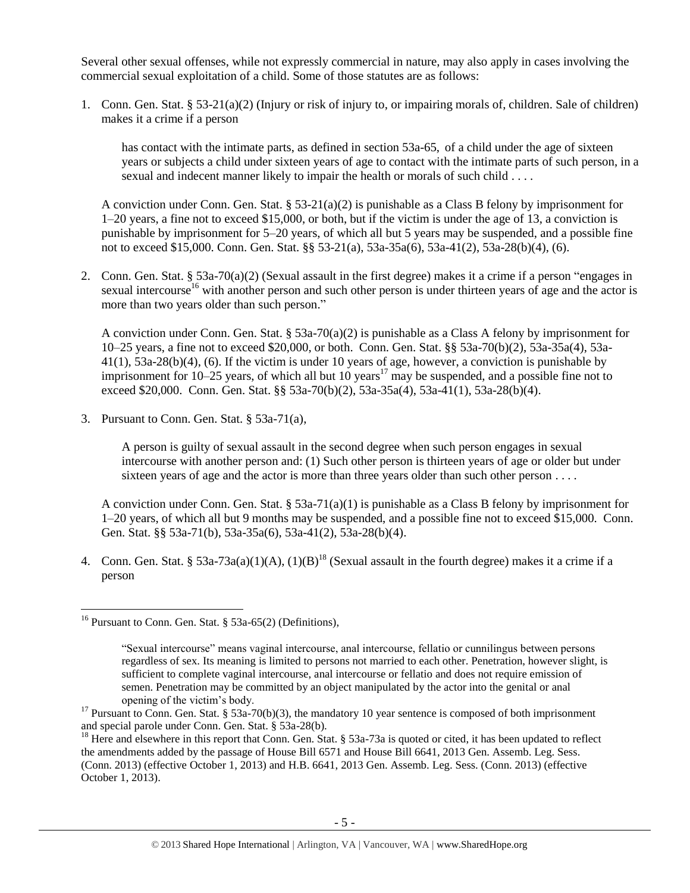Several other sexual offenses, while not expressly commercial in nature, may also apply in cases involving the commercial sexual exploitation of a child. Some of those statutes are as follows:

1. Conn. Gen. Stat. § 53-21(a)(2) (Injury or risk of injury to, or impairing morals of, children. Sale of children) makes it a crime if a person

   > has contact with the intimate parts, as defined in section 53a-65, of a child under the age of sixteen years or subjects a child under sixteen years of age to contact with the intimate parts of such person, in a sexual and indecent manner likely to impair the health or morals of such child . . . .

   A conviction under Conn. Gen. Stat. § 53-21(a)(2) is punishable as a Class B felony by imprisonment for 1–20 years, a fine not to exceed $15,000, or both, but if the victim is under the age of 13, a conviction is punishable by imprisonment for 5–20 years, of which all but 5 years may be suspended, and a possible fine not to exceed $15,000. Conn. Gen. Stat. §§ 53-21(a), 53a-35a(6), 53a-41(2), 53a-28(b)(4), (6).

2. Conn. Gen. Stat. § 53a-70(a)(2) (Sexual assault in the first degree) makes it a crime if a person "engages in sexual intercourse[16] with another person and such other person is under thirteen years of age and the actor is more than two years older than such person."

   A conviction under Conn. Gen. Stat. § 53a-70(a)(2) is punishable as a Class A felony by imprisonment for 10–25 years, a fine not to exceed $20,000, or both. Conn. Gen. Stat. §§ 53a-70(b)(2), 53a-35a(4), 53a-41(1), 53a-28(b)(4), (6). If the victim is under 10 years of age, however, a conviction is punishable by imprisonment for 10–25 years, of which all but 10 years[17] may be suspended, and a possible fine not to exceed $20,000. Conn. Gen. Stat. §§ 53a-70(b)(2), 53a-35a(4), 53a-41(1), 53a-28(b)(4).

3. Pursuant to Conn. Gen. Stat. § 53a-71(a),

   > A person is guilty of sexual assault in the second degree when such person engages in sexual intercourse with another person and: (1) Such other person is thirteen years of age or older but under sixteen years of age and the actor is more than three years older than such other person . . . .

   A conviction under Conn. Gen. Stat. § 53a-71(a)(1) is punishable as a Class B felony by imprisonment for 1–20 years, of which all but 9 months may be suspended, and a possible fine not to exceed $15,000. Conn. Gen. Stat. §§ 53a-71(b), 53a-35a(6), 53a-41(2), 53a-28(b)(4).

4. Conn. Gen. Stat. § 53a-73a(a)(1)(A), (1)(B)[18] (Sexual assault in the fourth degree) makes it a crime if a person

---

[16] Pursuant to Conn. Gen. Stat. § 53a-65(2) (Definitions),

> "Sexual intercourse" means vaginal intercourse, anal intercourse, fellatio or cunnilingus between persons regardless of sex. Its meaning is limited to persons not married to each other. Penetration, however slight, is sufficient to complete vaginal intercourse, anal intercourse or fellatio and does not require emission of semen. Penetration may be committed by an object manipulated by the actor into the genital or anal opening of the victim's body.

[17] Pursuant to Conn. Gen. Stat. § 53a-70(b)(3), the mandatory 10 year sentence is composed of both imprisonment and special parole under Conn. Gen. Stat. § 53a-28(b).

[18] Here and elsewhere in this report that Conn. Gen. Stat. § 53a-73a is quoted or cited, it has been updated to reflect the amendments added by the passage of House Bill 6571 and House Bill 6641, 2013 Gen. Assemb. Leg. Sess. (Conn. 2013) (effective October 1, 2013) and H.B. 6641, 2013 Gen. Assemb. Leg. Sess. (Conn. 2013) (effective October 1, 2013).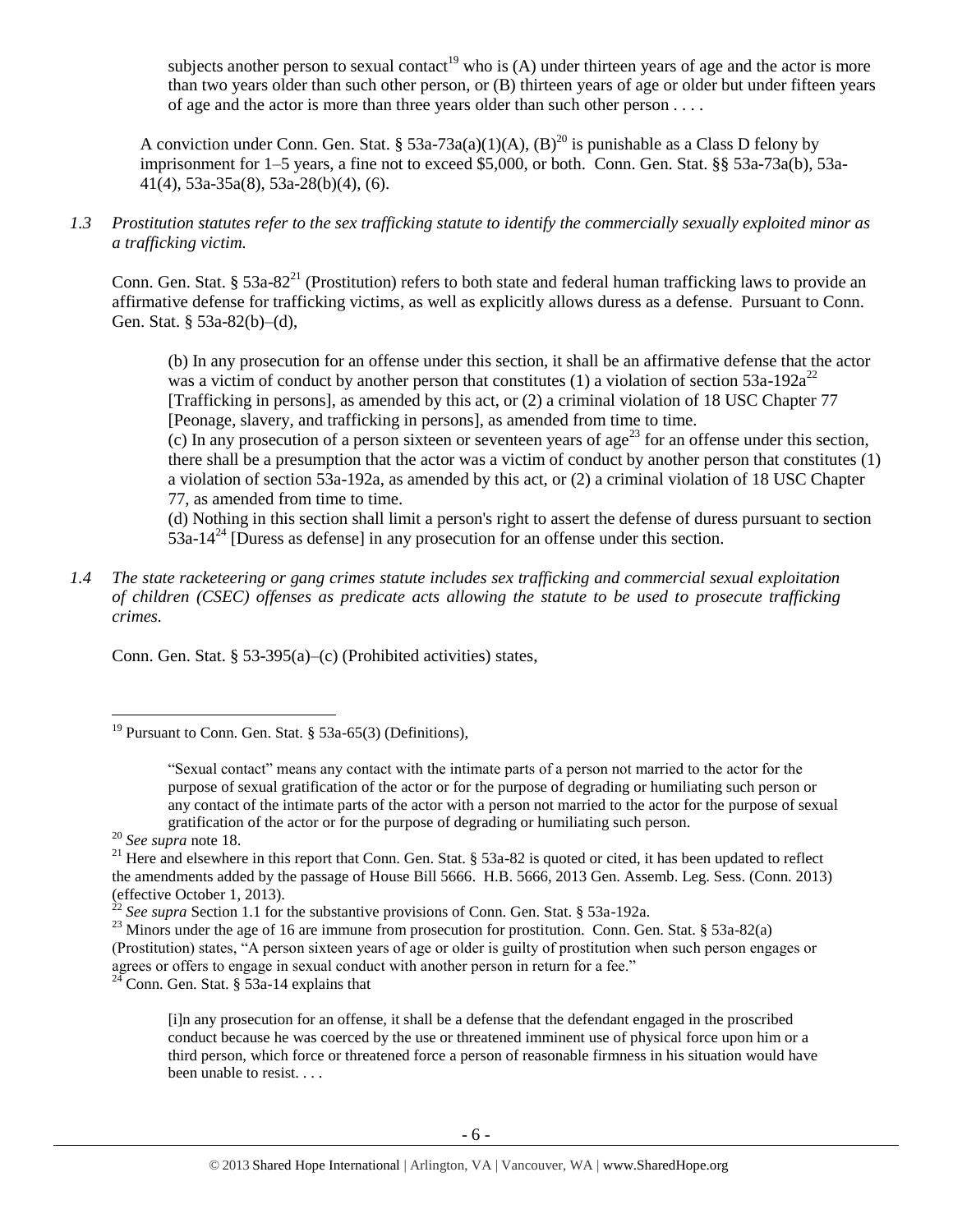> subjects another person to sexual contact[19] who is (A) under thirteen years of age and the actor is more than two years older than such other person, or (B) thirteen years of age or older but under fifteen years of age and the actor is more than three years older than such other person . . . .

A conviction under Conn. Gen. Stat. § 53a-73a(a)(1)(A), (B)[20] is punishable as a Class D felony by imprisonment for 1–5 years, a fine not to exceed $5,000, or both. Conn. Gen. Stat. §§ 53a-73a(b), 53a-41(4), 53a-35a(8), 53a-28(b)(4), (6).

*1.3 Prostitution statutes refer to the sex trafficking statute to identify the commercially sexually exploited minor as a trafficking victim.*

Conn. Gen. Stat. § 53a-82[21] (Prostitution) refers to both state and federal human trafficking laws to provide an affirmative defense for trafficking victims, as well as explicitly allows duress as a defense. Pursuant to Conn. Gen. Stat. § 53a-82(b)–(d),

> (b) In any prosecution for an offense under this section, it shall be an affirmative defense that the actor was a victim of conduct by another person that constitutes (1) a violation of section 53a-192a[22] [Trafficking in persons], as amended by this act, or (2) a criminal violation of 18 USC Chapter 77 [Peonage, slavery, and trafficking in persons], as amended from time to time.
>
> (c) In any prosecution of a person sixteen or seventeen years of age[23] for an offense under this section, there shall be a presumption that the actor was a victim of conduct by another person that constitutes (1) a violation of section 53a-192a, as amended by this act, or (2) a criminal violation of 18 USC Chapter 77, as amended from time to time.
>
> (d) Nothing in this section shall limit a person's right to assert the defense of duress pursuant to section 53a-14[24] [Duress as defense] in any prosecution for an offense under this section.

*1.4 The state racketeering or gang crimes statute includes sex trafficking and commercial sexual exploitation of children (CSEC) offenses as predicate acts allowing the statute to be used to prosecute trafficking crimes.*

Conn. Gen. Stat. § 53-395(a)–(c) (Prohibited activities) states,

---

[19] Pursuant to Conn. Gen. Stat. § 53a-65(3) (Definitions),

> "Sexual contact" means any contact with the intimate parts of a person not married to the actor for the purpose of sexual gratification of the actor or for the purpose of degrading or humiliating such person or any contact of the intimate parts of the actor with a person not married to the actor for the purpose of sexual gratification of the actor or for the purpose of degrading or humiliating such person.

[20] *See supra* note 18.

[21] Here and elsewhere in this report that Conn. Gen. Stat. § 53a-82 is quoted or cited, it has been updated to reflect the amendments added by the passage of House Bill 5666. H.B. 5666, 2013 Gen. Assemb. Leg. Sess. (Conn. 2013) (effective October 1, 2013).

[22] *See supra* Section 1.1 for the substantive provisions of Conn. Gen. Stat. § 53a-192a.

[23] Minors under the age of 16 are immune from prosecution for prostitution. Conn. Gen. Stat. § 53a-82(a) (Prostitution) states, "A person sixteen years of age or older is guilty of prostitution when such person engages or agrees or offers to engage in sexual conduct with another person in return for a fee."

[24] Conn. Gen. Stat. § 53a-14 explains that

> [i]n any prosecution for an offense, it shall be a defense that the defendant engaged in the proscribed conduct because he was coerced by the use or threatened imminent use of physical force upon him or a third person, which force or threatened force a person of reasonable firmness in his situation would have been unable to resist. . . .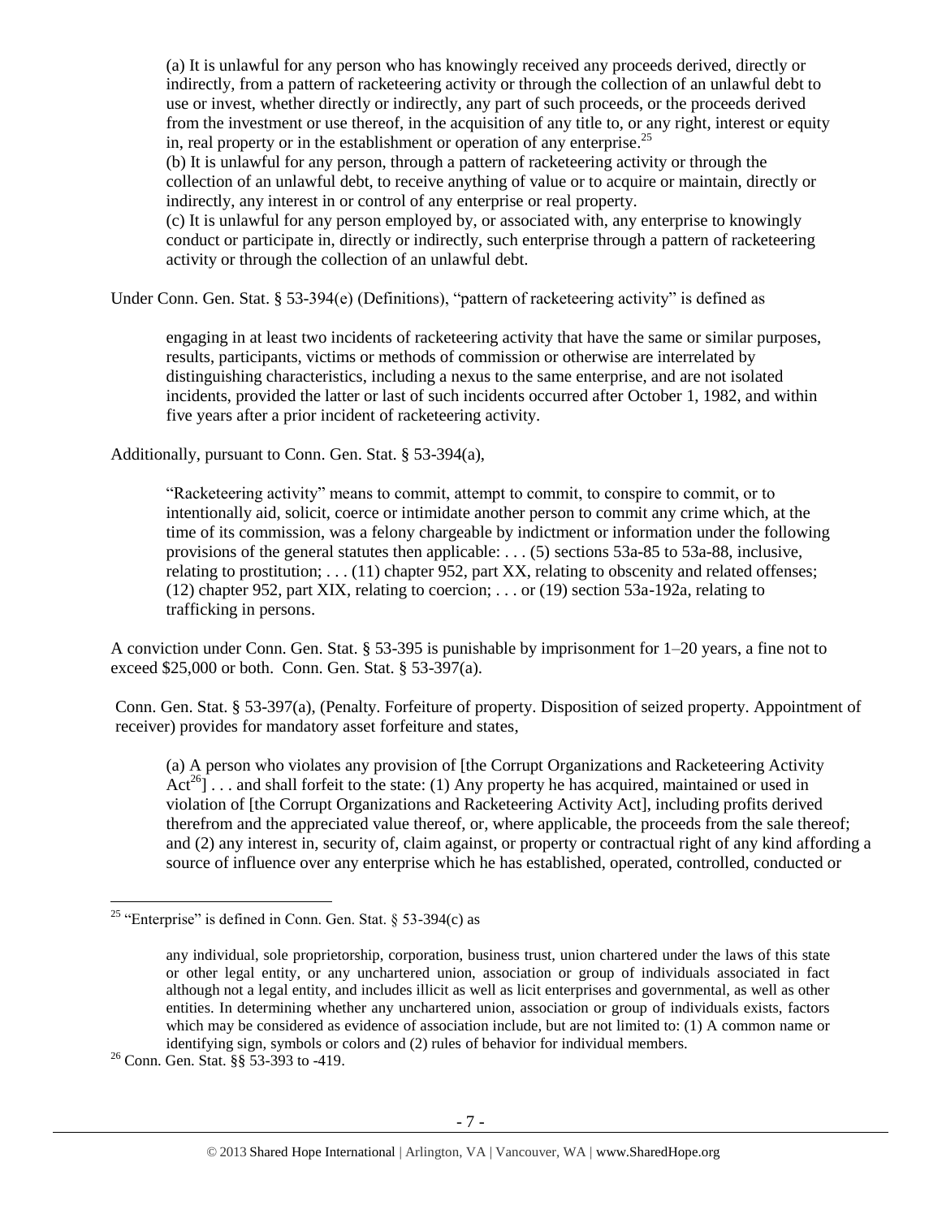(a) It is unlawful for any person who has knowingly received any proceeds derived, directly or indirectly, from a pattern of racketeering activity or through the collection of an unlawful debt to use or invest, whether directly or indirectly, any part of such proceeds, or the proceeds derived from the investment or use thereof, in the acquisition of any title to, or any right, interest or equity in, real property or in the establishment or operation of any enterprise.[25]

(b) It is unlawful for any person, through a pattern of racketeering activity or through the collection of an unlawful debt, to receive anything of value or to acquire or maintain, directly or indirectly, any interest in or control of any enterprise or real property.

(c) It is unlawful for any person employed by, or associated with, any enterprise to knowingly conduct or participate in, directly or indirectly, such enterprise through a pattern of racketeering activity or through the collection of an unlawful debt.

Under Conn. Gen. Stat. § 53-394(e) (Definitions), "pattern of racketeering activity" is defined as

> engaging in at least two incidents of racketeering activity that have the same or similar purposes, results, participants, victims or methods of commission or otherwise are interrelated by distinguishing characteristics, including a nexus to the same enterprise, and are not isolated incidents, provided the latter or last of such incidents occurred after October 1, 1982, and within five years after a prior incident of racketeering activity.

Additionally, pursuant to Conn. Gen. Stat. § 53-394(a),

> "Racketeering activity" means to commit, attempt to commit, to conspire to commit, or to intentionally aid, solicit, coerce or intimidate another person to commit any crime which, at the time of its commission, was a felony chargeable by indictment or information under the following provisions of the general statutes then applicable: . . . (5) sections 53a-85 to 53a-88, inclusive, relating to prostitution; . . . (11) chapter 952, part XX, relating to obscenity and related offenses; (12) chapter 952, part XIX, relating to coercion; . . . or (19) section 53a-192a, relating to trafficking in persons.

A conviction under Conn. Gen. Stat. § 53-395 is punishable by imprisonment for 1–20 years, a fine not to exceed $25,000 or both. Conn. Gen. Stat. § 53-397(a).

Conn. Gen. Stat. § 53-397(a), (Penalty. Forfeiture of property. Disposition of seized property. Appointment of receiver) provides for mandatory asset forfeiture and states,

> (a) A person who violates any provision of [the Corrupt Organizations and Racketeering Activity Act[26]] . . . and shall forfeit to the state: (1) Any property he has acquired, maintained or used in violation of [the Corrupt Organizations and Racketeering Activity Act], including profits derived therefrom and the appreciated value thereof, or, where applicable, the proceeds from the sale thereof; and (2) any interest in, security of, claim against, or property or contractual right of any kind affording a source of influence over any enterprise which he has established, operated, controlled, conducted or

---

[25] "Enterprise" is defined in Conn. Gen. Stat. § 53-394(c) as

> any individual, sole proprietorship, corporation, business trust, union chartered under the laws of this state or other legal entity, or any unchartered union, association or group of individuals associated in fact although not a legal entity, and includes illicit as well as licit enterprises and governmental, as well as other entities. In determining whether any unchartered union, association or group of individuals exists, factors which may be considered as evidence of association include, but are not limited to: (1) A common name or identifying sign, symbols or colors and (2) rules of behavior for individual members.

[26] Conn. Gen. Stat. §§ 53-393 to -419.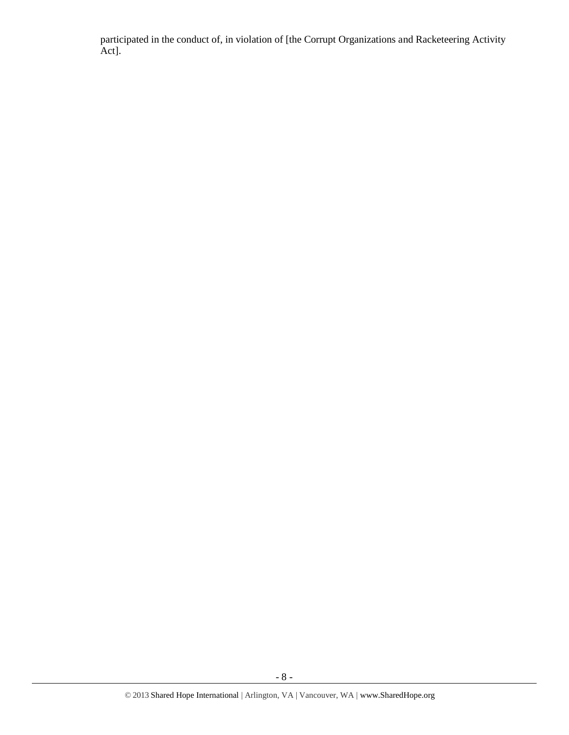participated in the conduct of, in violation of [the Corrupt Organizations and Racketeering Activity Act].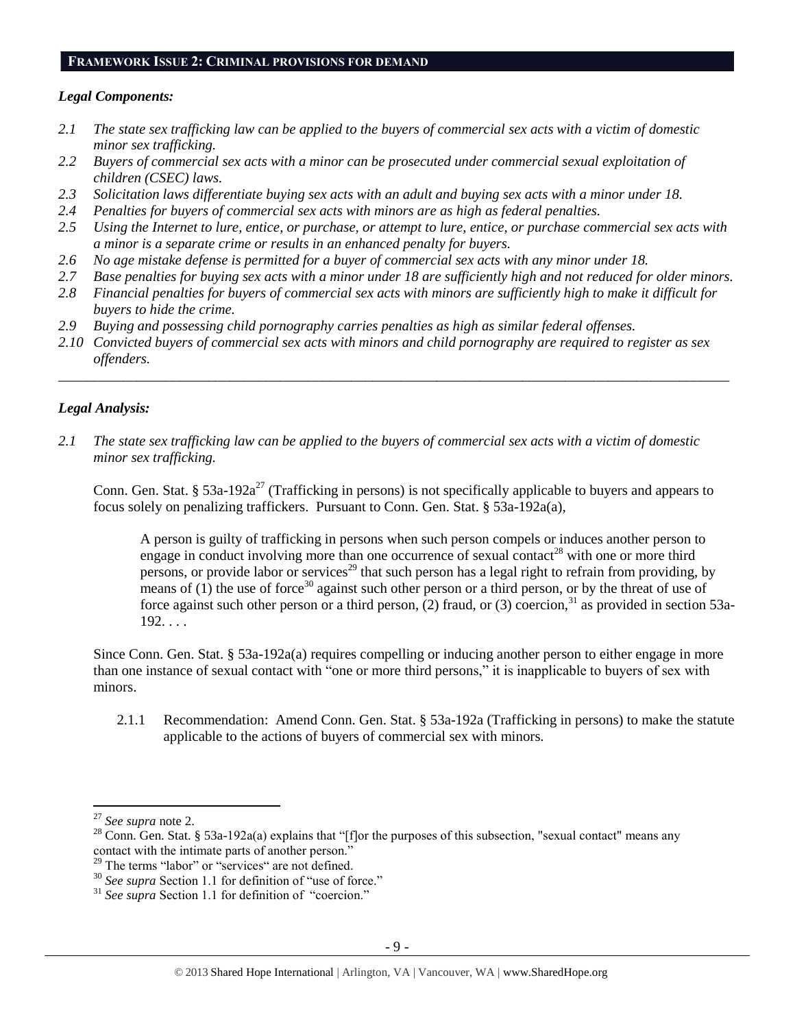## FRAMEWORK ISSUE 2: CRIMINAL PROVISIONS FOR DEMAND

### *Legal Components:*

*2.1 The state sex trafficking law can be applied to the buyers of commercial sex acts with a victim of domestic minor sex trafficking.*

*2.2 Buyers of commercial sex acts with a minor can be prosecuted under commercial sexual exploitation of children (CSEC) laws.*

*2.3 Solicitation laws differentiate buying sex acts with an adult and buying sex acts with a minor under 18.*

*2.4 Penalties for buyers of commercial sex acts with minors are as high as federal penalties.*

*2.5 Using the Internet to lure, entice, or purchase, or attempt to lure, entice, or purchase commercial sex acts with a minor is a separate crime or results in an enhanced penalty for buyers.*

*2.6 No age mistake defense is permitted for a buyer of commercial sex acts with any minor under 18.*

*2.7 Base penalties for buying sex acts with a minor under 18 are sufficiently high and not reduced for older minors.*

*2.8 Financial penalties for buyers of commercial sex acts with minors are sufficiently high to make it difficult for buyers to hide the crime.*

*2.9 Buying and possessing child pornography carries penalties as high as similar federal offenses.*

*2.10 Convicted buyers of commercial sex acts with minors and child pornography are required to register as sex offenders.*

---

### *Legal Analysis:*

*2.1 The state sex trafficking law can be applied to the buyers of commercial sex acts with a victim of domestic minor sex trafficking.*

Conn. Gen. Stat. § 53a-192a[27] (Trafficking in persons) is not specifically applicable to buyers and appears to focus solely on penalizing traffickers. Pursuant to Conn. Gen. Stat. § 53a-192a(a),

> A person is guilty of trafficking in persons when such person compels or induces another person to engage in conduct involving more than one occurrence of sexual contact[28] with one or more third persons, or provide labor or services[29] that such person has a legal right to refrain from providing, by means of (1) the use of force[30] against such other person or a third person, or by the threat of use of force against such other person or a third person, (2) fraud, or (3) coercion,[31] as provided in section 53a-192. . . .

Since Conn. Gen. Stat. § 53a-192a(a) requires compelling or inducing another person to either engage in more than one instance of sexual contact with "one or more third persons," it is inapplicable to buyers of sex with minors.

2.1.1 Recommendation: Amend Conn. Gen. Stat. § 53a-192a (Trafficking in persons) to make the statute applicable to the actions of buyers of commercial sex with minors.

---

[27] *See supra* note 2.

[28] Conn. Gen. Stat. § 53a-192a(a) explains that "[f]or the purposes of this subsection, "sexual contact" means any contact with the intimate parts of another person."

[29] The terms "labor" or "services" are not defined.

[30] *See supra* Section 1.1 for definition of "use of force."

[31] *See supra* Section 1.1 for definition of "coercion."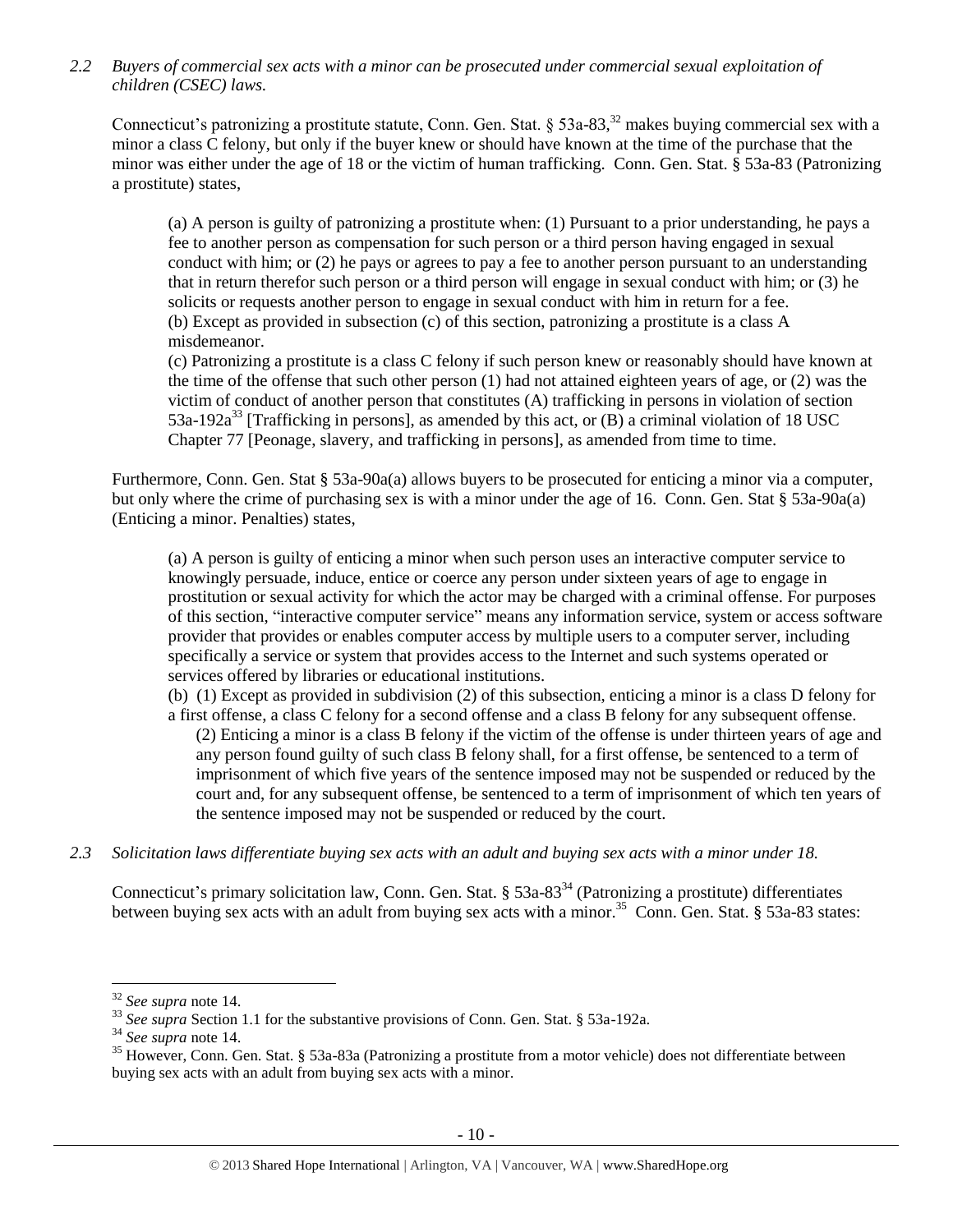*2.2 Buyers of commercial sex acts with a minor can be prosecuted under commercial sexual exploitation of children (CSEC) laws.*

Connecticut's patronizing a prostitute statute, Conn. Gen. Stat. § 53a-83,[32] makes buying commercial sex with a minor a class C felony, but only if the buyer knew or should have known at the time of the purchase that the minor was either under the age of 18 or the victim of human trafficking. Conn. Gen. Stat. § 53a-83 (Patronizing a prostitute) states,

> (a) A person is guilty of patronizing a prostitute when: (1) Pursuant to a prior understanding, he pays a fee to another person as compensation for such person or a third person having engaged in sexual conduct with him; or (2) he pays or agrees to pay a fee to another person pursuant to an understanding that in return therefor such person or a third person will engage in sexual conduct with him; or (3) he solicits or requests another person to engage in sexual conduct with him in return for a fee.
> (b) Except as provided in subsection (c) of this section, patronizing a prostitute is a class A misdemeanor.
> (c) Patronizing a prostitute is a class C felony if such person knew or reasonably should have known at the time of the offense that such other person (1) had not attained eighteen years of age, or (2) was the victim of conduct of another person that constitutes (A) trafficking in persons in violation of section 53a-192a[33] [Trafficking in persons], as amended by this act, or (B) a criminal violation of 18 USC Chapter 77 [Peonage, slavery, and trafficking in persons], as amended from time to time.

Furthermore, Conn. Gen. Stat § 53a-90a(a) allows buyers to be prosecuted for enticing a minor via a computer, but only where the crime of purchasing sex is with a minor under the age of 16. Conn. Gen. Stat § 53a-90a(a) (Enticing a minor. Penalties) states,

> (a) A person is guilty of enticing a minor when such person uses an interactive computer service to knowingly persuade, induce, entice or coerce any person under sixteen years of age to engage in prostitution or sexual activity for which the actor may be charged with a criminal offense. For purposes of this section, "interactive computer service" means any information service, system or access software provider that provides or enables computer access by multiple users to a computer server, including specifically a service or system that provides access to the Internet and such systems operated or services offered by libraries or educational institutions.
> (b) (1) Except as provided in subdivision (2) of this subsection, enticing a minor is a class D felony for a first offense, a class C felony for a second offense and a class B felony for any subsequent offense.
> (2) Enticing a minor is a class B felony if the victim of the offense is under thirteen years of age and any person found guilty of such class B felony shall, for a first offense, be sentenced to a term of imprisonment of which five years of the sentence imposed may not be suspended or reduced by the court and, for any subsequent offense, be sentenced to a term of imprisonment of which ten years of the sentence imposed may not be suspended or reduced by the court.

*2.3 Solicitation laws differentiate buying sex acts with an adult and buying sex acts with a minor under 18.*

Connecticut's primary solicitation law, Conn. Gen. Stat. § 53a-83[34] (Patronizing a prostitute) differentiates between buying sex acts with an adult from buying sex acts with a minor.[35] Conn. Gen. Stat. § 53a-83 states:

---

[32] *See supra* note 14.
[33] *See supra* Section 1.1 for the substantive provisions of Conn. Gen. Stat. § 53a-192a.
[34] *See supra* note 14.
[35] However, Conn. Gen. Stat. § 53a-83a (Patronizing a prostitute from a motor vehicle) does not differentiate between buying sex acts with an adult from buying sex acts with a minor.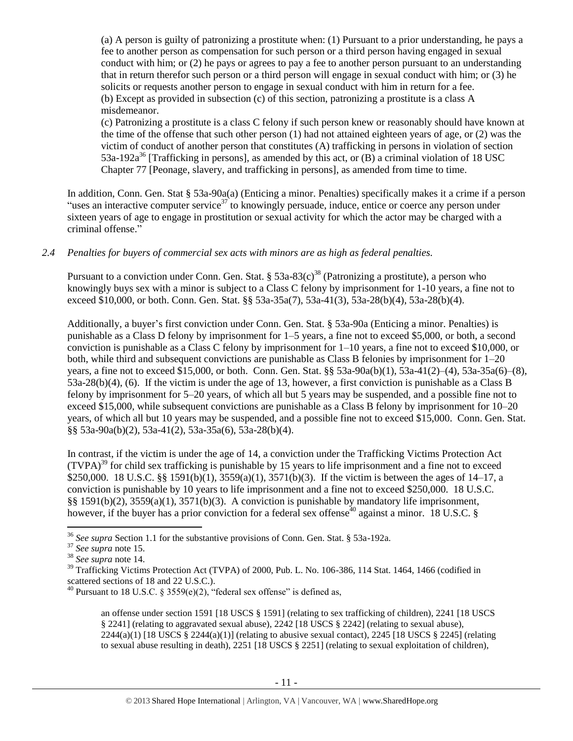(a) A person is guilty of patronizing a prostitute when: (1) Pursuant to a prior understanding, he pays a fee to another person as compensation for such person or a third person having engaged in sexual conduct with him; or (2) he pays or agrees to pay a fee to another person pursuant to an understanding that in return therefor such person or a third person will engage in sexual conduct with him; or (3) he solicits or requests another person to engage in sexual conduct with him in return for a fee.
(b) Except as provided in subsection (c) of this section, patronizing a prostitute is a class A misdemeanor.
(c) Patronizing a prostitute is a class C felony if such person knew or reasonably should have known at the time of the offense that such other person (1) had not attained eighteen years of age, or (2) was the victim of conduct of another person that constitutes (A) trafficking in persons in violation of section 53a-192a[36] [Trafficking in persons], as amended by this act, or (B) a criminal violation of 18 USC Chapter 77 [Peonage, slavery, and trafficking in persons], as amended from time to time.

In addition, Conn. Gen. Stat § 53a-90a(a) (Enticing a minor. Penalties) specifically makes it a crime if a person "uses an interactive computer service[37] to knowingly persuade, induce, entice or coerce any person under sixteen years of age to engage in prostitution or sexual activity for which the actor may be charged with a criminal offense."

*2.4 Penalties for buyers of commercial sex acts with minors are as high as federal penalties.*

Pursuant to a conviction under Conn. Gen. Stat. § 53a-83(c)[38] (Patronizing a prostitute), a person who knowingly buys sex with a minor is subject to a Class C felony by imprisonment for 1-10 years, a fine not to exceed $10,000, or both. Conn. Gen. Stat. §§ 53a-35a(7), 53a-41(3), 53a-28(b)(4), 53a-28(b)(4).

Additionally, a buyer's first conviction under Conn. Gen. Stat. § 53a-90a (Enticing a minor. Penalties) is punishable as a Class D felony by imprisonment for 1–5 years, a fine not to exceed $5,000, or both, a second conviction is punishable as a Class C felony by imprisonment for 1–10 years, a fine not to exceed $10,000, or both, while third and subsequent convictions are punishable as Class B felonies by imprisonment for 1–20 years, a fine not to exceed $15,000, or both. Conn. Gen. Stat. §§ 53a-90a(b)(1), 53a-41(2)–(4), 53a-35a(6)–(8), 53a-28(b)(4), (6). If the victim is under the age of 13, however, a first conviction is punishable as a Class B felony by imprisonment for 5–20 years, of which all but 5 years may be suspended, and a possible fine not to exceed $15,000, while subsequent convictions are punishable as a Class B felony by imprisonment for 10–20 years, of which all but 10 years may be suspended, and a possible fine not to exceed $15,000. Conn. Gen. Stat. §§ 53a-90a(b)(2), 53a-41(2), 53a-35a(6), 53a-28(b)(4).

In contrast, if the victim is under the age of 14, a conviction under the Trafficking Victims Protection Act (TVPA)[39] for child sex trafficking is punishable by 15 years to life imprisonment and a fine not to exceed $250,000. 18 U.S.C. §§ 1591(b)(1), 3559(a)(1), 3571(b)(3). If the victim is between the ages of 14–17, a conviction is punishable by 10 years to life imprisonment and a fine not to exceed $250,000. 18 U.S.C. §§ 1591(b)(2), 3559(a)(1), 3571(b)(3). A conviction is punishable by mandatory life imprisonment, however, if the buyer has a prior conviction for a federal sex offense[40] against a minor. 18 U.S.C. §

---

[36] *See supra* Section 1.1 for the substantive provisions of Conn. Gen. Stat. § 53a-192a.
[37] *See supra* note 15.
[38] *See supra* note 14.
[39] Trafficking Victims Protection Act (TVPA) of 2000, Pub. L. No. 106-386, 114 Stat. 1464, 1466 (codified in scattered sections of 18 and 22 U.S.C.).
[40] Pursuant to 18 U.S.C. § 3559(e)(2), "federal sex offense" is defined as,

> an offense under section 1591 [18 USCS § 1591] (relating to sex trafficking of children), 2241 [18 USCS § 2241] (relating to aggravated sexual abuse), 2242 [18 USCS § 2242] (relating to sexual abuse), 2244(a)(1) [18 USCS § 2244(a)(1)] (relating to abusive sexual contact), 2245 [18 USCS § 2245] (relating to sexual abuse resulting in death), 2251 [18 USCS § 2251] (relating to sexual exploitation of children),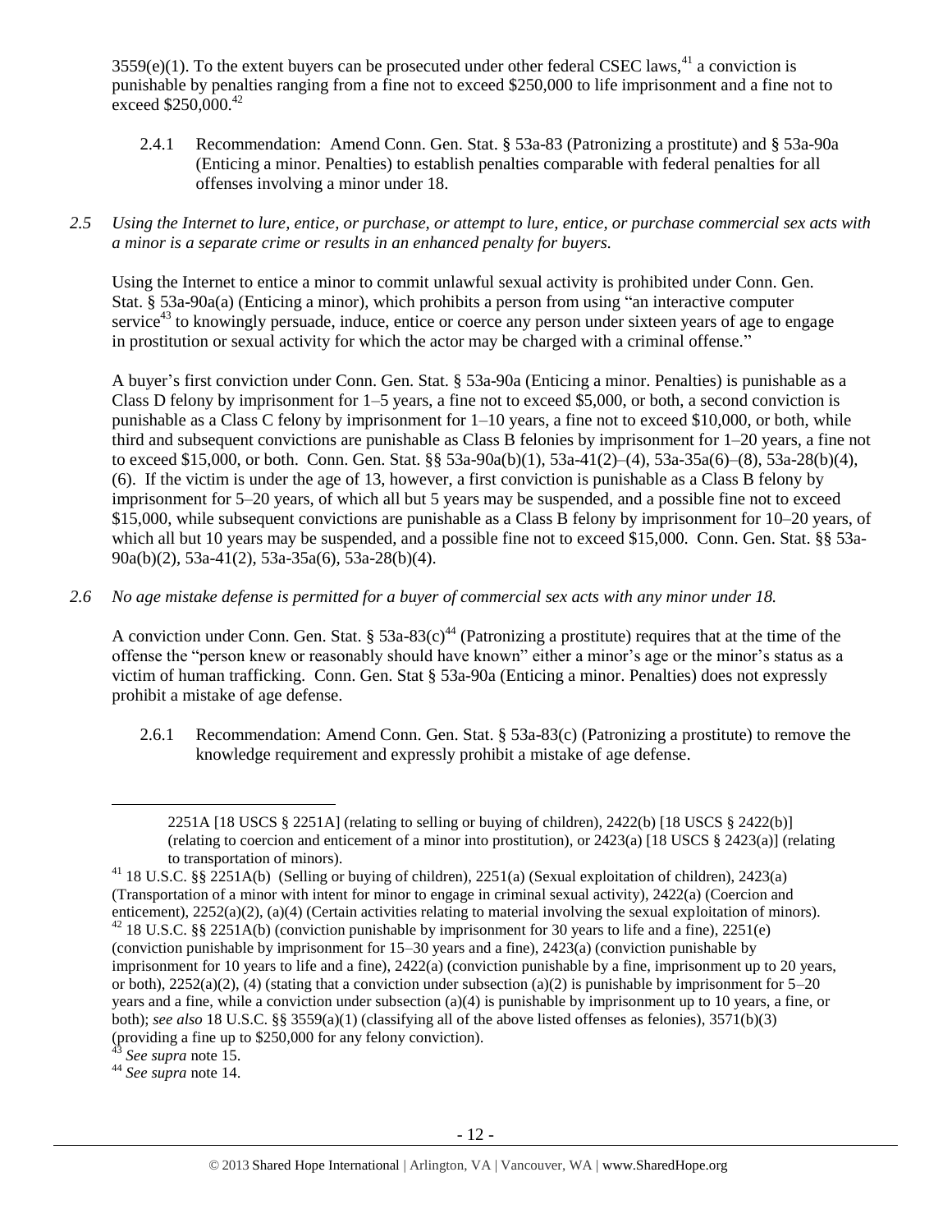3559(e)(1). To the extent buyers can be prosecuted under other federal CSEC laws,[41] a conviction is punishable by penalties ranging from a fine not to exceed $250,000 to life imprisonment and a fine not to exceed $250,000.[42]

2.4.1 Recommendation: Amend Conn. Gen. Stat. § 53a-83 (Patronizing a prostitute) and § 53a-90a (Enticing a minor. Penalties) to establish penalties comparable with federal penalties for all offenses involving a minor under 18.

*2.5 Using the Internet to lure, entice, or purchase, or attempt to lure, entice, or purchase commercial sex acts with a minor is a separate crime or results in an enhanced penalty for buyers.*

Using the Internet to entice a minor to commit unlawful sexual activity is prohibited under Conn. Gen. Stat. § 53a-90a(a) (Enticing a minor), which prohibits a person from using "an interactive computer service[43] to knowingly persuade, induce, entice or coerce any person under sixteen years of age to engage in prostitution or sexual activity for which the actor may be charged with a criminal offense."

A buyer's first conviction under Conn. Gen. Stat. § 53a-90a (Enticing a minor. Penalties) is punishable as a Class D felony by imprisonment for 1–5 years, a fine not to exceed $5,000, or both, a second conviction is punishable as a Class C felony by imprisonment for 1–10 years, a fine not to exceed $10,000, or both, while third and subsequent convictions are punishable as Class B felonies by imprisonment for 1–20 years, a fine not to exceed $15,000, or both. Conn. Gen. Stat. §§ 53a-90a(b)(1), 53a-41(2)–(4), 53a-35a(6)–(8), 53a-28(b)(4), (6). If the victim is under the age of 13, however, a first conviction is punishable as a Class B felony by imprisonment for 5–20 years, of which all but 5 years may be suspended, and a possible fine not to exceed $15,000, while subsequent convictions are punishable as a Class B felony by imprisonment for 10–20 years, of which all but 10 years may be suspended, and a possible fine not to exceed $15,000. Conn. Gen. Stat. §§ 53a-90a(b)(2), 53a-41(2), 53a-35a(6), 53a-28(b)(4).

*2.6 No age mistake defense is permitted for a buyer of commercial sex acts with any minor under 18.*

A conviction under Conn. Gen. Stat. § 53a-83(c)[44] (Patronizing a prostitute) requires that at the time of the offense the "person knew or reasonably should have known" either a minor's age or the minor's status as a victim of human trafficking. Conn. Gen Stat § 53a-90a (Enticing a minor. Penalties) does not expressly prohibit a mistake of age defense.

2.6.1 Recommendation: Amend Conn. Gen. Stat. § 53a-83(c) (Patronizing a prostitute) to remove the knowledge requirement and expressly prohibit a mistake of age defense.

---

2251A [18 USCS § 2251A] (relating to selling or buying of children), 2422(b) [18 USCS § 2422(b)] (relating to coercion and enticement of a minor into prostitution), or 2423(a) [18 USCS § 2423(a)] (relating to transportation of minors).

[41] 18 U.S.C. §§ 2251A(b) (Selling or buying of children), 2251(a) (Sexual exploitation of children), 2423(a) (Transportation of a minor with intent for minor to engage in criminal sexual activity), 2422(a) (Coercion and enticement), 2252(a)(2), (a)(4) (Certain activities relating to material involving the sexual exploitation of minors).

[42] 18 U.S.C. §§ 2251A(b) (conviction punishable by imprisonment for 30 years to life and a fine), 2251(e) (conviction punishable by imprisonment for 15–30 years and a fine), 2423(a) (conviction punishable by imprisonment for 10 years to life and a fine), 2422(a) (conviction punishable by a fine, imprisonment up to 20 years, or both), 2252(a)(2), (4) (stating that a conviction under subsection (a)(2) is punishable by imprisonment for 5–20 years and a fine, while a conviction under subsection (a)(4) is punishable by imprisonment up to 10 years, a fine, or both); *see also* 18 U.S.C. §§ 3559(a)(1) (classifying all of the above listed offenses as felonies), 3571(b)(3) (providing a fine up to $250,000 for any felony conviction).

[43] *See supra* note 15.

[44] *See supra* note 14.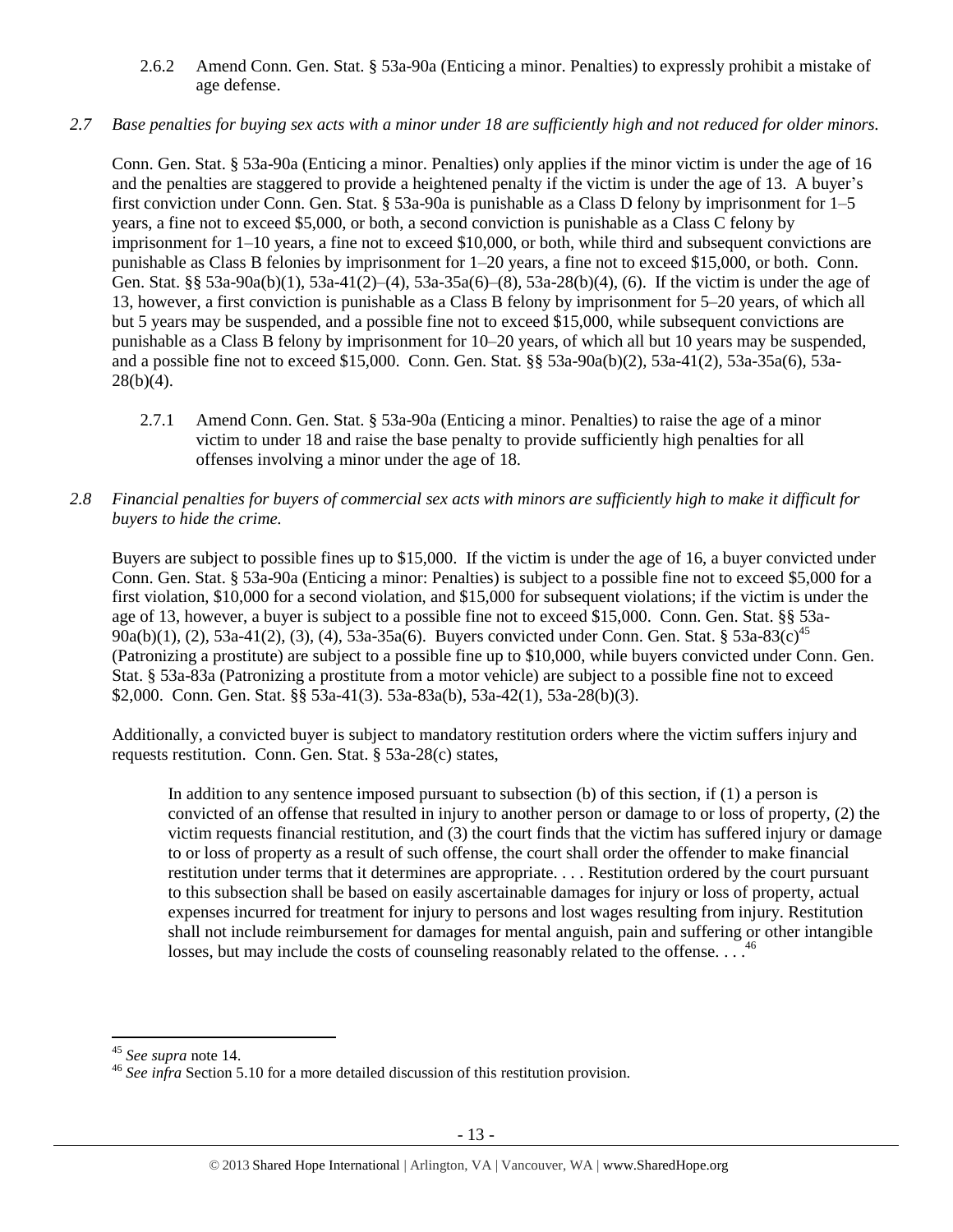2.6.2 Amend Conn. Gen. Stat. § 53a-90a (Enticing a minor. Penalties) to expressly prohibit a mistake of age defense.

*2.7 Base penalties for buying sex acts with a minor under 18 are sufficiently high and not reduced for older minors.*

Conn. Gen. Stat. § 53a-90a (Enticing a minor. Penalties) only applies if the minor victim is under the age of 16 and the penalties are staggered to provide a heightened penalty if the victim is under the age of 13. A buyer's first conviction under Conn. Gen. Stat. § 53a-90a is punishable as a Class D felony by imprisonment for 1–5 years, a fine not to exceed $5,000, or both, a second conviction is punishable as a Class C felony by imprisonment for 1–10 years, a fine not to exceed $10,000, or both, while third and subsequent convictions are punishable as Class B felonies by imprisonment for 1–20 years, a fine not to exceed $15,000, or both. Conn. Gen. Stat. §§ 53a-90a(b)(1), 53a-41(2)–(4), 53a-35a(6)–(8), 53a-28(b)(4), (6). If the victim is under the age of 13, however, a first conviction is punishable as a Class B felony by imprisonment for 5–20 years, of which all but 5 years may be suspended, and a possible fine not to exceed $15,000, while subsequent convictions are punishable as a Class B felony by imprisonment for 10–20 years, of which all but 10 years may be suspended, and a possible fine not to exceed $15,000. Conn. Gen. Stat. §§ 53a-90a(b)(2), 53a-41(2), 53a-35a(6), 53a-28(b)(4).

2.7.1 Amend Conn. Gen. Stat. § 53a-90a (Enticing a minor. Penalties) to raise the age of a minor victim to under 18 and raise the base penalty to provide sufficiently high penalties for all offenses involving a minor under the age of 18.

*2.8 Financial penalties for buyers of commercial sex acts with minors are sufficiently high to make it difficult for buyers to hide the crime.*

Buyers are subject to possible fines up to $15,000. If the victim is under the age of 16, a buyer convicted under Conn. Gen. Stat. § 53a-90a (Enticing a minor: Penalties) is subject to a possible fine not to exceed $5,000 for a first violation, $10,000 for a second violation, and $15,000 for subsequent violations; if the victim is under the age of 13, however, a buyer is subject to a possible fine not to exceed $15,000. Conn. Gen. Stat. §§ 53a-90a(b)(1), (2), 53a-41(2), (3), (4), 53a-35a(6). Buyers convicted under Conn. Gen. Stat. § 53a-83(c)[45] (Patronizing a prostitute) are subject to a possible fine up to $10,000, while buyers convicted under Conn. Gen. Stat. § 53a-83a (Patronizing a prostitute from a motor vehicle) are subject to a possible fine not to exceed $2,000. Conn. Gen. Stat. §§ 53a-41(3). 53a-83a(b), 53a-42(1), 53a-28(b)(3).

Additionally, a convicted buyer is subject to mandatory restitution orders where the victim suffers injury and requests restitution. Conn. Gen. Stat. § 53a-28(c) states,

> In addition to any sentence imposed pursuant to subsection (b) of this section, if (1) a person is convicted of an offense that resulted in injury to another person or damage to or loss of property, (2) the victim requests financial restitution, and (3) the court finds that the victim has suffered injury or damage to or loss of property as a result of such offense, the court shall order the offender to make financial restitution under terms that it determines are appropriate. . . . Restitution ordered by the court pursuant to this subsection shall be based on easily ascertainable damages for injury or loss of property, actual expenses incurred for treatment for injury to persons and lost wages resulting from injury. Restitution shall not include reimbursement for damages for mental anguish, pain and suffering or other intangible losses, but may include the costs of counseling reasonably related to the offense. . . .[46]

---

[45] *See supra* note 14.

[46] *See infra* Section 5.10 for a more detailed discussion of this restitution provision.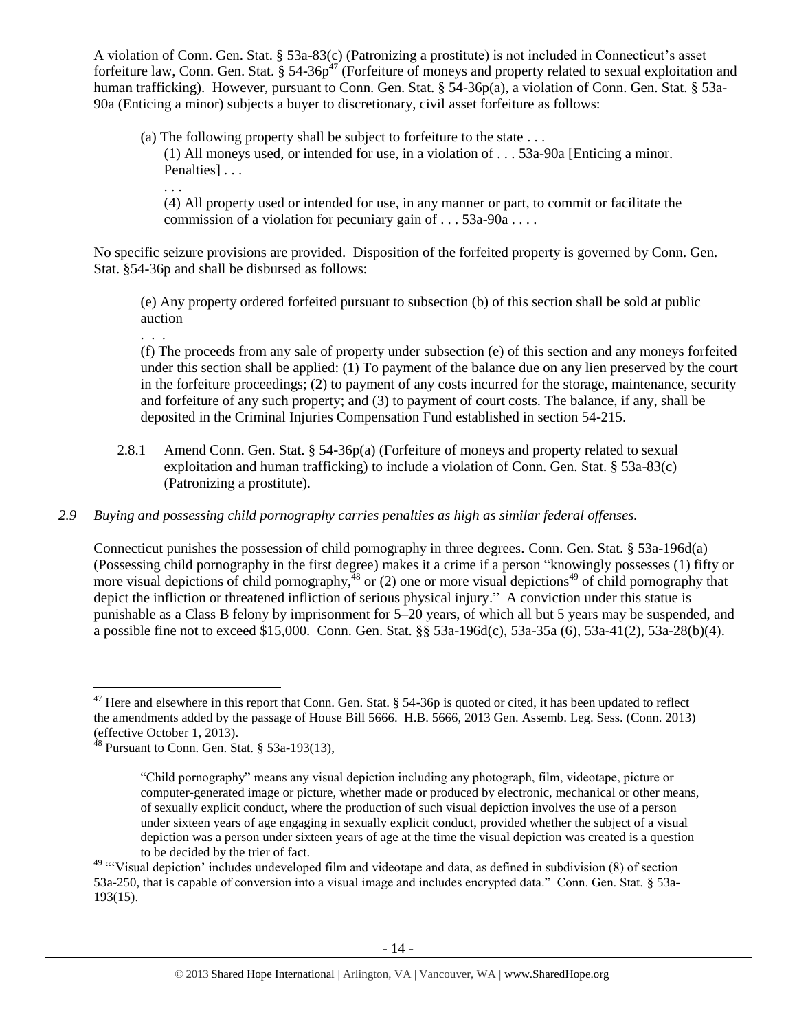A violation of Conn. Gen. Stat. § 53a-83(c) (Patronizing a prostitute) is not included in Connecticut's asset forfeiture law, Conn. Gen. Stat. § 54-36p[47] (Forfeiture of moneys and property related to sexual exploitation and human trafficking). However, pursuant to Conn. Gen. Stat. § 54-36p(a), a violation of Conn. Gen. Stat. § 53a-90a (Enticing a minor) subjects a buyer to discretionary, civil asset forfeiture as follows:

> (a) The following property shall be subject to forfeiture to the state . . .
>
> (1) All moneys used, or intended for use, in a violation of . . . 53a-90a [Enticing a minor. Penalties] . . .
>
> . . .
>
> (4) All property used or intended for use, in any manner or part, to commit or facilitate the commission of a violation for pecuniary gain of . . . 53a-90a . . . .

No specific seizure provisions are provided. Disposition of the forfeited property is governed by Conn. Gen. Stat. §54-36p and shall be disbursed as follows:

> (e) Any property ordered forfeited pursuant to subsection (b) of this section shall be sold at public auction
>
> . . .
>
> (f) The proceeds from any sale of property under subsection (e) of this section and any moneys forfeited under this section shall be applied: (1) To payment of the balance due on any lien preserved by the court in the forfeiture proceedings; (2) to payment of any costs incurred for the storage, maintenance, security and forfeiture of any such property; and (3) to payment of court costs. The balance, if any, shall be deposited in the Criminal Injuries Compensation Fund established in section 54-215.

2.8.1 Amend Conn. Gen. Stat. § 54-36p(a) (Forfeiture of moneys and property related to sexual exploitation and human trafficking) to include a violation of Conn. Gen. Stat. § 53a-83(c) (Patronizing a prostitute).

*2.9 Buying and possessing child pornography carries penalties as high as similar federal offenses.*

Connecticut punishes the possession of child pornography in three degrees. Conn. Gen. Stat. § 53a-196d(a) (Possessing child pornography in the first degree) makes it a crime if a person "knowingly possesses (1) fifty or more visual depictions of child pornography,[48] or (2) one or more visual depictions[49] of child pornography that depict the infliction or threatened infliction of serious physical injury." A conviction under this statue is punishable as a Class B felony by imprisonment for 5–20 years, of which all but 5 years may be suspended, and a possible fine not to exceed $15,000. Conn. Gen. Stat. §§ 53a-196d(c), 53a-35a (6), 53a-41(2), 53a-28(b)(4).

---

[47] Here and elsewhere in this report that Conn. Gen. Stat. § 54-36p is quoted or cited, it has been updated to reflect the amendments added by the passage of House Bill 5666. H.B. 5666, 2013 Gen. Assemb. Leg. Sess. (Conn. 2013) (effective October 1, 2013).

[48] Pursuant to Conn. Gen. Stat. § 53a-193(13),

> "Child pornography" means any visual depiction including any photograph, film, videotape, picture or computer-generated image or picture, whether made or produced by electronic, mechanical or other means, of sexually explicit conduct, where the production of such visual depiction involves the use of a person under sixteen years of age engaging in sexually explicit conduct, provided whether the subject of a visual depiction was a person under sixteen years of age at the time the visual depiction was created is a question to be decided by the trier of fact.

[49] "'Visual depiction' includes undeveloped film and videotape and data, as defined in subdivision (8) of section 53a-250, that is capable of conversion into a visual image and includes encrypted data." Conn. Gen. Stat. § 53a-193(15).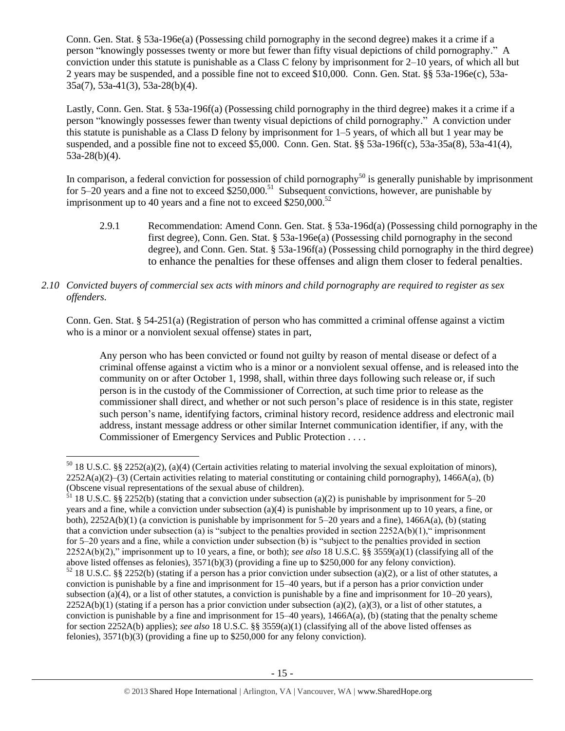Conn. Gen. Stat. § 53a-196e(a) (Possessing child pornography in the second degree) makes it a crime if a person "knowingly possesses twenty or more but fewer than fifty visual depictions of child pornography." A conviction under this statute is punishable as a Class C felony by imprisonment for 2–10 years, of which all but 2 years may be suspended, and a possible fine not to exceed $10,000. Conn. Gen. Stat. §§ 53a-196e(c), 53a-35a(7), 53a-41(3), 53a-28(b)(4).

Lastly, Conn. Gen. Stat. § 53a-196f(a) (Possessing child pornography in the third degree) makes it a crime if a person "knowingly possesses fewer than twenty visual depictions of child pornography." A conviction under this statute is punishable as a Class D felony by imprisonment for 1–5 years, of which all but 1 year may be suspended, and a possible fine not to exceed $5,000. Conn. Gen. Stat. §§ 53a-196f(c), 53a-35a(8), 53a-41(4), 53a-28(b)(4).

In comparison, a federal conviction for possession of child pornography[50] is generally punishable by imprisonment for 5–20 years and a fine not to exceed $250,000.[51] Subsequent convictions, however, are punishable by imprisonment up to 40 years and a fine not to exceed $250,000.[52]

> 2.9.1 Recommendation: Amend Conn. Gen. Stat. § 53a-196d(a) (Possessing child pornography in the first degree), Conn. Gen. Stat. § 53a-196e(a) (Possessing child pornography in the second degree), and Conn. Gen. Stat. § 53a-196f(a) (Possessing child pornography in the third degree) to enhance the penalties for these offenses and align them closer to federal penalties.

*2.10 Convicted buyers of commercial sex acts with minors and child pornography are required to register as sex offenders.*

Conn. Gen. Stat. § 54-251(a) (Registration of person who has committed a criminal offense against a victim who is a minor or a nonviolent sexual offense) states in part,

> Any person who has been convicted or found not guilty by reason of mental disease or defect of a criminal offense against a victim who is a minor or a nonviolent sexual offense, and is released into the community on or after October 1, 1998, shall, within three days following such release or, if such person is in the custody of the Commissioner of Correction, at such time prior to release as the commissioner shall direct, and whether or not such person's place of residence is in this state, register such person's name, identifying factors, criminal history record, residence address and electronic mail address, instant message address or other similar Internet communication identifier, if any, with the Commissioner of Emergency Services and Public Protection . . . .

---

[50] 18 U.S.C. §§ 2252(a)(2), (a)(4) (Certain activities relating to material involving the sexual exploitation of minors), 2252A(a)(2)–(3) (Certain activities relating to material constituting or containing child pornography), 1466A(a), (b) (Obscene visual representations of the sexual abuse of children).

[51] 18 U.S.C. §§ 2252(b) (stating that a conviction under subsection (a)(2) is punishable by imprisonment for 5–20 years and a fine, while a conviction under subsection (a)(4) is punishable by imprisonment up to 10 years, a fine, or both), 2252A(b)(1) (a conviction is punishable by imprisonment for 5–20 years and a fine), 1466A(a), (b) (stating that a conviction under subsection (a) is "subject to the penalties provided in section 2252A(b)(1)," imprisonment for 5–20 years and a fine, while a conviction under subsection (b) is "subject to the penalties provided in section 2252A(b)(2)," imprisonment up to 10 years, a fine, or both); *see also* 18 U.S.C. §§ 3559(a)(1) (classifying all of the above listed offenses as felonies), 3571(b)(3) (providing a fine up to $250,000 for any felony conviction).

[52] 18 U.S.C. §§ 2252(b) (stating if a person has a prior conviction under subsection (a)(2), or a list of other statutes, a conviction is punishable by a fine and imprisonment for 15–40 years, but if a person has a prior conviction under subsection (a)(4), or a list of other statutes, a conviction is punishable by a fine and imprisonment for 10–20 years), 2252A(b)(1) (stating if a person has a prior conviction under subsection (a)(2), (a)(3), or a list of other statutes, a conviction is punishable by a fine and imprisonment for 15–40 years), 1466A(a), (b) (stating that the penalty scheme for section 2252A(b) applies); *see also* 18 U.S.C. §§ 3559(a)(1) (classifying all of the above listed offenses as felonies), 3571(b)(3) (providing a fine up to $250,000 for any felony conviction).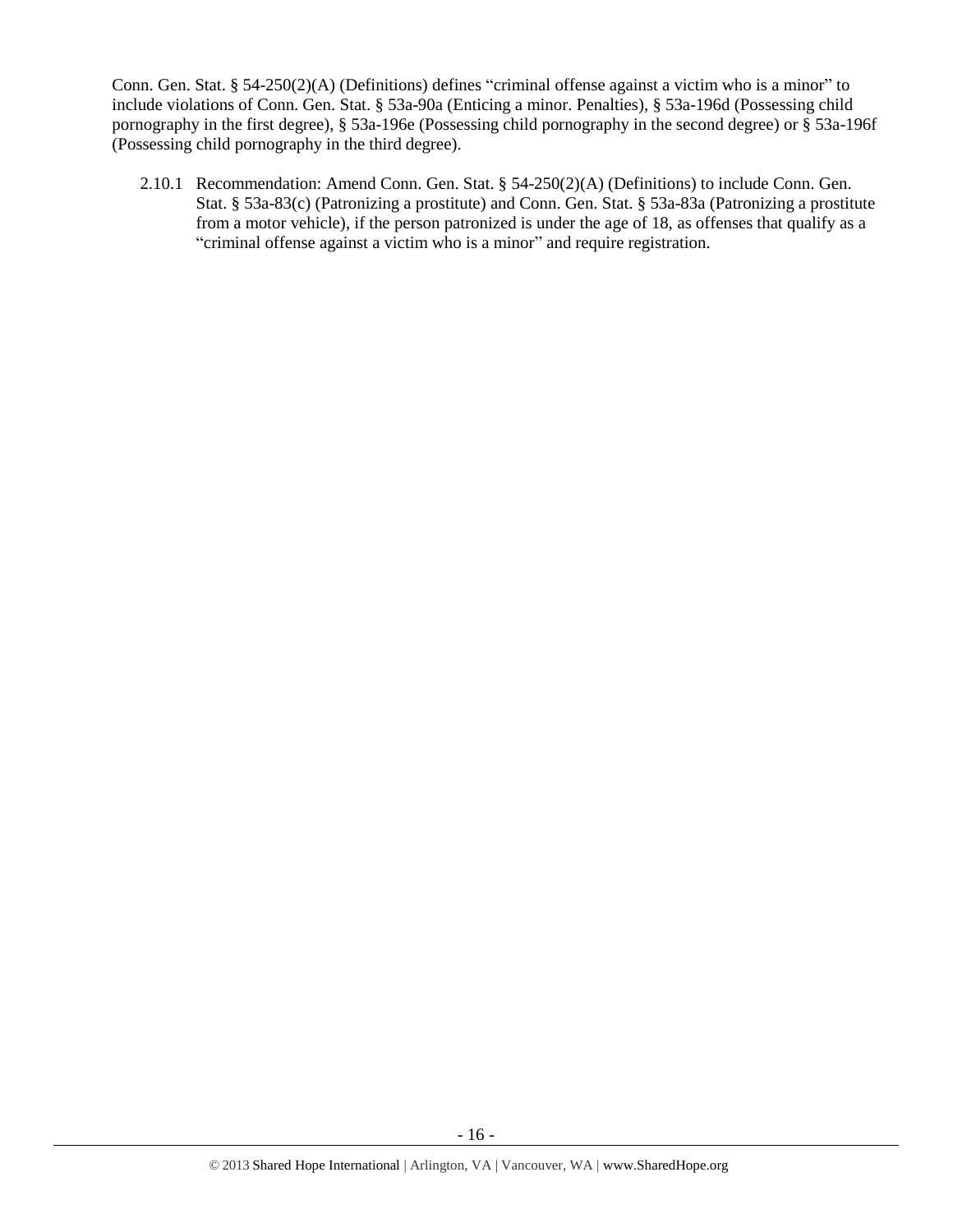Conn. Gen. Stat. § 54-250(2)(A) (Definitions) defines "criminal offense against a victim who is a minor" to include violations of Conn. Gen. Stat. § 53a-90a (Enticing a minor. Penalties), § 53a-196d (Possessing child pornography in the first degree), § 53a-196e (Possessing child pornography in the second degree) or § 53a-196f (Possessing child pornography in the third degree).

2.10.1 Recommendation: Amend Conn. Gen. Stat. § 54-250(2)(A) (Definitions) to include Conn. Gen. Stat. § 53a-83(c) (Patronizing a prostitute) and Conn. Gen. Stat. § 53a-83a (Patronizing a prostitute from a motor vehicle), if the person patronized is under the age of 18, as offenses that qualify as a "criminal offense against a victim who is a minor" and require registration.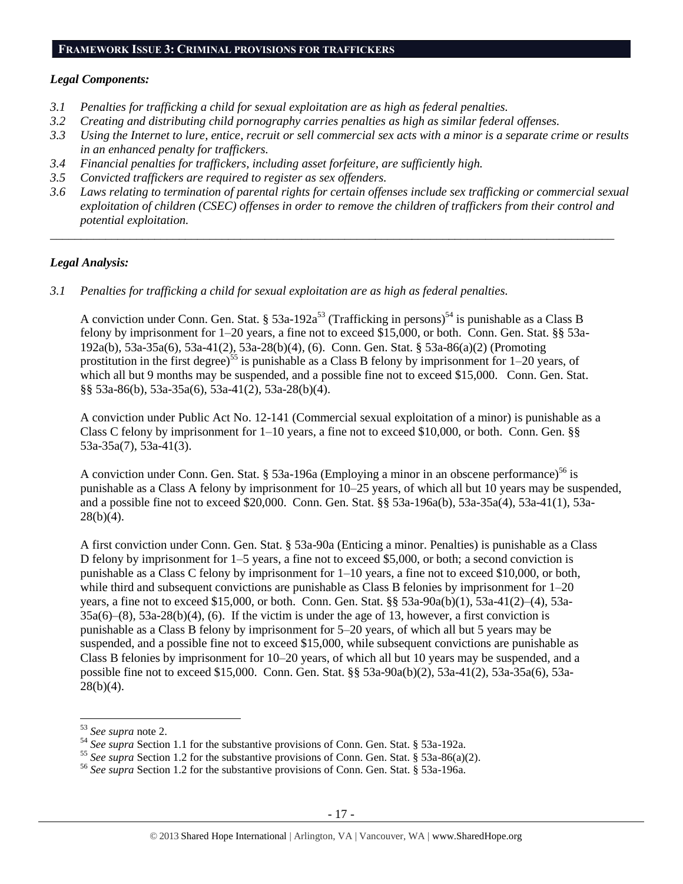## FRAMEWORK ISSUE 3: CRIMINAL PROVISIONS FOR TRAFFICKERS

### *Legal Components:*

*3.1 Penalties for trafficking a child for sexual exploitation are as high as federal penalties.*
*3.2 Creating and distributing child pornography carries penalties as high as similar federal offenses.*
*3.3 Using the Internet to lure, entice, recruit or sell commercial sex acts with a minor is a separate crime or results in an enhanced penalty for traffickers.*
*3.4 Financial penalties for traffickers, including asset forfeiture, are sufficiently high.*
*3.5 Convicted traffickers are required to register as sex offenders.*
*3.6 Laws relating to termination of parental rights for certain offenses include sex trafficking or commercial sexual exploitation of children (CSEC) offenses in order to remove the children of traffickers from their control and potential exploitation.*

---

### *Legal Analysis:*

*3.1 Penalties for trafficking a child for sexual exploitation are as high as federal penalties.*

A conviction under Conn. Gen. Stat. § 53a-192a[53] (Trafficking in persons)[54] is punishable as a Class B felony by imprisonment for 1–20 years, a fine not to exceed $15,000, or both. Conn. Gen. Stat. §§ 53a-192a(b), 53a-35a(6), 53a-41(2), 53a-28(b)(4), (6). Conn. Gen. Stat. § 53a-86(a)(2) (Promoting prostitution in the first degree)[55] is punishable as a Class B felony by imprisonment for 1–20 years, of which all but 9 months may be suspended, and a possible fine not to exceed $15,000. Conn. Gen. Stat. §§ 53a-86(b), 53a-35a(6), 53a-41(2), 53a-28(b)(4).

A conviction under Public Act No. 12-141 (Commercial sexual exploitation of a minor) is punishable as a Class C felony by imprisonment for 1–10 years, a fine not to exceed $10,000, or both. Conn. Gen. §§ 53a-35a(7), 53a-41(3).

A conviction under Conn. Gen. Stat. § 53a-196a (Employing a minor in an obscene performance)[56] is punishable as a Class A felony by imprisonment for 10–25 years, of which all but 10 years may be suspended, and a possible fine not to exceed $20,000. Conn. Gen. Stat. §§ 53a-196a(b), 53a-35a(4), 53a-41(1), 53a-28(b)(4).

A first conviction under Conn. Gen. Stat. § 53a-90a (Enticing a minor. Penalties) is punishable as a Class D felony by imprisonment for 1–5 years, a fine not to exceed $5,000, or both; a second conviction is punishable as a Class C felony by imprisonment for 1–10 years, a fine not to exceed $10,000, or both, while third and subsequent convictions are punishable as Class B felonies by imprisonment for 1–20 years, a fine not to exceed $15,000, or both. Conn. Gen. Stat. §§ 53a-90a(b)(1), 53a-41(2)–(4), 53a-35a(6)–(8), 53a-28(b)(4), (6). If the victim is under the age of 13, however, a first conviction is punishable as a Class B felony by imprisonment for 5–20 years, of which all but 5 years may be suspended, and a possible fine not to exceed $15,000, while subsequent convictions are punishable as Class B felonies by imprisonment for 10–20 years, of which all but 10 years may be suspended, and a possible fine not to exceed $15,000. Conn. Gen. Stat. §§ 53a-90a(b)(2), 53a-41(2), 53a-35a(6), 53a-28(b)(4).

---

[53] *See supra* note 2.
[54] *See supra* Section 1.1 for the substantive provisions of Conn. Gen. Stat. § 53a-192a.
[55] *See supra* Section 1.2 for the substantive provisions of Conn. Gen. Stat. § 53a-86(a)(2).
[56] *See supra* Section 1.2 for the substantive provisions of Conn. Gen. Stat. § 53a-196a.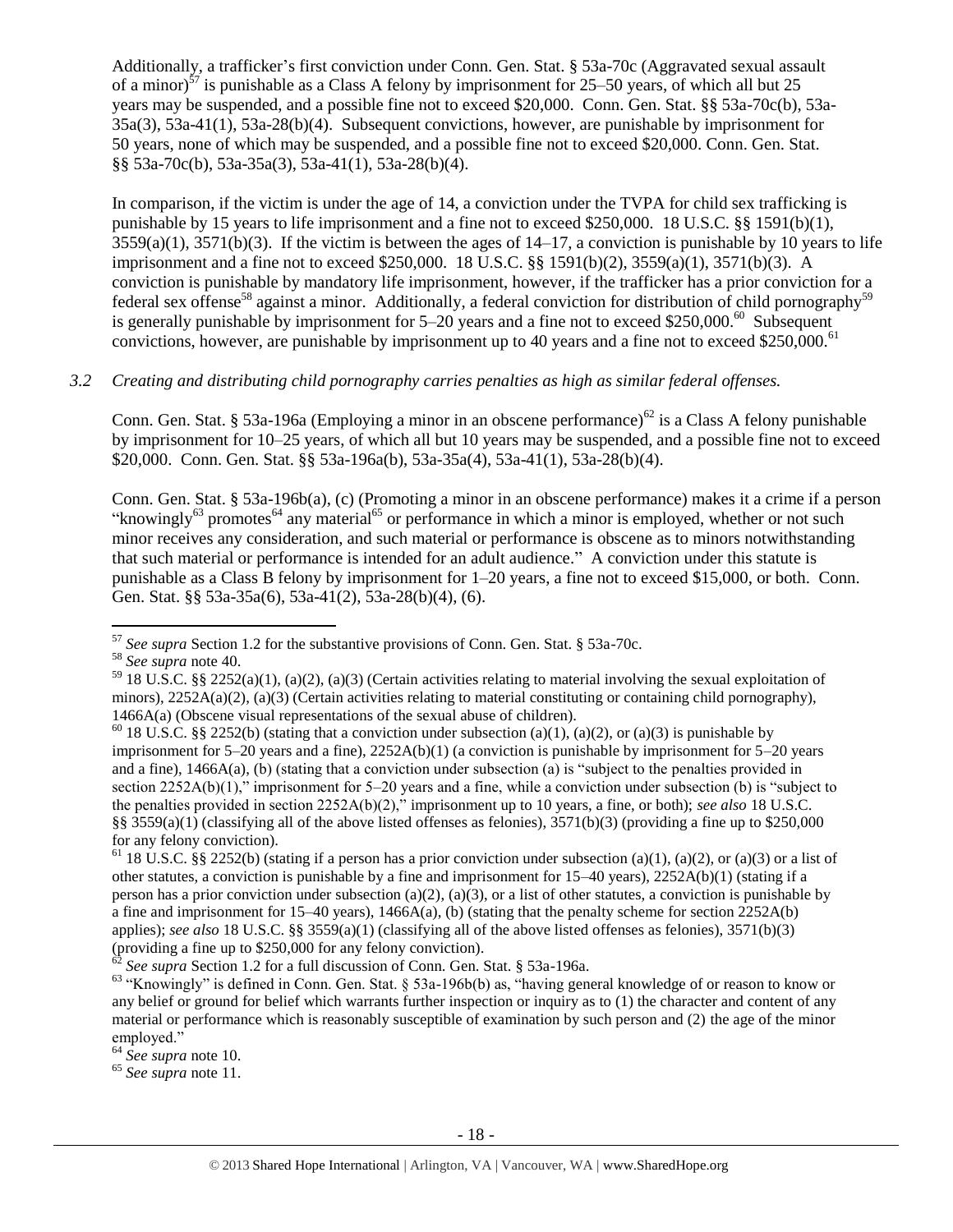Additionally, a trafficker's first conviction under Conn. Gen. Stat. § 53a-70c (Aggravated sexual assault of a minor)[57] is punishable as a Class A felony by imprisonment for 25–50 years, of which all but 25 years may be suspended, and a possible fine not to exceed $20,000. Conn. Gen. Stat. §§ 53a-70c(b), 53a-35a(3), 53a-41(1), 53a-28(b)(4). Subsequent convictions, however, are punishable by imprisonment for 50 years, none of which may be suspended, and a possible fine not to exceed $20,000. Conn. Gen. Stat. §§ 53a-70c(b), 53a-35a(3), 53a-41(1), 53a-28(b)(4).

In comparison, if the victim is under the age of 14, a conviction under the TVPA for child sex trafficking is punishable by 15 years to life imprisonment and a fine not to exceed $250,000. 18 U.S.C. §§ 1591(b)(1), 3559(a)(1), 3571(b)(3). If the victim is between the ages of 14–17, a conviction is punishable by 10 years to life imprisonment and a fine not to exceed $250,000. 18 U.S.C. §§ 1591(b)(2), 3559(a)(1), 3571(b)(3). A conviction is punishable by mandatory life imprisonment, however, if the trafficker has a prior conviction for a federal sex offense[58] against a minor. Additionally, a federal conviction for distribution of child pornography[59] is generally punishable by imprisonment for 5–20 years and a fine not to exceed $250,000.[60] Subsequent convictions, however, are punishable by imprisonment up to 40 years and a fine not to exceed $250,000.[61]

*3.2 Creating and distributing child pornography carries penalties as high as similar federal offenses.*

Conn. Gen. Stat. § 53a-196a (Employing a minor in an obscene performance)[62] is a Class A felony punishable by imprisonment for 10–25 years, of which all but 10 years may be suspended, and a possible fine not to exceed $20,000. Conn. Gen. Stat. §§ 53a-196a(b), 53a-35a(4), 53a-41(1), 53a-28(b)(4).

Conn. Gen. Stat. § 53a-196b(a), (c) (Promoting a minor in an obscene performance) makes it a crime if a person "knowingly[63] promotes[64] any material[65] or performance in which a minor is employed, whether or not such minor receives any consideration, and such material or performance is obscene as to minors notwithstanding that such material or performance is intended for an adult audience." A conviction under this statute is punishable as a Class B felony by imprisonment for 1–20 years, a fine not to exceed $15,000, or both. Conn. Gen. Stat. §§ 53a-35a(6), 53a-41(2), 53a-28(b)(4), (6).

---

[57] *See supra* Section 1.2 for the substantive provisions of Conn. Gen. Stat. § 53a-70c.

[58] *See supra* note 40.

[59] 18 U.S.C. §§ 2252(a)(1), (a)(2), (a)(3) (Certain activities relating to material involving the sexual exploitation of minors), 2252A(a)(2), (a)(3) (Certain activities relating to material constituting or containing child pornography), 1466A(a) (Obscene visual representations of the sexual abuse of children).

[60] 18 U.S.C. §§ 2252(b) (stating that a conviction under subsection (a)(1), (a)(2), or (a)(3) is punishable by imprisonment for 5–20 years and a fine), 2252A(b)(1) (a conviction is punishable by imprisonment for 5–20 years and a fine), 1466A(a), (b) (stating that a conviction under subsection (a) is "subject to the penalties provided in section 2252A(b)(1)," imprisonment for 5–20 years and a fine, while a conviction under subsection (b) is "subject to the penalties provided in section 2252A(b)(2)," imprisonment up to 10 years, a fine, or both); *see also* 18 U.S.C. §§ 3559(a)(1) (classifying all of the above listed offenses as felonies), 3571(b)(3) (providing a fine up to $250,000 for any felony conviction).

[61] 18 U.S.C. §§ 2252(b) (stating if a person has a prior conviction under subsection (a)(1), (a)(2), or (a)(3) or a list of other statutes, a conviction is punishable by a fine and imprisonment for 15–40 years), 2252A(b)(1) (stating if a person has a prior conviction under subsection (a)(2), (a)(3), or a list of other statutes, a conviction is punishable by a fine and imprisonment for 15–40 years), 1466A(a), (b) (stating that the penalty scheme for section 2252A(b) applies); *see also* 18 U.S.C. §§ 3559(a)(1) (classifying all of the above listed offenses as felonies), 3571(b)(3) (providing a fine up to $250,000 for any felony conviction).

[62] *See supra* Section 1.2 for a full discussion of Conn. Gen. Stat. § 53a-196a.

[63] "Knowingly" is defined in Conn. Gen. Stat. § 53a-196b(b) as, "having general knowledge of or reason to know or any belief or ground for belief which warrants further inspection or inquiry as to (1) the character and content of any material or performance which is reasonably susceptible of examination by such person and (2) the age of the minor employed."

[64] *See supra* note 10.

[65] *See supra* note 11.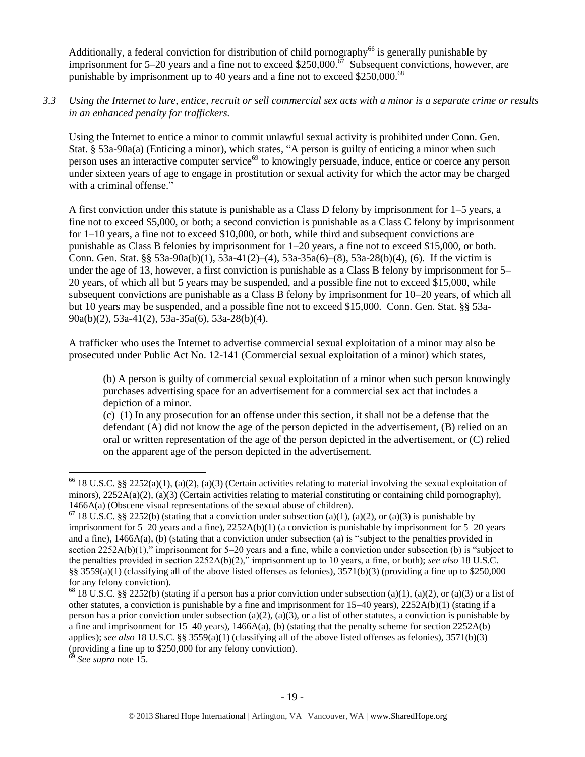Additionally, a federal conviction for distribution of child pornography[66] is generally punishable by imprisonment for 5–20 years and a fine not to exceed $250,000.[67] Subsequent convictions, however, are punishable by imprisonment up to 40 years and a fine not to exceed $250,000.[68]

*3.3 Using the Internet to lure, entice, recruit or sell commercial sex acts with a minor is a separate crime or results in an enhanced penalty for traffickers.*

Using the Internet to entice a minor to commit unlawful sexual activity is prohibited under Conn. Gen. Stat. § 53a-90a(a) (Enticing a minor), which states, "A person is guilty of enticing a minor when such person uses an interactive computer service[69] to knowingly persuade, induce, entice or coerce any person under sixteen years of age to engage in prostitution or sexual activity for which the actor may be charged with a criminal offense."

A first conviction under this statute is punishable as a Class D felony by imprisonment for 1–5 years, a fine not to exceed $5,000, or both; a second conviction is punishable as a Class C felony by imprisonment for 1–10 years, a fine not to exceed $10,000, or both, while third and subsequent convictions are punishable as Class B felonies by imprisonment for 1–20 years, a fine not to exceed $15,000, or both. Conn. Gen. Stat. §§ 53a-90a(b)(1), 53a-41(2)–(4), 53a-35a(6)–(8), 53a-28(b)(4), (6). If the victim is under the age of 13, however, a first conviction is punishable as a Class B felony by imprisonment for 5–20 years, of which all but 5 years may be suspended, and a possible fine not to exceed $15,000, while subsequent convictions are punishable as a Class B felony by imprisonment for 10–20 years, of which all but 10 years may be suspended, and a possible fine not to exceed $15,000. Conn. Gen. Stat. §§ 53a-90a(b)(2), 53a-41(2), 53a-35a(6), 53a-28(b)(4).

A trafficker who uses the Internet to advertise commercial sexual exploitation of a minor may also be prosecuted under Public Act No. 12-141 (Commercial sexual exploitation of a minor) which states,

> (b) A person is guilty of commercial sexual exploitation of a minor when such person knowingly purchases advertising space for an advertisement for a commercial sex act that includes a depiction of a minor.
>
> (c) (1) In any prosecution for an offense under this section, it shall not be a defense that the defendant (A) did not know the age of the person depicted in the advertisement, (B) relied on an oral or written representation of the age of the person depicted in the advertisement, or (C) relied on the apparent age of the person depicted in the advertisement.

---

[66] 18 U.S.C. §§ 2252(a)(1), (a)(2), (a)(3) (Certain activities relating to material involving the sexual exploitation of minors), 2252A(a)(2), (a)(3) (Certain activities relating to material constituting or containing child pornography), 1466A(a) (Obscene visual representations of the sexual abuse of children).

[67] 18 U.S.C. §§ 2252(b) (stating that a conviction under subsection (a)(1), (a)(2), or (a)(3) is punishable by imprisonment for 5–20 years and a fine), 2252A(b)(1) (a conviction is punishable by imprisonment for 5–20 years and a fine), 1466A(a), (b) (stating that a conviction under subsection (a) is "subject to the penalties provided in section 2252A(b)(1)," imprisonment for 5–20 years and a fine, while a conviction under subsection (b) is "subject to the penalties provided in section 2252A(b)(2)," imprisonment up to 10 years, a fine, or both); *see also* 18 U.S.C. §§ 3559(a)(1) (classifying all of the above listed offenses as felonies), 3571(b)(3) (providing a fine up to $250,000 for any felony conviction).

[68] 18 U.S.C. §§ 2252(b) (stating if a person has a prior conviction under subsection (a)(1), (a)(2), or (a)(3) or a list of other statutes, a conviction is punishable by a fine and imprisonment for 15–40 years), 2252A(b)(1) (stating if a person has a prior conviction under subsection (a)(2), (a)(3), or a list of other statutes, a conviction is punishable by a fine and imprisonment for 15–40 years), 1466A(a), (b) (stating that the penalty scheme for section 2252A(b) applies); *see also* 18 U.S.C. §§ 3559(a)(1) (classifying all of the above listed offenses as felonies), 3571(b)(3) (providing a fine up to $250,000 for any felony conviction).

[69] *See supra* note 15.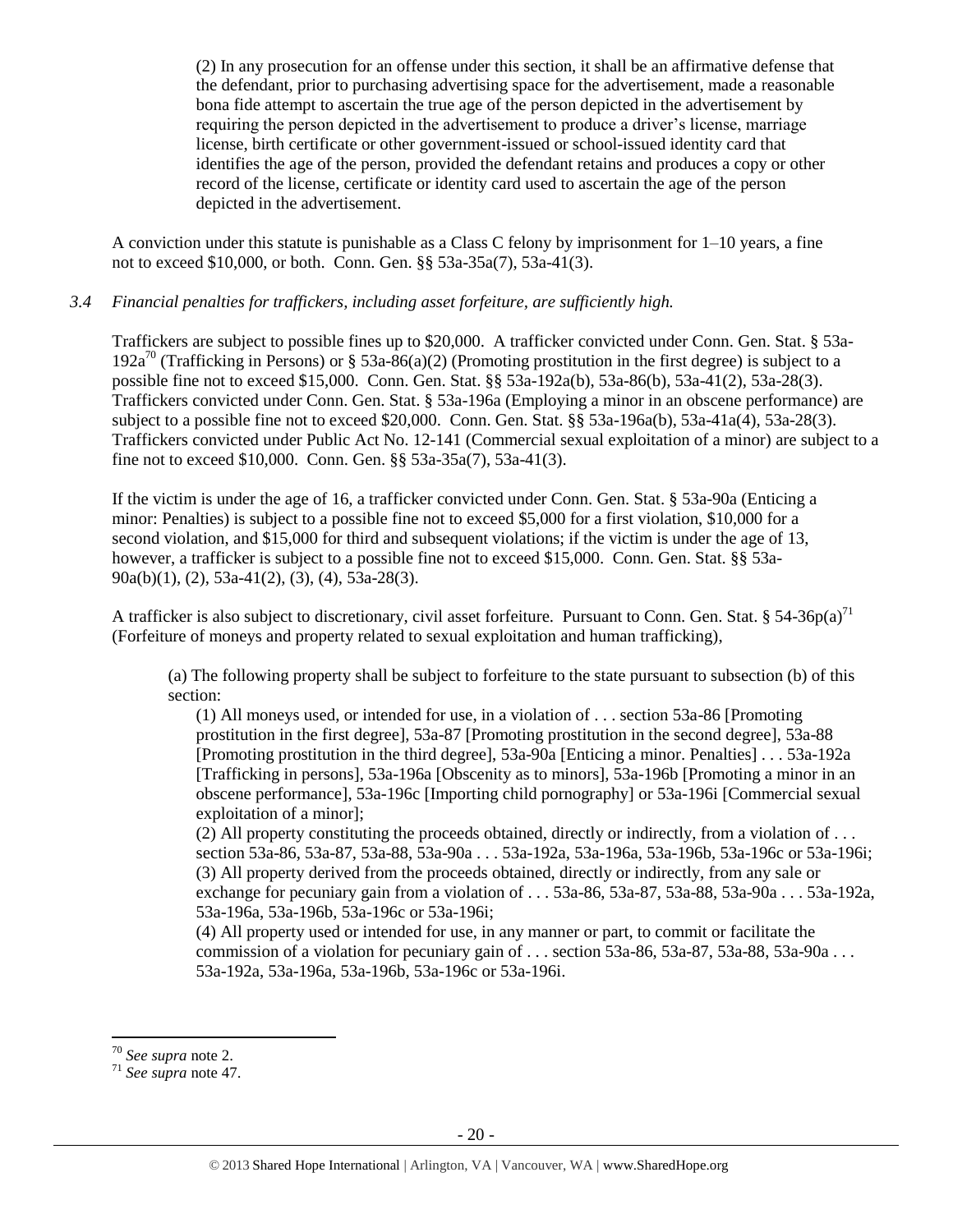(2) In any prosecution for an offense under this section, it shall be an affirmative defense that the defendant, prior to purchasing advertising space for the advertisement, made a reasonable bona fide attempt to ascertain the true age of the person depicted in the advertisement by requiring the person depicted in the advertisement to produce a driver's license, marriage license, birth certificate or other government-issued or school-issued identity card that identifies the age of the person, provided the defendant retains and produces a copy or other record of the license, certificate or identity card used to ascertain the age of the person depicted in the advertisement.

A conviction under this statute is punishable as a Class C felony by imprisonment for 1–10 years, a fine not to exceed $10,000, or both. Conn. Gen. §§ 53a-35a(7), 53a-41(3).

*3.4 Financial penalties for traffickers, including asset forfeiture, are sufficiently high.*

Traffickers are subject to possible fines up to $20,000. A trafficker convicted under Conn. Gen. Stat. § 53a-192a[70] (Trafficking in Persons) or § 53a-86(a)(2) (Promoting prostitution in the first degree) is subject to a possible fine not to exceed $15,000. Conn. Gen. Stat. §§ 53a-192a(b), 53a-86(b), 53a-41(2), 53a-28(3). Traffickers convicted under Conn. Gen. Stat. § 53a-196a (Employing a minor in an obscene performance) are subject to a possible fine not to exceed $20,000. Conn. Gen. Stat. §§ 53a-196a(b), 53a-41a(4), 53a-28(3). Traffickers convicted under Public Act No. 12-141 (Commercial sexual exploitation of a minor) are subject to a fine not to exceed $10,000. Conn. Gen. §§ 53a-35a(7), 53a-41(3).

If the victim is under the age of 16, a trafficker convicted under Conn. Gen. Stat. § 53a-90a (Enticing a minor: Penalties) is subject to a possible fine not to exceed $5,000 for a first violation, $10,000 for a second violation, and $15,000 for third and subsequent violations; if the victim is under the age of 13, however, a trafficker is subject to a possible fine not to exceed $15,000. Conn. Gen. Stat. §§ 53a-90a(b)(1), (2), 53a-41(2), (3), (4), 53a-28(3).

A trafficker is also subject to discretionary, civil asset forfeiture. Pursuant to Conn. Gen. Stat. § 54-36p(a)[71] (Forfeiture of moneys and property related to sexual exploitation and human trafficking),

> (a) The following property shall be subject to forfeiture to the state pursuant to subsection (b) of this section:
>
> (1) All moneys used, or intended for use, in a violation of . . . section 53a-86 [Promoting prostitution in the first degree], 53a-87 [Promoting prostitution in the second degree], 53a-88 [Promoting prostitution in the third degree], 53a-90a [Enticing a minor. Penalties] . . . 53a-192a [Trafficking in persons], 53a-196a [Obscenity as to minors], 53a-196b [Promoting a minor in an obscene performance], 53a-196c [Importing child pornography] or 53a-196i [Commercial sexual exploitation of a minor];
>
> (2) All property constituting the proceeds obtained, directly or indirectly, from a violation of . . . section 53a-86, 53a-87, 53a-88, 53a-90a . . . 53a-192a, 53a-196a, 53a-196b, 53a-196c or 53a-196i;
>
> (3) All property derived from the proceeds obtained, directly or indirectly, from any sale or exchange for pecuniary gain from a violation of . . . 53a-86, 53a-87, 53a-88, 53a-90a . . . 53a-192a, 53a-196a, 53a-196b, 53a-196c or 53a-196i;
>
> (4) All property used or intended for use, in any manner or part, to commit or facilitate the commission of a violation for pecuniary gain of . . . section 53a-86, 53a-87, 53a-88, 53a-90a . . . 53a-192a, 53a-196a, 53a-196b, 53a-196c or 53a-196i.

---

[70] *See supra* note 2.

[71] *See supra* note 47.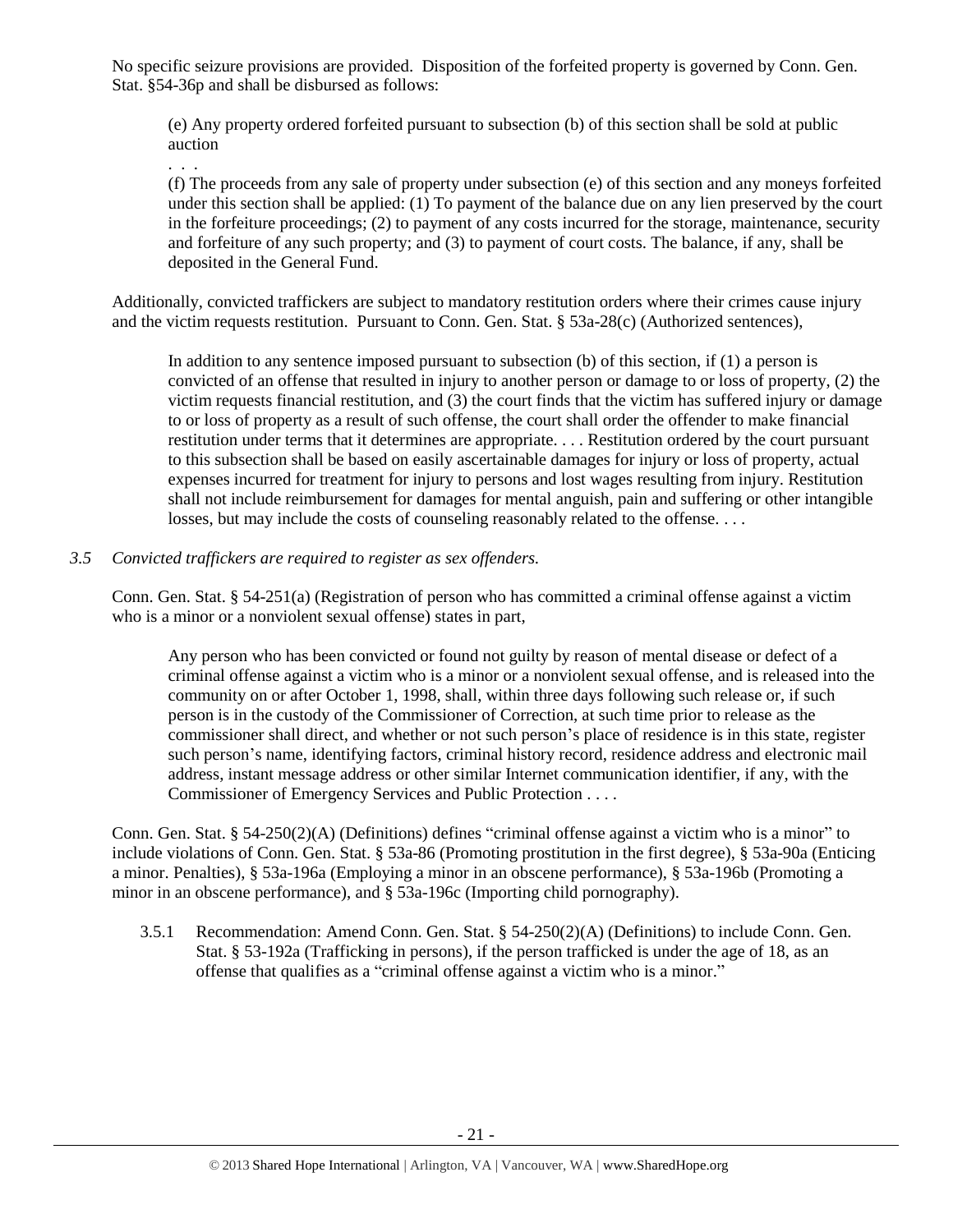No specific seizure provisions are provided. Disposition of the forfeited property is governed by Conn. Gen. Stat. §54-36p and shall be disbursed as follows:

> (e) Any property ordered forfeited pursuant to subsection (b) of this section shall be sold at public auction
>
> . . .
>
> (f) The proceeds from any sale of property under subsection (e) of this section and any moneys forfeited under this section shall be applied: (1) To payment of the balance due on any lien preserved by the court in the forfeiture proceedings; (2) to payment of any costs incurred for the storage, maintenance, security and forfeiture of any such property; and (3) to payment of court costs. The balance, if any, shall be deposited in the General Fund.

Additionally, convicted traffickers are subject to mandatory restitution orders where their crimes cause injury and the victim requests restitution. Pursuant to Conn. Gen. Stat. § 53a-28(c) (Authorized sentences),

> In addition to any sentence imposed pursuant to subsection (b) of this section, if (1) a person is convicted of an offense that resulted in injury to another person or damage to or loss of property, (2) the victim requests financial restitution, and (3) the court finds that the victim has suffered injury or damage to or loss of property as a result of such offense, the court shall order the offender to make financial restitution under terms that it determines are appropriate. . . . Restitution ordered by the court pursuant to this subsection shall be based on easily ascertainable damages for injury or loss of property, actual expenses incurred for treatment for injury to persons and lost wages resulting from injury. Restitution shall not include reimbursement for damages for mental anguish, pain and suffering or other intangible losses, but may include the costs of counseling reasonably related to the offense. . . .

*3.5 Convicted traffickers are required to register as sex offenders.*

Conn. Gen. Stat. § 54-251(a) (Registration of person who has committed a criminal offense against a victim who is a minor or a nonviolent sexual offense) states in part,

> Any person who has been convicted or found not guilty by reason of mental disease or defect of a criminal offense against a victim who is a minor or a nonviolent sexual offense, and is released into the community on or after October 1, 1998, shall, within three days following such release or, if such person is in the custody of the Commissioner of Correction, at such time prior to release as the commissioner shall direct, and whether or not such person's place of residence is in this state, register such person's name, identifying factors, criminal history record, residence address and electronic mail address, instant message address or other similar Internet communication identifier, if any, with the Commissioner of Emergency Services and Public Protection . . . .

Conn. Gen. Stat. § 54-250(2)(A) (Definitions) defines "criminal offense against a victim who is a minor" to include violations of Conn. Gen. Stat. § 53a-86 (Promoting prostitution in the first degree), § 53a-90a (Enticing a minor. Penalties), § 53a-196a (Employing a minor in an obscene performance), § 53a-196b (Promoting a minor in an obscene performance), and § 53a-196c (Importing child pornography).

3.5.1 Recommendation: Amend Conn. Gen. Stat. § 54-250(2)(A) (Definitions) to include Conn. Gen. Stat. § 53-192a (Trafficking in persons), if the person trafficked is under the age of 18, as an offense that qualifies as a "criminal offense against a victim who is a minor."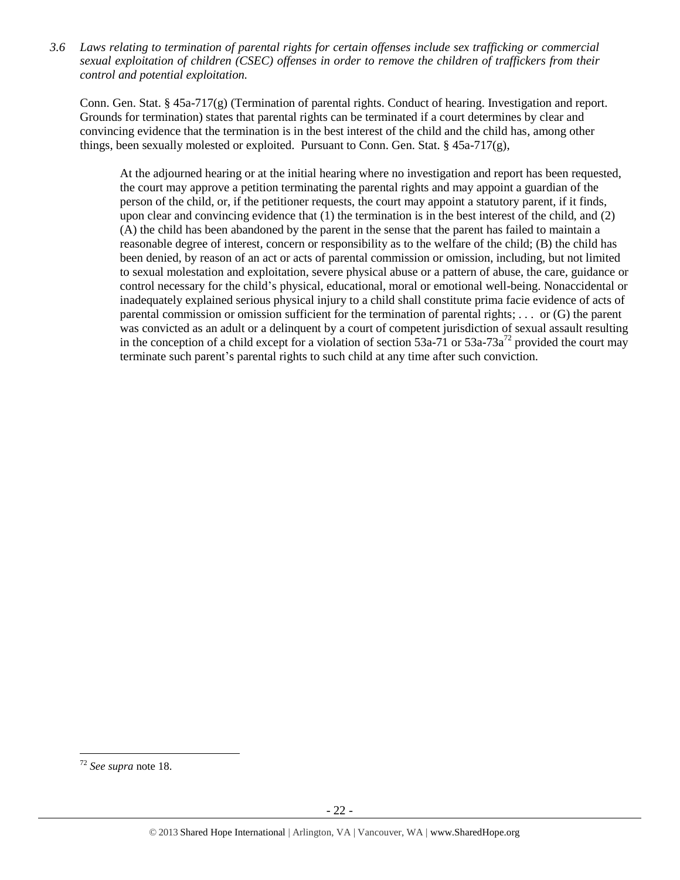*3.6 Laws relating to termination of parental rights for certain offenses include sex trafficking or commercial sexual exploitation of children (CSEC) offenses in order to remove the children of traffickers from their control and potential exploitation.*

Conn. Gen. Stat. § 45a-717(g) (Termination of parental rights. Conduct of hearing. Investigation and report. Grounds for termination) states that parental rights can be terminated if a court determines by clear and convincing evidence that the termination is in the best interest of the child and the child has, among other things, been sexually molested or exploited. Pursuant to Conn. Gen. Stat. § 45a-717(g),

> At the adjourned hearing or at the initial hearing where no investigation and report has been requested, the court may approve a petition terminating the parental rights and may appoint a guardian of the person of the child, or, if the petitioner requests, the court may appoint a statutory parent, if it finds, upon clear and convincing evidence that (1) the termination is in the best interest of the child, and (2) (A) the child has been abandoned by the parent in the sense that the parent has failed to maintain a reasonable degree of interest, concern or responsibility as to the welfare of the child; (B) the child has been denied, by reason of an act or acts of parental commission or omission, including, but not limited to sexual molestation and exploitation, severe physical abuse or a pattern of abuse, the care, guidance or control necessary for the child's physical, educational, moral or emotional well-being. Nonaccidental or inadequately explained serious physical injury to a child shall constitute prima facie evidence of acts of parental commission or omission sufficient for the termination of parental rights; . . . or (G) the parent was convicted as an adult or a delinquent by a court of competent jurisdiction of sexual assault resulting in the conception of a child except for a violation of section 53a-71 or 53a-73a[72] provided the court may terminate such parent's parental rights to such child at any time after such conviction.

---

[72] *See supra* note 18.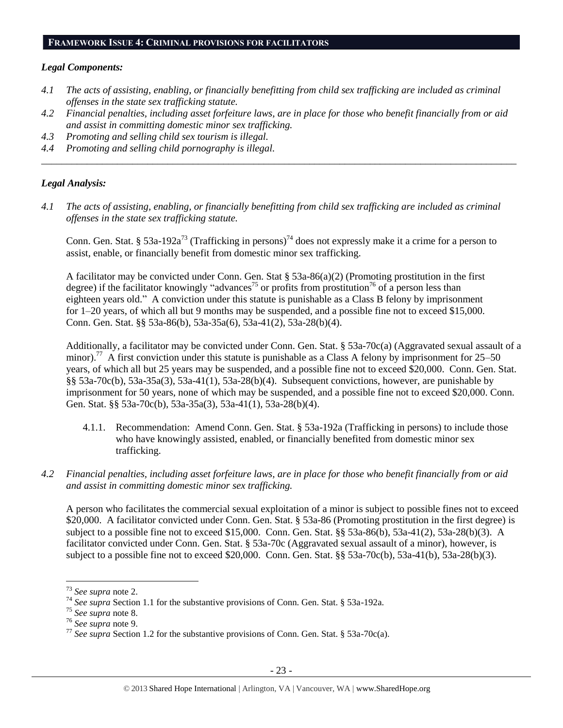## FRAMEWORK ISSUE 4: CRIMINAL PROVISIONS FOR FACILITATORS

### *Legal Components:*

*4.1 The acts of assisting, enabling, or financially benefitting from child sex trafficking are included as criminal offenses in the state sex trafficking statute.*

*4.2 Financial penalties, including asset forfeiture laws, are in place for those who benefit financially from or aid and assist in committing domestic minor sex trafficking.*

*4.3 Promoting and selling child sex tourism is illegal.*

*4.4 Promoting and selling child pornography is illegal.*

---

### *Legal Analysis:*

*4.1 The acts of assisting, enabling, or financially benefitting from child sex trafficking are included as criminal offenses in the state sex trafficking statute.*

Conn. Gen. Stat. § 53a-192a[73] (Trafficking in persons)[74] does not expressly make it a crime for a person to assist, enable, or financially benefit from domestic minor sex trafficking.

A facilitator may be convicted under Conn. Gen. Stat § 53a-86(a)(2) (Promoting prostitution in the first degree) if the facilitator knowingly "advances[75] or profits from prostitution[76] of a person less than eighteen years old." A conviction under this statute is punishable as a Class B felony by imprisonment for 1–20 years, of which all but 9 months may be suspended, and a possible fine not to exceed $15,000. Conn. Gen. Stat. §§ 53a-86(b), 53a-35a(6), 53a-41(2), 53a-28(b)(4).

Additionally, a facilitator may be convicted under Conn. Gen. Stat. § 53a-70c(a) (Aggravated sexual assault of a minor).[77] A first conviction under this statute is punishable as a Class A felony by imprisonment for 25–50 years, of which all but 25 years may be suspended, and a possible fine not to exceed $20,000. Conn. Gen. Stat. §§ 53a-70c(b), 53a-35a(3), 53a-41(1), 53a-28(b)(4). Subsequent convictions, however, are punishable by imprisonment for 50 years, none of which may be suspended, and a possible fine not to exceed $20,000. Conn. Gen. Stat. §§ 53a-70c(b), 53a-35a(3), 53a-41(1), 53a-28(b)(4).

4.1.1. Recommendation: Amend Conn. Gen. Stat. § 53a-192a (Trafficking in persons) to include those who have knowingly assisted, enabled, or financially benefited from domestic minor sex trafficking.

*4.2 Financial penalties, including asset forfeiture laws, are in place for those who benefit financially from or aid and assist in committing domestic minor sex trafficking.*

A person who facilitates the commercial sexual exploitation of a minor is subject to possible fines not to exceed $20,000. A facilitator convicted under Conn. Gen. Stat. § 53a-86 (Promoting prostitution in the first degree) is subject to a possible fine not to exceed $15,000. Conn. Gen. Stat. §§ 53a-86(b), 53a-41(2), 53a-28(b)(3). A facilitator convicted under Conn. Gen. Stat. § 53a-70c (Aggravated sexual assault of a minor), however, is subject to a possible fine not to exceed $20,000. Conn. Gen. Stat. §§ 53a-70c(b), 53a-41(b), 53a-28(b)(3).

---

[73] *See supra* note 2.

[74] *See supra* Section 1.1 for the substantive provisions of Conn. Gen. Stat. § 53a-192a.

[75] *See supra* note 8.

[76] *See supra* note 9.

[77] *See supra* Section 1.2 for the substantive provisions of Conn. Gen. Stat. § 53a-70c(a).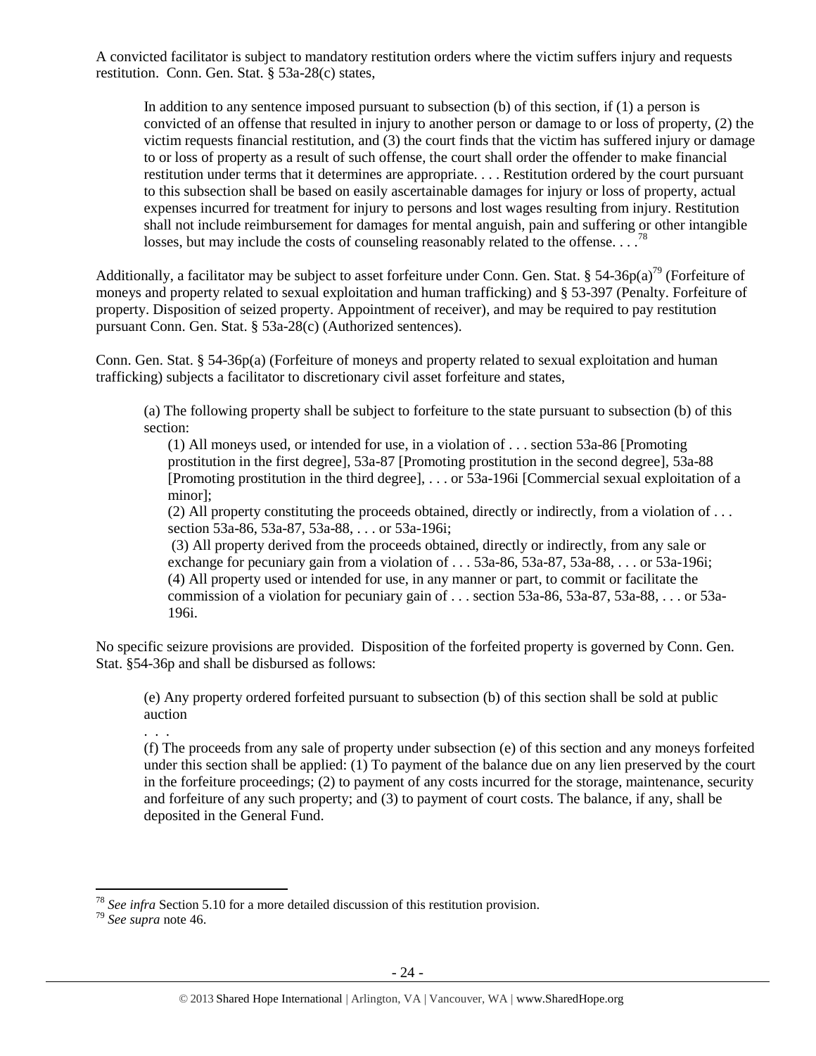A convicted facilitator is subject to mandatory restitution orders where the victim suffers injury and requests restitution. Conn. Gen. Stat. § 53a-28(c) states,

> In addition to any sentence imposed pursuant to subsection (b) of this section, if (1) a person is convicted of an offense that resulted in injury to another person or damage to or loss of property, (2) the victim requests financial restitution, and (3) the court finds that the victim has suffered injury or damage to or loss of property as a result of such offense, the court shall order the offender to make financial restitution under terms that it determines are appropriate. . . . Restitution ordered by the court pursuant to this subsection shall be based on easily ascertainable damages for injury or loss of property, actual expenses incurred for treatment for injury to persons and lost wages resulting from injury. Restitution shall not include reimbursement for damages for mental anguish, pain and suffering or other intangible losses, but may include the costs of counseling reasonably related to the offense. . . .[78]

Additionally, a facilitator may be subject to asset forfeiture under Conn. Gen. Stat. § 54-36p(a)[79] (Forfeiture of moneys and property related to sexual exploitation and human trafficking) and § 53-397 (Penalty. Forfeiture of property. Disposition of seized property. Appointment of receiver), and may be required to pay restitution pursuant Conn. Gen. Stat. § 53a-28(c) (Authorized sentences).

Conn. Gen. Stat. § 54-36p(a) (Forfeiture of moneys and property related to sexual exploitation and human trafficking) subjects a facilitator to discretionary civil asset forfeiture and states,

> (a) The following property shall be subject to forfeiture to the state pursuant to subsection (b) of this section:
>
> (1) All moneys used, or intended for use, in a violation of . . . section 53a-86 [Promoting prostitution in the first degree], 53a-87 [Promoting prostitution in the second degree], 53a-88 [Promoting prostitution in the third degree], . . . or 53a-196i [Commercial sexual exploitation of a minor];
>
> (2) All property constituting the proceeds obtained, directly or indirectly, from a violation of . . . section 53a-86, 53a-87, 53a-88, . . . or 53a-196i;
>
> (3) All property derived from the proceeds obtained, directly or indirectly, from any sale or exchange for pecuniary gain from a violation of . . . 53a-86, 53a-87, 53a-88, . . . or 53a-196i;
>
> (4) All property used or intended for use, in any manner or part, to commit or facilitate the commission of a violation for pecuniary gain of . . . section 53a-86, 53a-87, 53a-88, . . . or 53a-196i.

No specific seizure provisions are provided. Disposition of the forfeited property is governed by Conn. Gen. Stat. §54-36p and shall be disbursed as follows:

> (e) Any property ordered forfeited pursuant to subsection (b) of this section shall be sold at public auction
>
> . . .
>
> (f) The proceeds from any sale of property under subsection (e) of this section and any moneys forfeited under this section shall be applied: (1) To payment of the balance due on any lien preserved by the court in the forfeiture proceedings; (2) to payment of any costs incurred for the storage, maintenance, security and forfeiture of any such property; and (3) to payment of court costs. The balance, if any, shall be deposited in the General Fund.

---

[78] *See infra* Section 5.10 for a more detailed discussion of this restitution provision.

[79] *See supra* note 46.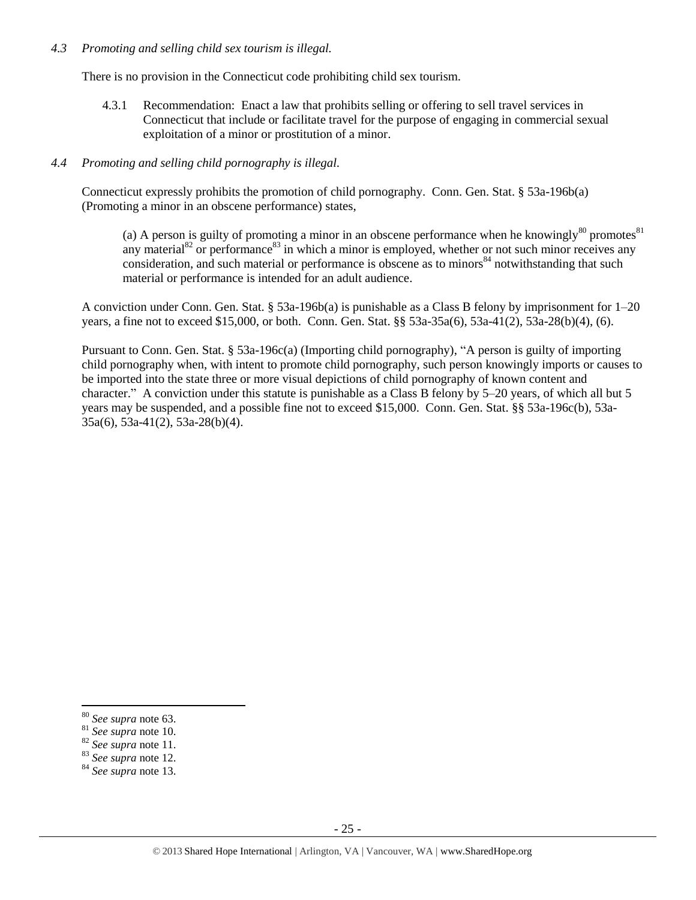*4.3 Promoting and selling child sex tourism is illegal.*

There is no provision in the Connecticut code prohibiting child sex tourism.

4.3.1 Recommendation: Enact a law that prohibits selling or offering to sell travel services in Connecticut that include or facilitate travel for the purpose of engaging in commercial sexual exploitation of a minor or prostitution of a minor.

*4.4 Promoting and selling child pornography is illegal.*

Connecticut expressly prohibits the promotion of child pornography. Conn. Gen. Stat. § 53a-196b(a) (Promoting a minor in an obscene performance) states,

> (a) A person is guilty of promoting a minor in an obscene performance when he knowingly[80] promotes[81] any material[82] or performance[83] in which a minor is employed, whether or not such minor receives any consideration, and such material or performance is obscene as to minors[84] notwithstanding that such material or performance is intended for an adult audience.

A conviction under Conn. Gen. Stat. § 53a-196b(a) is punishable as a Class B felony by imprisonment for 1–20 years, a fine not to exceed $15,000, or both. Conn. Gen. Stat. §§ 53a-35a(6), 53a-41(2), 53a-28(b)(4), (6).

Pursuant to Conn. Gen. Stat. § 53a-196c(a) (Importing child pornography), "A person is guilty of importing child pornography when, with intent to promote child pornography, such person knowingly imports or causes to be imported into the state three or more visual depictions of child pornography of known content and character." A conviction under this statute is punishable as a Class B felony by 5–20 years, of which all but 5 years may be suspended, and a possible fine not to exceed $15,000. Conn. Gen. Stat. §§ 53a-196c(b), 53a-35a(6), 53a-41(2), 53a-28(b)(4).

---

[80] *See supra* note 63.
[81] *See supra* note 10.
[82] *See supra* note 11.
[83] *See supra* note 12.
[84] *See supra* note 13.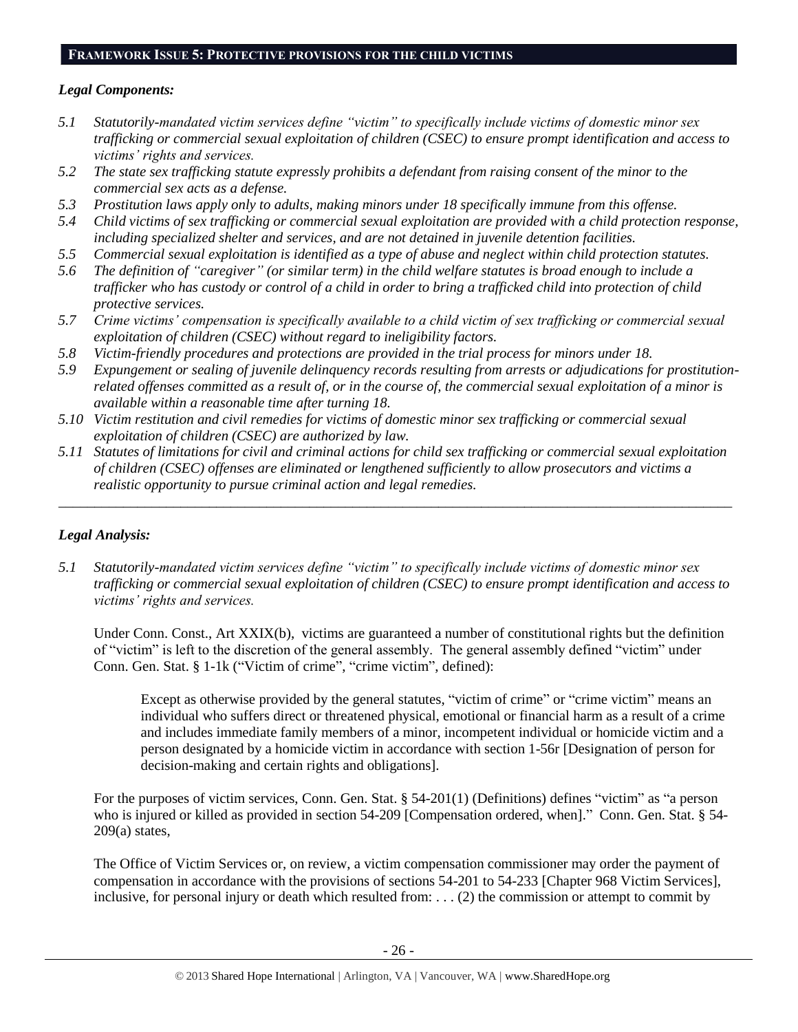## FRAMEWORK ISSUE 5: PROTECTIVE PROVISIONS FOR THE CHILD VICTIMS

### *Legal Components:*

*5.1 Statutorily-mandated victim services define "victim" to specifically include victims of domestic minor sex trafficking or commercial sexual exploitation of children (CSEC) to ensure prompt identification and access to victims' rights and services.*

*5.2 The state sex trafficking statute expressly prohibits a defendant from raising consent of the minor to the commercial sex acts as a defense.*

*5.3 Prostitution laws apply only to adults, making minors under 18 specifically immune from this offense.*

*5.4 Child victims of sex trafficking or commercial sexual exploitation are provided with a child protection response, including specialized shelter and services, and are not detained in juvenile detention facilities.*

*5.5 Commercial sexual exploitation is identified as a type of abuse and neglect within child protection statutes.*

*5.6 The definition of "caregiver" (or similar term) in the child welfare statutes is broad enough to include a trafficker who has custody or control of a child in order to bring a trafficked child into protection of child protective services.*

*5.7 Crime victims' compensation is specifically available to a child victim of sex trafficking or commercial sexual exploitation of children (CSEC) without regard to ineligibility factors.*

*5.8 Victim-friendly procedures and protections are provided in the trial process for minors under 18.*

*5.9 Expungement or sealing of juvenile delinquency records resulting from arrests or adjudications for prostitution-related offenses committed as a result of, or in the course of, the commercial sexual exploitation of a minor is available within a reasonable time after turning 18.*

*5.10 Victim restitution and civil remedies for victims of domestic minor sex trafficking or commercial sexual exploitation of children (CSEC) are authorized by law.*

*5.11 Statutes of limitations for civil and criminal actions for child sex trafficking or commercial sexual exploitation of children (CSEC) offenses are eliminated or lengthened sufficiently to allow prosecutors and victims a realistic opportunity to pursue criminal action and legal remedies.*

---

### *Legal Analysis:*

*5.1 Statutorily-mandated victim services define "victim" to specifically include victims of domestic minor sex trafficking or commercial sexual exploitation of children (CSEC) to ensure prompt identification and access to victims' rights and services.*

Under Conn. Const., Art XXIX(b), victims are guaranteed a number of constitutional rights but the definition of "victim" is left to the discretion of the general assembly. The general assembly defined "victim" under Conn. Gen. Stat. § 1-1k ("Victim of crime", "crime victim", defined):

> Except as otherwise provided by the general statutes, "victim of crime" or "crime victim" means an individual who suffers direct or threatened physical, emotional or financial harm as a result of a crime and includes immediate family members of a minor, incompetent individual or homicide victim and a person designated by a homicide victim in accordance with section 1-56r [Designation of person for decision-making and certain rights and obligations].

For the purposes of victim services, Conn. Gen. Stat. § 54-201(1) (Definitions) defines "victim" as "a person who is injured or killed as provided in section 54-209 [Compensation ordered, when]." Conn. Gen. Stat. § 54-209(a) states,

The Office of Victim Services or, on review, a victim compensation commissioner may order the payment of compensation in accordance with the provisions of sections 54-201 to 54-233 [Chapter 968 Victim Services], inclusive, for personal injury or death which resulted from: . . . (2) the commission or attempt to commit by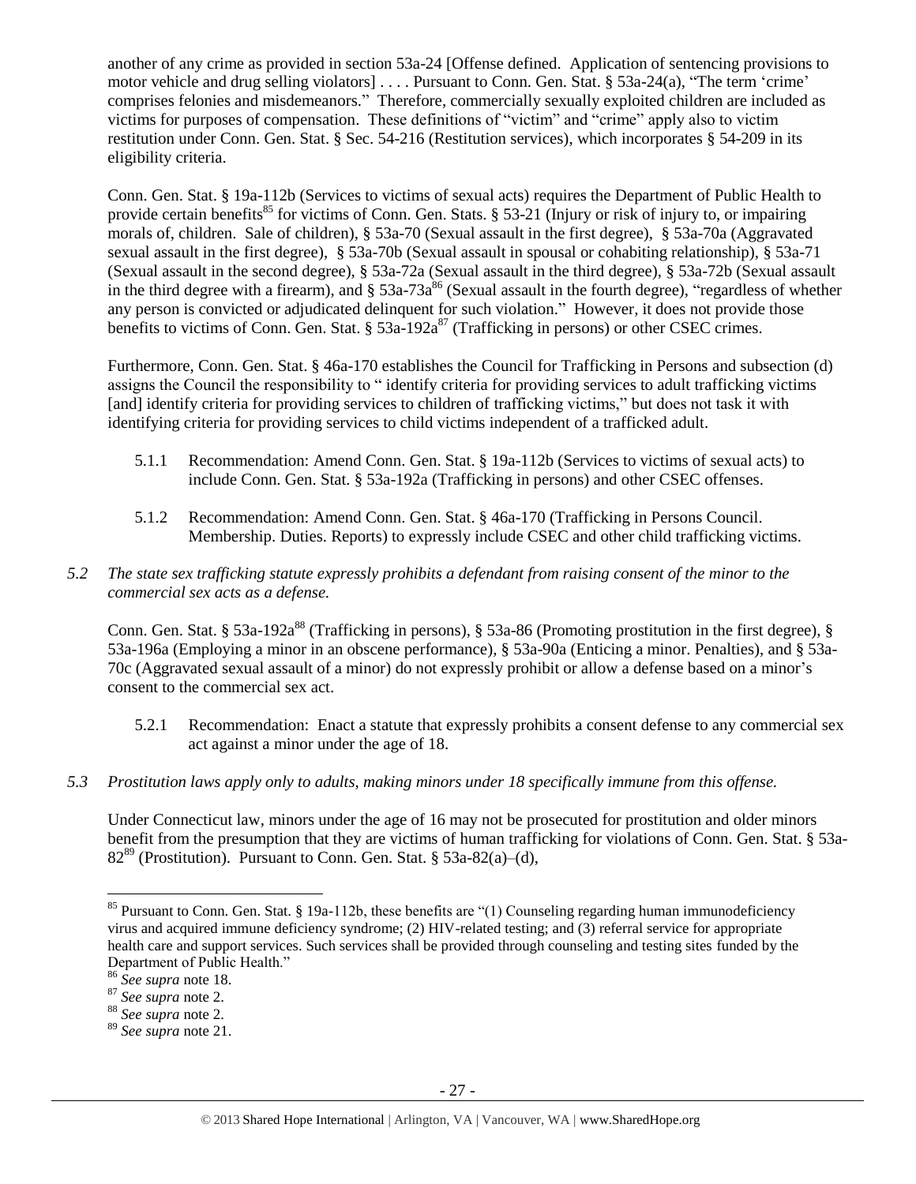another of any crime as provided in section 53a-24 [Offense defined. Application of sentencing provisions to motor vehicle and drug selling violators] . . . . Pursuant to Conn. Gen. Stat. § 53a-24(a), "The term 'crime' comprises felonies and misdemeanors." Therefore, commercially sexually exploited children are included as victims for purposes of compensation. These definitions of "victim" and "crime" apply also to victim restitution under Conn. Gen. Stat. § Sec. 54-216 (Restitution services), which incorporates § 54-209 in its eligibility criteria.

Conn. Gen. Stat. § 19a-112b (Services to victims of sexual acts) requires the Department of Public Health to provide certain benefits[85] for victims of Conn. Gen. Stats. § 53-21 (Injury or risk of injury to, or impairing morals of, children. Sale of children), § 53a-70 (Sexual assault in the first degree), § 53a-70a (Aggravated sexual assault in the first degree), § 53a-70b (Sexual assault in spousal or cohabiting relationship), § 53a-71 (Sexual assault in the second degree), § 53a-72a (Sexual assault in the third degree), § 53a-72b (Sexual assault in the third degree with a firearm), and § 53a-73a[86] (Sexual assault in the fourth degree), "regardless of whether any person is convicted or adjudicated delinquent for such violation." However, it does not provide those benefits to victims of Conn. Gen. Stat. § 53a-192a[87] (Trafficking in persons) or other CSEC crimes.

Furthermore, Conn. Gen. Stat. § 46a-170 establishes the Council for Trafficking in Persons and subsection (d) assigns the Council the responsibility to " identify criteria for providing services to adult trafficking victims [and] identify criteria for providing services to children of trafficking victims," but does not task it with identifying criteria for providing services to child victims independent of a trafficked adult.

5.1.1 Recommendation: Amend Conn. Gen. Stat. § 19a-112b (Services to victims of sexual acts) to include Conn. Gen. Stat. § 53a-192a (Trafficking in persons) and other CSEC offenses.

5.1.2 Recommendation: Amend Conn. Gen. Stat. § 46a-170 (Trafficking in Persons Council. Membership. Duties. Reports) to expressly include CSEC and other child trafficking victims.

*5.2 The state sex trafficking statute expressly prohibits a defendant from raising consent of the minor to the commercial sex acts as a defense.*

Conn. Gen. Stat. § 53a-192a[88] (Trafficking in persons), § 53a-86 (Promoting prostitution in the first degree), § 53a-196a (Employing a minor in an obscene performance), § 53a-90a (Enticing a minor. Penalties), and § 53a-70c (Aggravated sexual assault of a minor) do not expressly prohibit or allow a defense based on a minor's consent to the commercial sex act.

5.2.1 Recommendation: Enact a statute that expressly prohibits a consent defense to any commercial sex act against a minor under the age of 18.

*5.3 Prostitution laws apply only to adults, making minors under 18 specifically immune from this offense.*

Under Connecticut law, minors under the age of 16 may not be prosecuted for prostitution and older minors benefit from the presumption that they are victims of human trafficking for violations of Conn. Gen. Stat. § 53a-82[89] (Prostitution). Pursuant to Conn. Gen. Stat. § 53a-82(a)–(d),

---

[85] Pursuant to Conn. Gen. Stat. § 19a-112b, these benefits are "(1) Counseling regarding human immunodeficiency virus and acquired immune deficiency syndrome; (2) HIV-related testing; and (3) referral service for appropriate health care and support services. Such services shall be provided through counseling and testing sites funded by the Department of Public Health."

[86] *See supra* note 18.

[87] *See supra* note 2.

[88] *See supra* note 2.

[89] *See supra* note 21.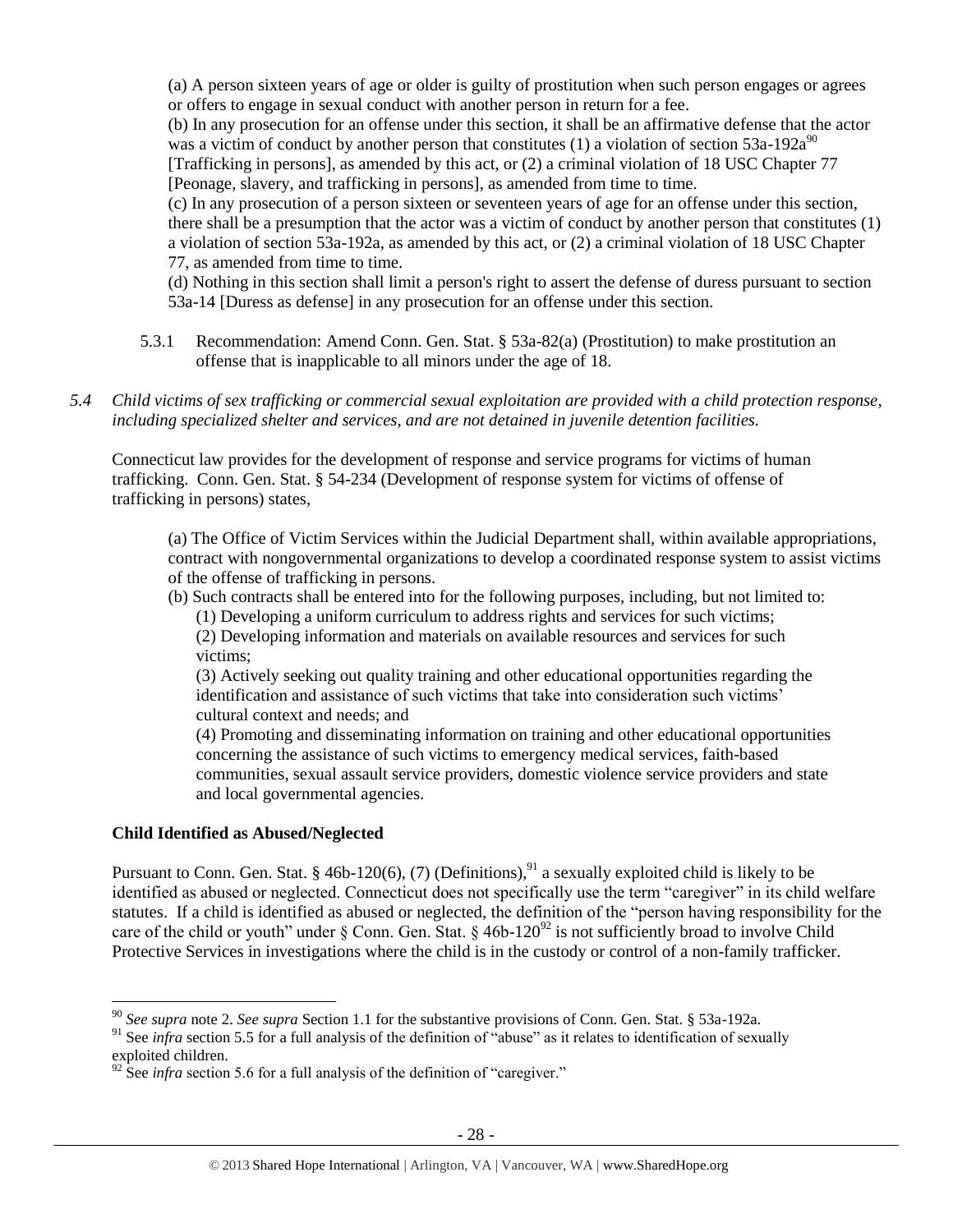(a) A person sixteen years of age or older is guilty of prostitution when such person engages or agrees or offers to engage in sexual conduct with another person in return for a fee.

(b) In any prosecution for an offense under this section, it shall be an affirmative defense that the actor was a victim of conduct by another person that constitutes (1) a violation of section 53a-192a[90] [Trafficking in persons], as amended by this act, or (2) a criminal violation of 18 USC Chapter 77 [Peonage, slavery, and trafficking in persons], as amended from time to time.

(c) In any prosecution of a person sixteen or seventeen years of age for an offense under this section, there shall be a presumption that the actor was a victim of conduct by another person that constitutes (1) a violation of section 53a-192a, as amended by this act, or (2) a criminal violation of 18 USC Chapter 77, as amended from time to time.

(d) Nothing in this section shall limit a person's right to assert the defense of duress pursuant to section 53a-14 [Duress as defense] in any prosecution for an offense under this section.

5.3.1 Recommendation: Amend Conn. Gen. Stat. § 53a-82(a) (Prostitution) to make prostitution an offense that is inapplicable to all minors under the age of 18.

*5.4 Child victims of sex trafficking or commercial sexual exploitation are provided with a child protection response, including specialized shelter and services, and are not detained in juvenile detention facilities.*

Connecticut law provides for the development of response and service programs for victims of human trafficking. Conn. Gen. Stat. § 54-234 (Development of response system for victims of offense of trafficking in persons) states,

> (a) The Office of Victim Services within the Judicial Department shall, within available appropriations, contract with nongovernmental organizations to develop a coordinated response system to assist victims of the offense of trafficking in persons.
>
> (b) Such contracts shall be entered into for the following purposes, including, but not limited to:
>
> (1) Developing a uniform curriculum to address rights and services for such victims;
>
> (2) Developing information and materials on available resources and services for such victims;
>
> (3) Actively seeking out quality training and other educational opportunities regarding the identification and assistance of such victims that take into consideration such victims' cultural context and needs; and
>
> (4) Promoting and disseminating information on training and other educational opportunities concerning the assistance of such victims to emergency medical services, faith-based communities, sexual assault service providers, domestic violence service providers and state and local governmental agencies.

**Child Identified as Abused/Neglected**

Pursuant to Conn. Gen. Stat. § 46b-120(6), (7) (Definitions),[91] a sexually exploited child is likely to be identified as abused or neglected. Connecticut does not specifically use the term "caregiver" in its child welfare statutes. If a child is identified as abused or neglected, the definition of the "person having responsibility for the care of the child or youth" under § Conn. Gen. Stat. § 46b-120[92] is not sufficiently broad to involve Child Protective Services in investigations where the child is in the custody or control of a non-family trafficker.

---

[90] *See supra* note 2. *See supra* Section 1.1 for the substantive provisions of Conn. Gen. Stat. § 53a-192a.

[91] See *infra* section 5.5 for a full analysis of the definition of "abuse" as it relates to identification of sexually exploited children.

[92] See *infra* section 5.6 for a full analysis of the definition of "caregiver."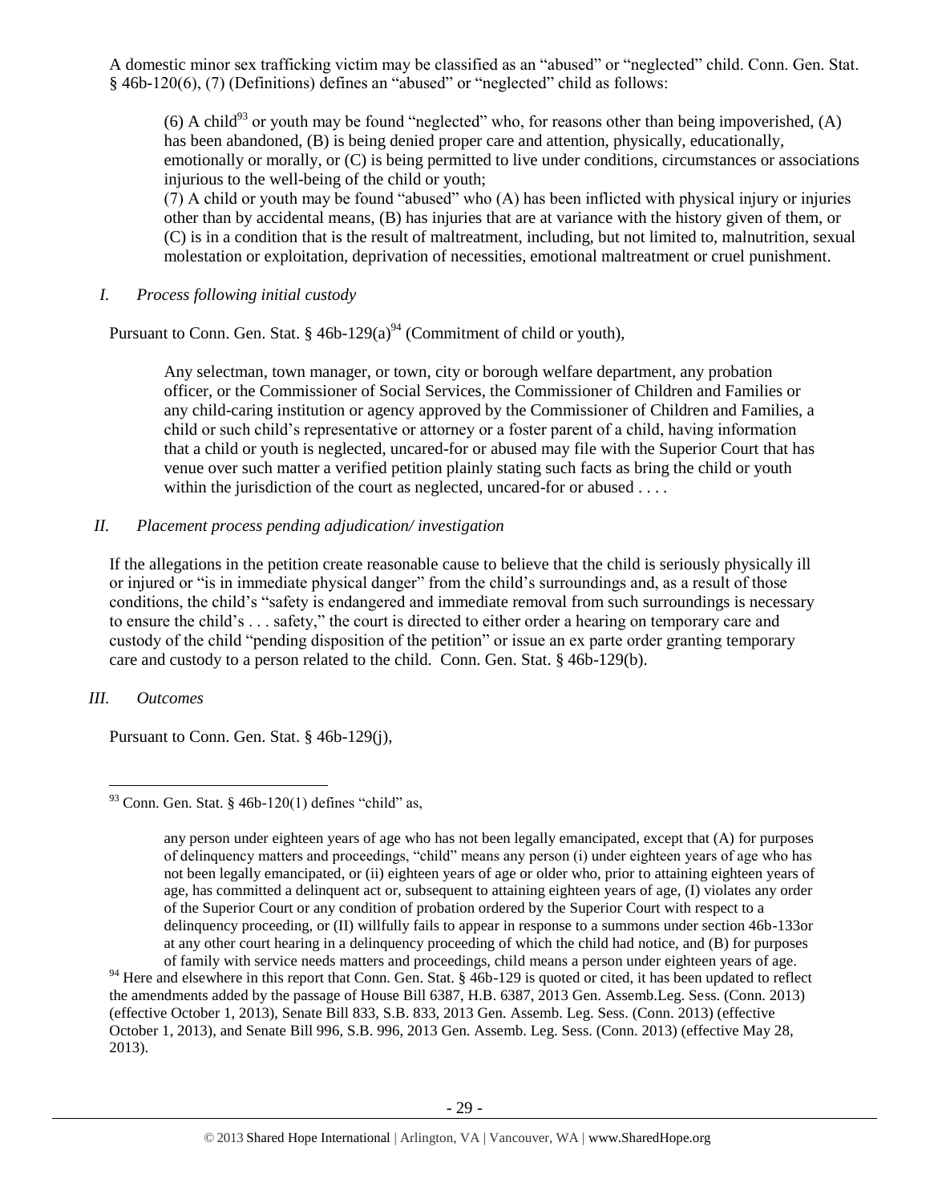A domestic minor sex trafficking victim may be classified as an "abused" or "neglected" child. Conn. Gen. Stat. § 46b-120(6), (7) (Definitions) defines an "abused" or "neglected" child as follows:

> (6) A child[93] or youth may be found "neglected" who, for reasons other than being impoverished, (A) has been abandoned, (B) is being denied proper care and attention, physically, educationally, emotionally or morally, or (C) is being permitted to live under conditions, circumstances or associations injurious to the well-being of the child or youth;
>
> (7) A child or youth may be found "abused" who (A) has been inflicted with physical injury or injuries other than by accidental means, (B) has injuries that are at variance with the history given of them, or (C) is in a condition that is the result of maltreatment, including, but not limited to, malnutrition, sexual molestation or exploitation, deprivation of necessities, emotional maltreatment or cruel punishment.

*I. Process following initial custody*

Pursuant to Conn. Gen. Stat. § 46b-129(a)[94] (Commitment of child or youth),

> Any selectman, town manager, or town, city or borough welfare department, any probation officer, or the Commissioner of Social Services, the Commissioner of Children and Families or any child-caring institution or agency approved by the Commissioner of Children and Families, a child or such child's representative or attorney or a foster parent of a child, having information that a child or youth is neglected, uncared-for or abused may file with the Superior Court that has venue over such matter a verified petition plainly stating such facts as bring the child or youth within the jurisdiction of the court as neglected, uncared-for or abused . . . .

*II. Placement process pending adjudication/ investigation*

If the allegations in the petition create reasonable cause to believe that the child is seriously physically ill or injured or "is in immediate physical danger" from the child's surroundings and, as a result of those conditions, the child's "safety is endangered and immediate removal from such surroundings is necessary to ensure the child's . . . safety," the court is directed to either order a hearing on temporary care and custody of the child "pending disposition of the petition" or issue an ex parte order granting temporary care and custody to a person related to the child. Conn. Gen. Stat. § 46b-129(b).

*III. Outcomes*

Pursuant to Conn. Gen. Stat. § 46b-129(j),

---

[93] Conn. Gen. Stat. § 46b-120(1) defines "child" as,

> any person under eighteen years of age who has not been legally emancipated, except that (A) for purposes of delinquency matters and proceedings, "child" means any person (i) under eighteen years of age who has not been legally emancipated, or (ii) eighteen years of age or older who, prior to attaining eighteen years of age, has committed a delinquent act or, subsequent to attaining eighteen years of age, (I) violates any order of the Superior Court or any condition of probation ordered by the Superior Court with respect to a delinquency proceeding, or (II) willfully fails to appear in response to a summons under section 46b-133or at any other court hearing in a delinquency proceeding of which the child had notice, and (B) for purposes of family with service needs matters and proceedings, child means a person under eighteen years of age.

[94] Here and elsewhere in this report that Conn. Gen. Stat. § 46b-129 is quoted or cited, it has been updated to reflect the amendments added by the passage of House Bill 6387, H.B. 6387, 2013 Gen. Assemb.Leg. Sess. (Conn. 2013) (effective October 1, 2013), Senate Bill 833, S.B. 833, 2013 Gen. Assemb. Leg. Sess. (Conn. 2013) (effective October 1, 2013), and Senate Bill 996, S.B. 996, 2013 Gen. Assemb. Leg. Sess. (Conn. 2013) (effective May 28, 2013).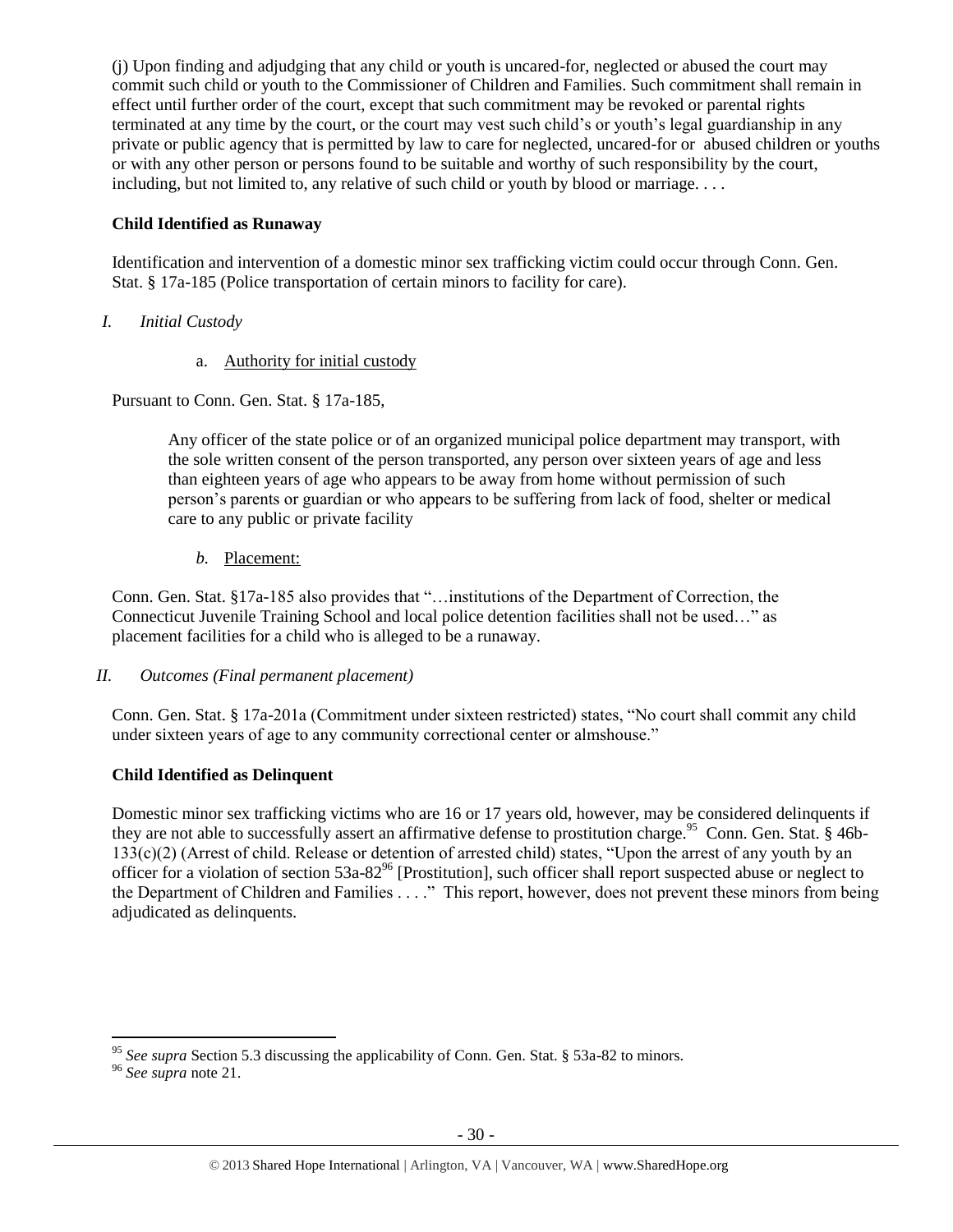(j) Upon finding and adjudging that any child or youth is uncared-for, neglected or abused the court may commit such child or youth to the Commissioner of Children and Families. Such commitment shall remain in effect until further order of the court, except that such commitment may be revoked or parental rights terminated at any time by the court, or the court may vest such child's or youth's legal guardianship in any private or public agency that is permitted by law to care for neglected, uncared-for or abused children or youths or with any other person or persons found to be suitable and worthy of such responsibility by the court, including, but not limited to, any relative of such child or youth by blood or marriage. . . .

**Child Identified as Runaway**

Identification and intervention of a domestic minor sex trafficking victim could occur through Conn. Gen. Stat. § 17a-185 (Police transportation of certain minors to facility for care).

*I. Initial Custody*

a. Authority for initial custody

Pursuant to Conn. Gen. Stat. § 17a-185,

> Any officer of the state police or of an organized municipal police department may transport, with the sole written consent of the person transported, any person over sixteen years of age and less than eighteen years of age who appears to be away from home without permission of such person's parents or guardian or who appears to be suffering from lack of food, shelter or medical care to any public or private facility

*b.* Placement:

Conn. Gen. Stat. §17a-185 also provides that "…institutions of the Department of Correction, the Connecticut Juvenile Training School and local police detention facilities shall not be used…" as placement facilities for a child who is alleged to be a runaway.

*II. Outcomes (Final permanent placement)*

Conn. Gen. Stat. § 17a-201a (Commitment under sixteen restricted) states, "No court shall commit any child under sixteen years of age to any community correctional center or almshouse."

**Child Identified as Delinquent**

Domestic minor sex trafficking victims who are 16 or 17 years old, however, may be considered delinquents if they are not able to successfully assert an affirmative defense to prostitution charge.[95] Conn. Gen. Stat. § 46b-133(c)(2) (Arrest of child. Release or detention of arrested child) states, "Upon the arrest of any youth by an officer for a violation of section 53a-82[96] [Prostitution], such officer shall report suspected abuse or neglect to the Department of Children and Families . . . ." This report, however, does not prevent these minors from being adjudicated as delinquents.

---

[95] *See supra* Section 5.3 discussing the applicability of Conn. Gen. Stat. § 53a-82 to minors.

[96] *See supra* note 21.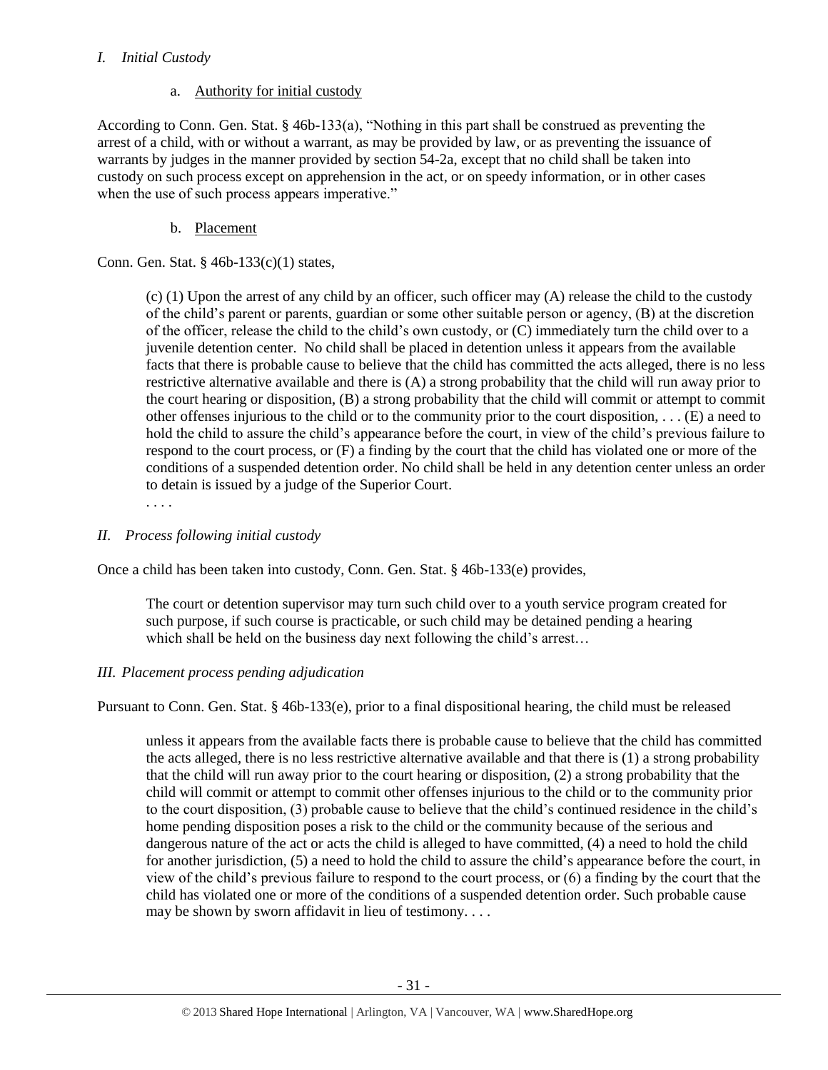*I. Initial Custody*

a. Authority for initial custody

According to Conn. Gen. Stat. § 46b-133(a), "Nothing in this part shall be construed as preventing the arrest of a child, with or without a warrant, as may be provided by law, or as preventing the issuance of warrants by judges in the manner provided by section 54-2a, except that no child shall be taken into custody on such process except on apprehension in the act, or on speedy information, or in other cases when the use of such process appears imperative."

b. Placement

Conn. Gen. Stat. § 46b-133(c)(1) states,

> (c) (1) Upon the arrest of any child by an officer, such officer may (A) release the child to the custody of the child's parent or parents, guardian or some other suitable person or agency, (B) at the discretion of the officer, release the child to the child's own custody, or (C) immediately turn the child over to a juvenile detention center. No child shall be placed in detention unless it appears from the available facts that there is probable cause to believe that the child has committed the acts alleged, there is no less restrictive alternative available and there is (A) a strong probability that the child will run away prior to the court hearing or disposition, (B) a strong probability that the child will commit or attempt to commit other offenses injurious to the child or to the community prior to the court disposition, . . . (E) a need to hold the child to assure the child's appearance before the court, in view of the child's previous failure to respond to the court process, or (F) a finding by the court that the child has violated one or more of the conditions of a suspended detention order. No child shall be held in any detention center unless an order to detain is issued by a judge of the Superior Court.
>
> . . . .

*II. Process following initial custody*

Once a child has been taken into custody, Conn. Gen. Stat. § 46b-133(e) provides,

> The court or detention supervisor may turn such child over to a youth service program created for such purpose, if such course is practicable, or such child may be detained pending a hearing which shall be held on the business day next following the child's arrest…

*III. Placement process pending adjudication*

Pursuant to Conn. Gen. Stat. § 46b-133(e), prior to a final dispositional hearing, the child must be released

> unless it appears from the available facts there is probable cause to believe that the child has committed the acts alleged, there is no less restrictive alternative available and that there is (1) a strong probability that the child will run away prior to the court hearing or disposition, (2) a strong probability that the child will commit or attempt to commit other offenses injurious to the child or to the community prior to the court disposition, (3) probable cause to believe that the child's continued residence in the child's home pending disposition poses a risk to the child or the community because of the serious and dangerous nature of the act or acts the child is alleged to have committed, (4) a need to hold the child for another jurisdiction, (5) a need to hold the child to assure the child's appearance before the court, in view of the child's previous failure to respond to the court process, or (6) a finding by the court that the child has violated one or more of the conditions of a suspended detention order. Such probable cause may be shown by sworn affidavit in lieu of testimony. . . .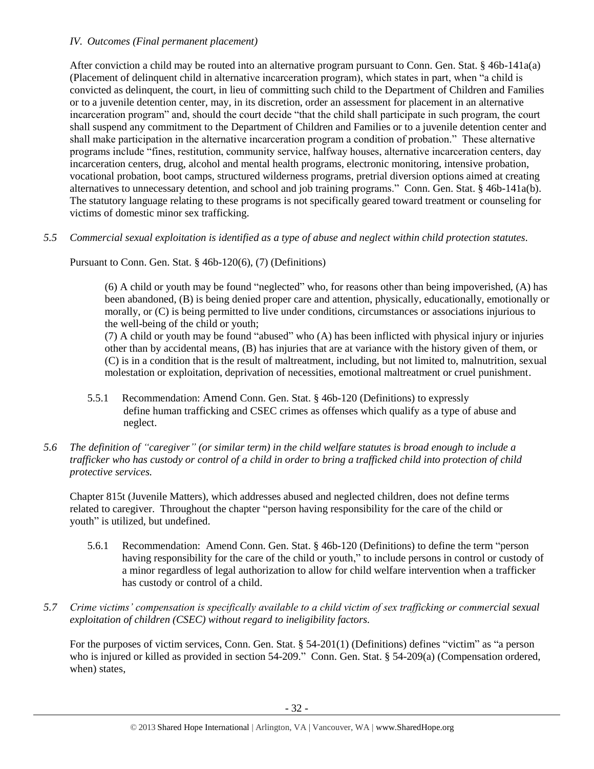*IV. Outcomes (Final permanent placement)*

After conviction a child may be routed into an alternative program pursuant to Conn. Gen. Stat. § 46b-141a(a) (Placement of delinquent child in alternative incarceration program), which states in part, when "a child is convicted as delinquent, the court, in lieu of committing such child to the Department of Children and Families or to a juvenile detention center, may, in its discretion, order an assessment for placement in an alternative incarceration program" and, should the court decide "that the child shall participate in such program, the court shall suspend any commitment to the Department of Children and Families or to a juvenile detention center and shall make participation in the alternative incarceration program a condition of probation." These alternative programs include "fines, restitution, community service, halfway houses, alternative incarceration centers, day incarceration centers, drug, alcohol and mental health programs, electronic monitoring, intensive probation, vocational probation, boot camps, structured wilderness programs, pretrial diversion options aimed at creating alternatives to unnecessary detention, and school and job training programs." Conn. Gen. Stat. § 46b-141a(b). The statutory language relating to these programs is not specifically geared toward treatment or counseling for victims of domestic minor sex trafficking.

*5.5 Commercial sexual exploitation is identified as a type of abuse and neglect within child protection statutes.*

Pursuant to Conn. Gen. Stat. § 46b-120(6), (7) (Definitions)

> (6) A child or youth may be found "neglected" who, for reasons other than being impoverished, (A) has been abandoned, (B) is being denied proper care and attention, physically, educationally, emotionally or morally, or (C) is being permitted to live under conditions, circumstances or associations injurious to the well-being of the child or youth;
>
> (7) A child or youth may be found "abused" who (A) has been inflicted with physical injury or injuries other than by accidental means, (B) has injuries that are at variance with the history given of them, or (C) is in a condition that is the result of maltreatment, including, but not limited to, malnutrition, sexual molestation or exploitation, deprivation of necessities, emotional maltreatment or cruel punishment.

5.5.1 Recommendation: Amend Conn. Gen. Stat. § 46b-120 (Definitions) to expressly define human trafficking and CSEC crimes as offenses which qualify as a type of abuse and neglect.

*5.6 The definition of "caregiver" (or similar term) in the child welfare statutes is broad enough to include a trafficker who has custody or control of a child in order to bring a trafficked child into protection of child protective services.*

Chapter 815t (Juvenile Matters), which addresses abused and neglected children, does not define terms related to caregiver. Throughout the chapter "person having responsibility for the care of the child or youth" is utilized, but undefined.

5.6.1 Recommendation: Amend Conn. Gen. Stat. § 46b-120 (Definitions) to define the term "person having responsibility for the care of the child or youth," to include persons in control or custody of a minor regardless of legal authorization to allow for child welfare intervention when a trafficker has custody or control of a child.

*5.7 Crime victims' compensation is specifically available to a child victim of sex trafficking or commercial sexual exploitation of children (CSEC) without regard to ineligibility factors.*

For the purposes of victim services, Conn. Gen. Stat. § 54-201(1) (Definitions) defines "victim" as "a person who is injured or killed as provided in section 54-209." Conn. Gen. Stat. § 54-209(a) (Compensation ordered, when) states,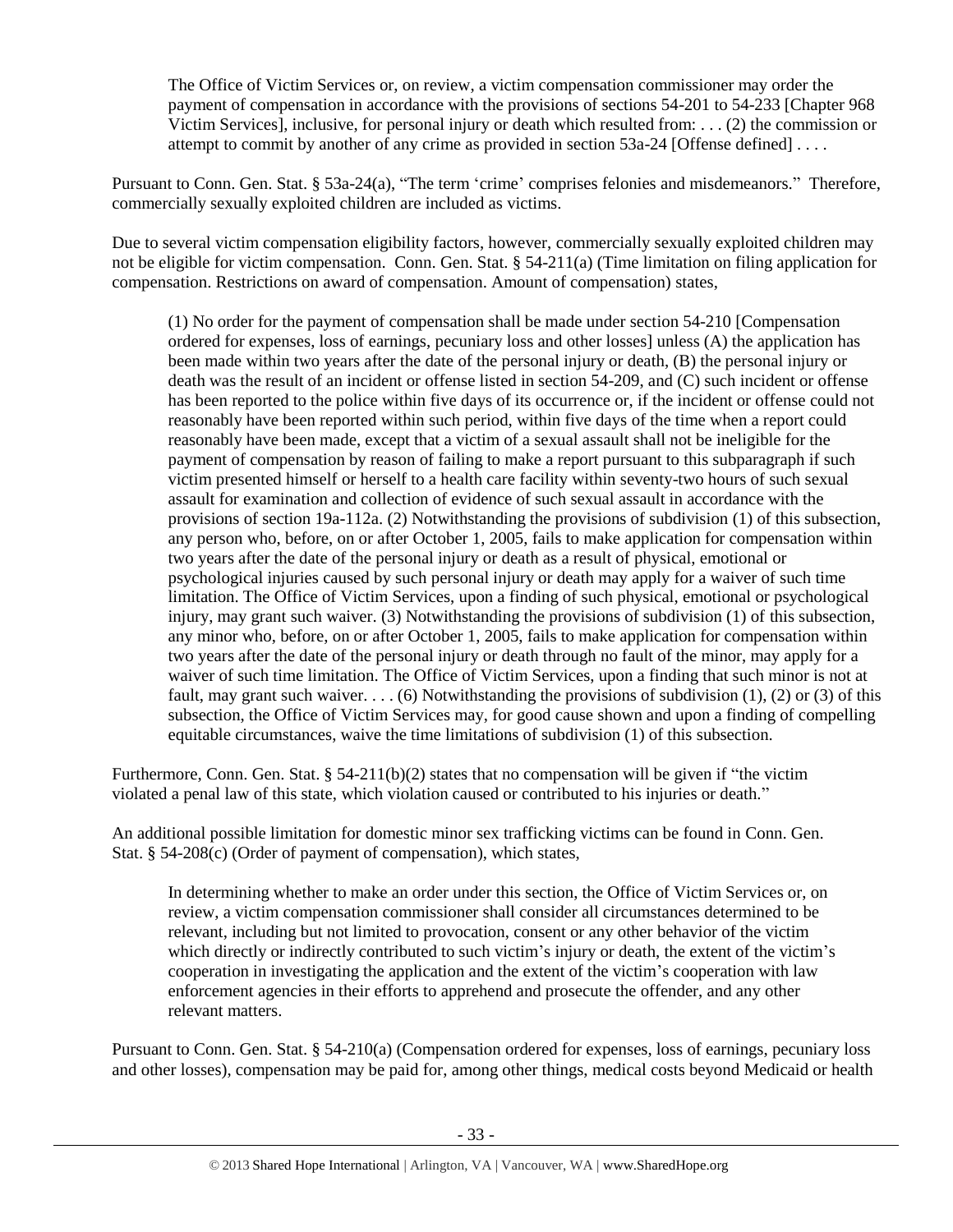> The Office of Victim Services or, on review, a victim compensation commissioner may order the payment of compensation in accordance with the provisions of sections 54-201 to 54-233 [Chapter 968 Victim Services], inclusive, for personal injury or death which resulted from: . . . (2) the commission or attempt to commit by another of any crime as provided in section 53a-24 [Offense defined] . . . .

Pursuant to Conn. Gen. Stat. § 53a-24(a), "The term 'crime' comprises felonies and misdemeanors." Therefore, commercially sexually exploited children are included as victims.

Due to several victim compensation eligibility factors, however, commercially sexually exploited children may not be eligible for victim compensation. Conn. Gen. Stat. § 54-211(a) (Time limitation on filing application for compensation. Restrictions on award of compensation. Amount of compensation) states,

> (1) No order for the payment of compensation shall be made under section 54-210 [Compensation ordered for expenses, loss of earnings, pecuniary loss and other losses] unless (A) the application has been made within two years after the date of the personal injury or death, (B) the personal injury or death was the result of an incident or offense listed in section 54-209, and (C) such incident or offense has been reported to the police within five days of its occurrence or, if the incident or offense could not reasonably have been reported within such period, within five days of the time when a report could reasonably have been made, except that a victim of a sexual assault shall not be ineligible for the payment of compensation by reason of failing to make a report pursuant to this subparagraph if such victim presented himself or herself to a health care facility within seventy-two hours of such sexual assault for examination and collection of evidence of such sexual assault in accordance with the provisions of section 19a-112a. (2) Notwithstanding the provisions of subdivision (1) of this subsection, any person who, before, on or after October 1, 2005, fails to make application for compensation within two years after the date of the personal injury or death as a result of physical, emotional or psychological injuries caused by such personal injury or death may apply for a waiver of such time limitation. The Office of Victim Services, upon a finding of such physical, emotional or psychological injury, may grant such waiver. (3) Notwithstanding the provisions of subdivision (1) of this subsection, any minor who, before, on or after October 1, 2005, fails to make application for compensation within two years after the date of the personal injury or death through no fault of the minor, may apply for a waiver of such time limitation. The Office of Victim Services, upon a finding that such minor is not at fault, may grant such waiver. . . . (6) Notwithstanding the provisions of subdivision (1), (2) or (3) of this subsection, the Office of Victim Services may, for good cause shown and upon a finding of compelling equitable circumstances, waive the time limitations of subdivision (1) of this subsection.

Furthermore, Conn. Gen. Stat. § 54-211(b)(2) states that no compensation will be given if "the victim violated a penal law of this state, which violation caused or contributed to his injuries or death."

An additional possible limitation for domestic minor sex trafficking victims can be found in Conn. Gen. Stat. § 54-208(c) (Order of payment of compensation), which states,

> In determining whether to make an order under this section, the Office of Victim Services or, on review, a victim compensation commissioner shall consider all circumstances determined to be relevant, including but not limited to provocation, consent or any other behavior of the victim which directly or indirectly contributed to such victim's injury or death, the extent of the victim's cooperation in investigating the application and the extent of the victim's cooperation with law enforcement agencies in their efforts to apprehend and prosecute the offender, and any other relevant matters.

Pursuant to Conn. Gen. Stat. § 54-210(a) (Compensation ordered for expenses, loss of earnings, pecuniary loss and other losses), compensation may be paid for, among other things, medical costs beyond Medicaid or health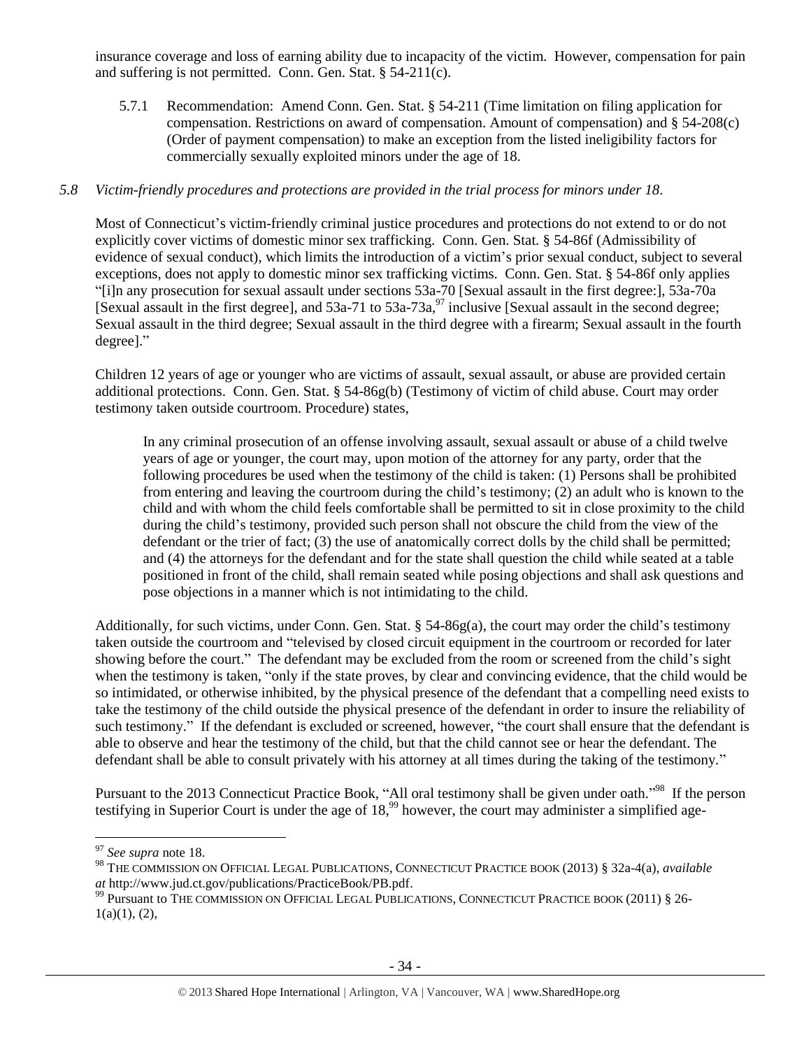insurance coverage and loss of earning ability due to incapacity of the victim. However, compensation for pain and suffering is not permitted. Conn. Gen. Stat. § 54-211(c).

5.7.1 Recommendation: Amend Conn. Gen. Stat. § 54-211 (Time limitation on filing application for compensation. Restrictions on award of compensation. Amount of compensation) and § 54-208(c) (Order of payment compensation) to make an exception from the listed ineligibility factors for commercially sexually exploited minors under the age of 18.

*5.8 Victim-friendly procedures and protections are provided in the trial process for minors under 18.*

Most of Connecticut's victim-friendly criminal justice procedures and protections do not extend to or do not explicitly cover victims of domestic minor sex trafficking. Conn. Gen. Stat. § 54-86f (Admissibility of evidence of sexual conduct), which limits the introduction of a victim's prior sexual conduct, subject to several exceptions, does not apply to domestic minor sex trafficking victims. Conn. Gen. Stat. § 54-86f only applies "[i]n any prosecution for sexual assault under sections 53a-70 [Sexual assault in the first degree:], 53a-70a [Sexual assault in the first degree], and 53a-71 to 53a-73a,[97] inclusive [Sexual assault in the second degree; Sexual assault in the third degree; Sexual assault in the third degree with a firearm; Sexual assault in the fourth degree]."

Children 12 years of age or younger who are victims of assault, sexual assault, or abuse are provided certain additional protections. Conn. Gen. Stat. § 54-86g(b) (Testimony of victim of child abuse. Court may order testimony taken outside courtroom. Procedure) states,

> In any criminal prosecution of an offense involving assault, sexual assault or abuse of a child twelve years of age or younger, the court may, upon motion of the attorney for any party, order that the following procedures be used when the testimony of the child is taken: (1) Persons shall be prohibited from entering and leaving the courtroom during the child's testimony; (2) an adult who is known to the child and with whom the child feels comfortable shall be permitted to sit in close proximity to the child during the child's testimony, provided such person shall not obscure the child from the view of the defendant or the trier of fact; (3) the use of anatomically correct dolls by the child shall be permitted; and (4) the attorneys for the defendant and for the state shall question the child while seated at a table positioned in front of the child, shall remain seated while posing objections and shall ask questions and pose objections in a manner which is not intimidating to the child.

Additionally, for such victims, under Conn. Gen. Stat. § 54-86g(a), the court may order the child's testimony taken outside the courtroom and "televised by closed circuit equipment in the courtroom or recorded for later showing before the court." The defendant may be excluded from the room or screened from the child's sight when the testimony is taken, "only if the state proves, by clear and convincing evidence, that the child would be so intimidated, or otherwise inhibited, by the physical presence of the defendant that a compelling need exists to take the testimony of the child outside the physical presence of the defendant in order to insure the reliability of such testimony." If the defendant is excluded or screened, however, "the court shall ensure that the defendant is able to observe and hear the testimony of the child, but that the child cannot see or hear the defendant. The defendant shall be able to consult privately with his attorney at all times during the taking of the testimony."

Pursuant to the 2013 Connecticut Practice Book, "All oral testimony shall be given under oath."[98] If the person testifying in Superior Court is under the age of 18,[99] however, the court may administer a simplified age-

---

[97] *See supra* note 18.

[98] THE COMMISSION ON OFFICIAL LEGAL PUBLICATIONS, CONNECTICUT PRACTICE BOOK (2013) § 32a-4(a), *available at* http://www.jud.ct.gov/publications/PracticeBook/PB.pdf.

[99] Pursuant to THE COMMISSION ON OFFICIAL LEGAL PUBLICATIONS, CONNECTICUT PRACTICE BOOK (2011) § 26-1(a)(1), (2),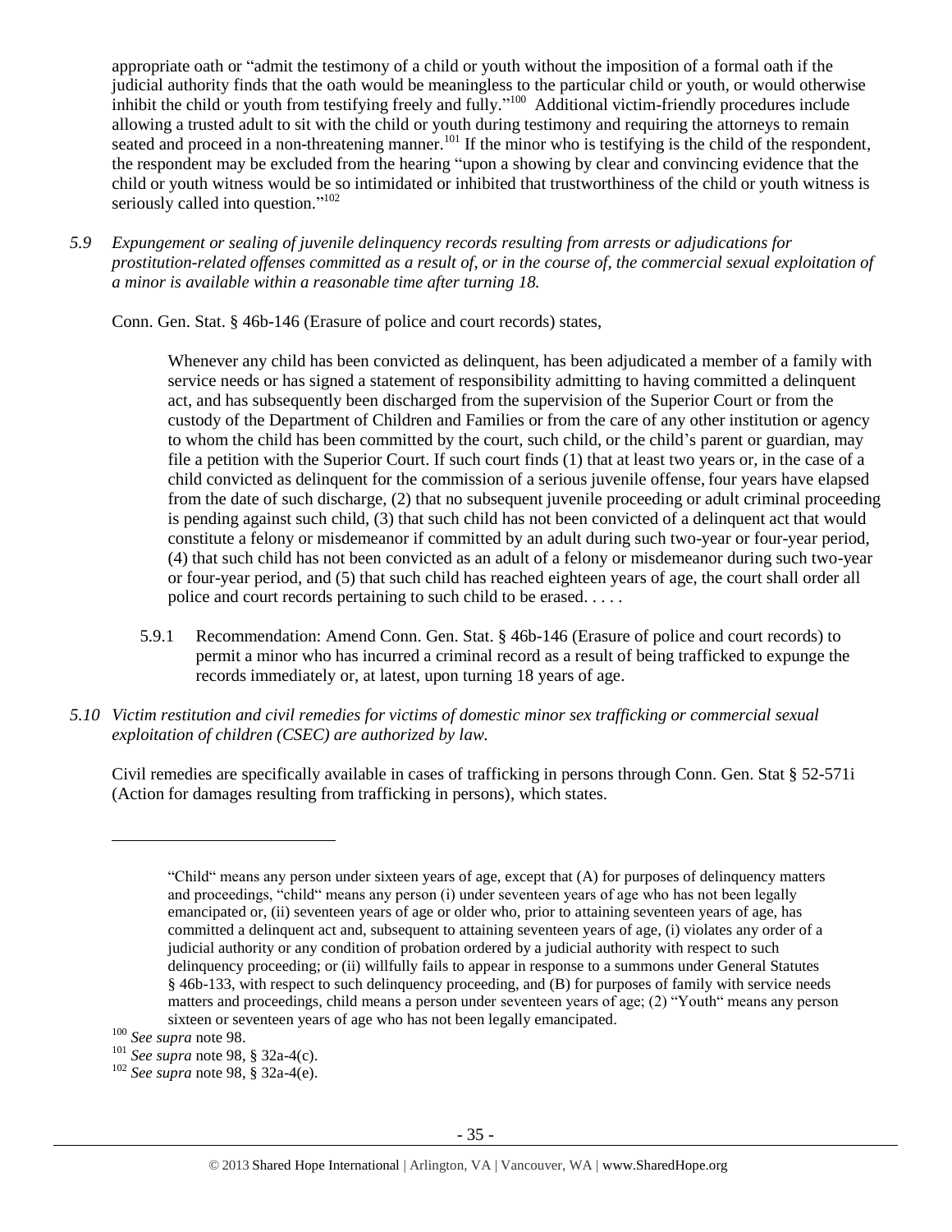appropriate oath or "admit the testimony of a child or youth without the imposition of a formal oath if the judicial authority finds that the oath would be meaningless to the particular child or youth, or would otherwise inhibit the child or youth from testifying freely and fully."[100] Additional victim-friendly procedures include allowing a trusted adult to sit with the child or youth during testimony and requiring the attorneys to remain seated and proceed in a non-threatening manner.[101] If the minor who is testifying is the child of the respondent, the respondent may be excluded from the hearing "upon a showing by clear and convincing evidence that the child or youth witness would be so intimidated or inhibited that trustworthiness of the child or youth witness is seriously called into question."[102]

*5.9 Expungement or sealing of juvenile delinquency records resulting from arrests or adjudications for prostitution-related offenses committed as a result of, or in the course of, the commercial sexual exploitation of a minor is available within a reasonable time after turning 18.*

Conn. Gen. Stat. § 46b-146 (Erasure of police and court records) states,

> Whenever any child has been convicted as delinquent, has been adjudicated a member of a family with service needs or has signed a statement of responsibility admitting to having committed a delinquent act, and has subsequently been discharged from the supervision of the Superior Court or from the custody of the Department of Children and Families or from the care of any other institution or agency to whom the child has been committed by the court, such child, or the child's parent or guardian, may file a petition with the Superior Court. If such court finds (1) that at least two years or, in the case of a child convicted as delinquent for the commission of a serious juvenile offense, four years have elapsed from the date of such discharge, (2) that no subsequent juvenile proceeding or adult criminal proceeding is pending against such child, (3) that such child has not been convicted of a delinquent act that would constitute a felony or misdemeanor if committed by an adult during such two-year or four-year period, (4) that such child has not been convicted as an adult of a felony or misdemeanor during such two-year or four-year period, and (5) that such child has reached eighteen years of age, the court shall order all police and court records pertaining to such child to be erased. . . . .

5.9.1 Recommendation: Amend Conn. Gen. Stat. § 46b-146 (Erasure of police and court records) to permit a minor who has incurred a criminal record as a result of being trafficked to expunge the records immediately or, at latest, upon turning 18 years of age.

*5.10 Victim restitution and civil remedies for victims of domestic minor sex trafficking or commercial sexual exploitation of children (CSEC) are authorized by law.*

Civil remedies are specifically available in cases of trafficking in persons through Conn. Gen. Stat § 52-571i (Action for damages resulting from trafficking in persons), which states.

---

"Child" means any person under sixteen years of age, except that (A) for purposes of delinquency matters and proceedings, "child" means any person (i) under seventeen years of age who has not been legally emancipated or, (ii) seventeen years of age or older who, prior to attaining seventeen years of age, has committed a delinquent act and, subsequent to attaining seventeen years of age, (i) violates any order of a judicial authority or any condition of probation ordered by a judicial authority with respect to such delinquency proceeding; or (ii) willfully fails to appear in response to a summons under General Statutes § 46b-133, with respect to such delinquency proceeding, and (B) for purposes of family with service needs matters and proceedings, child means a person under seventeen years of age; (2) "Youth" means any person sixteen or seventeen years of age who has not been legally emancipated.

[100] *See supra* note 98.

[101] *See supra* note 98, § 32a-4(c).

[102] *See supra* note 98, § 32a-4(e).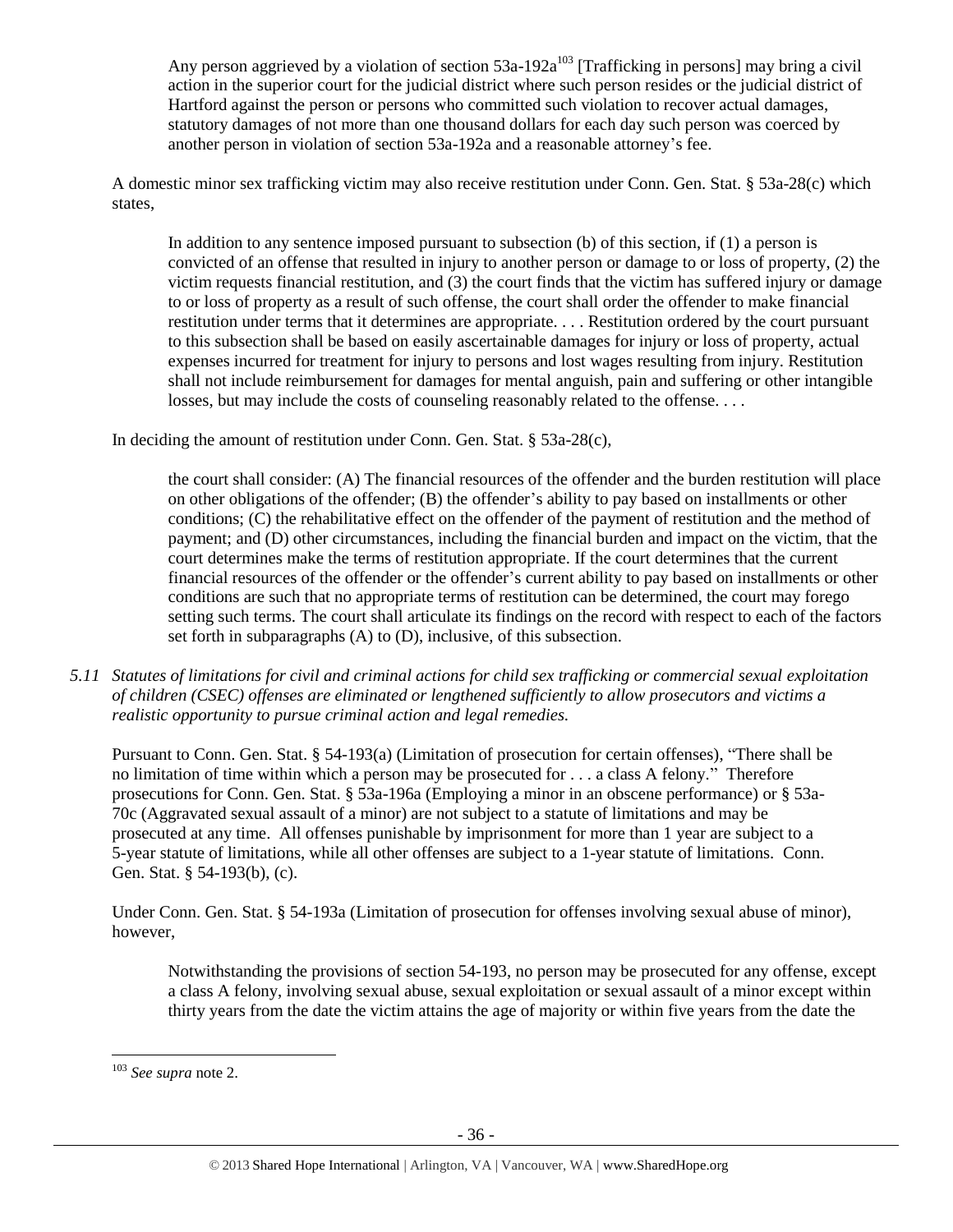> Any person aggrieved by a violation of section 53a-192a[103] [Trafficking in persons] may bring a civil action in the superior court for the judicial district where such person resides or the judicial district of Hartford against the person or persons who committed such violation to recover actual damages, statutory damages of not more than one thousand dollars for each day such person was coerced by another person in violation of section 53a-192a and a reasonable attorney's fee.

A domestic minor sex trafficking victim may also receive restitution under Conn. Gen. Stat. § 53a-28(c) which states,

> In addition to any sentence imposed pursuant to subsection (b) of this section, if (1) a person is convicted of an offense that resulted in injury to another person or damage to or loss of property, (2) the victim requests financial restitution, and (3) the court finds that the victim has suffered injury or damage to or loss of property as a result of such offense, the court shall order the offender to make financial restitution under terms that it determines are appropriate. . . . Restitution ordered by the court pursuant to this subsection shall be based on easily ascertainable damages for injury or loss of property, actual expenses incurred for treatment for injury to persons and lost wages resulting from injury. Restitution shall not include reimbursement for damages for mental anguish, pain and suffering or other intangible losses, but may include the costs of counseling reasonably related to the offense. . . .

In deciding the amount of restitution under Conn. Gen. Stat. § 53a-28(c),

> the court shall consider: (A) The financial resources of the offender and the burden restitution will place on other obligations of the offender; (B) the offender's ability to pay based on installments or other conditions; (C) the rehabilitative effect on the offender of the payment of restitution and the method of payment; and (D) other circumstances, including the financial burden and impact on the victim, that the court determines make the terms of restitution appropriate. If the court determines that the current financial resources of the offender or the offender's current ability to pay based on installments or other conditions are such that no appropriate terms of restitution can be determined, the court may forego setting such terms. The court shall articulate its findings on the record with respect to each of the factors set forth in subparagraphs (A) to (D), inclusive, of this subsection.

*5.11 Statutes of limitations for civil and criminal actions for child sex trafficking or commercial sexual exploitation of children (CSEC) offenses are eliminated or lengthened sufficiently to allow prosecutors and victims a realistic opportunity to pursue criminal action and legal remedies.*

Pursuant to Conn. Gen. Stat. § 54-193(a) (Limitation of prosecution for certain offenses), "There shall be no limitation of time within which a person may be prosecuted for . . . a class A felony." Therefore prosecutions for Conn. Gen. Stat. § 53a-196a (Employing a minor in an obscene performance) or § 53a-70c (Aggravated sexual assault of a minor) are not subject to a statute of limitations and may be prosecuted at any time. All offenses punishable by imprisonment for more than 1 year are subject to a 5-year statute of limitations, while all other offenses are subject to a 1-year statute of limitations. Conn. Gen. Stat. § 54-193(b), (c).

Under Conn. Gen. Stat. § 54-193a (Limitation of prosecution for offenses involving sexual abuse of minor), however,

> Notwithstanding the provisions of section 54-193, no person may be prosecuted for any offense, except a class A felony, involving sexual abuse, sexual exploitation or sexual assault of a minor except within thirty years from the date the victim attains the age of majority or within five years from the date the

---

[103] *See supra* note 2.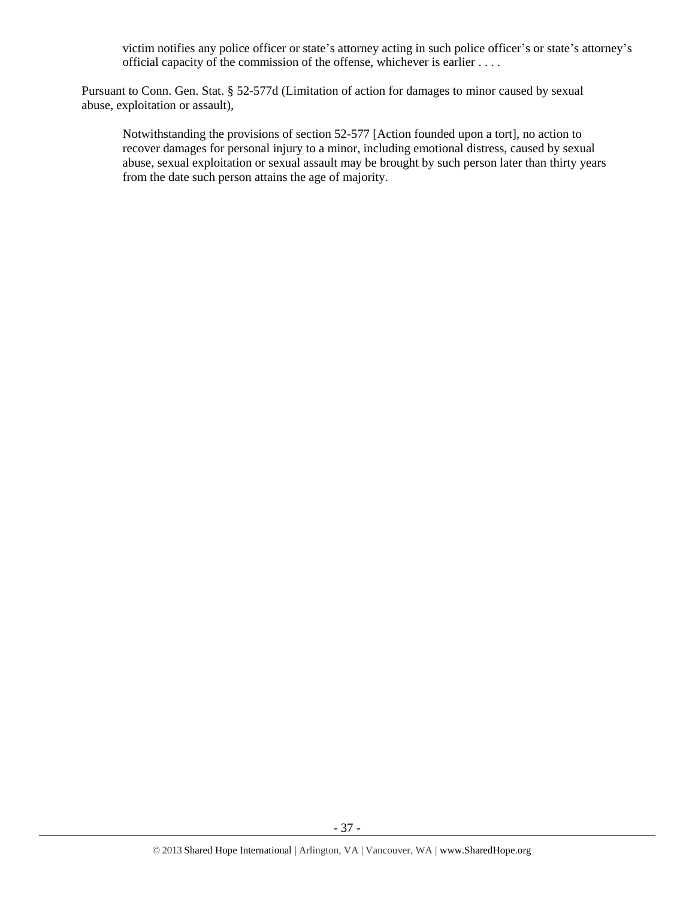> victim notifies any police officer or state's attorney acting in such police officer's or state's attorney's official capacity of the commission of the offense, whichever is earlier . . . .

Pursuant to Conn. Gen. Stat. § 52-577d (Limitation of action for damages to minor caused by sexual abuse, exploitation or assault),

> Notwithstanding the provisions of section 52-577 [Action founded upon a tort], no action to recover damages for personal injury to a minor, including emotional distress, caused by sexual abuse, sexual exploitation or sexual assault may be brought by such person later than thirty years from the date such person attains the age of majority.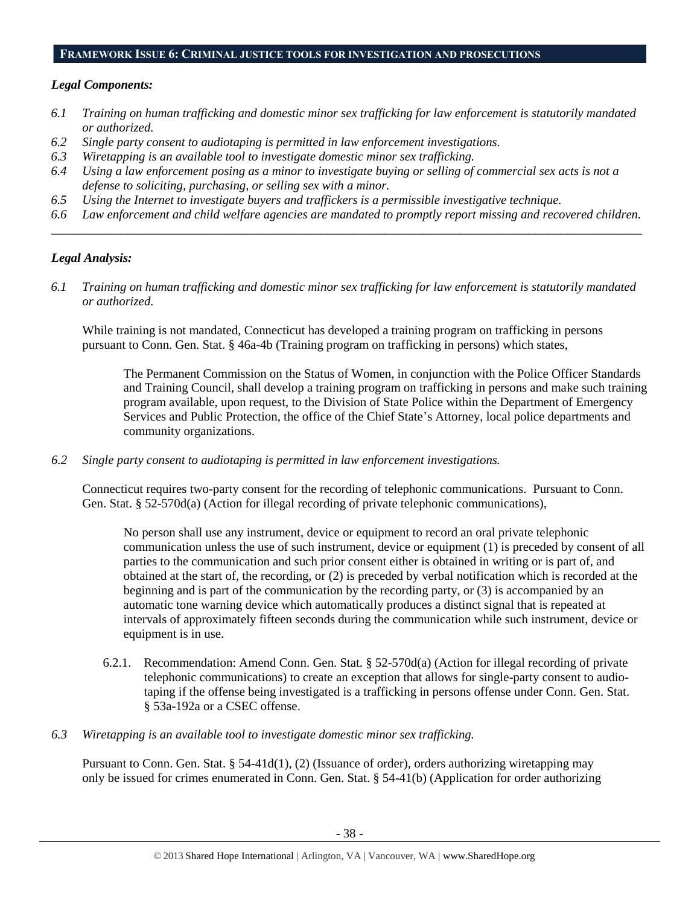## FRAMEWORK ISSUE 6: CRIMINAL JUSTICE TOOLS FOR INVESTIGATION AND PROSECUTIONS

### *Legal Components:*

*6.1 Training on human trafficking and domestic minor sex trafficking for law enforcement is statutorily mandated or authorized.*
*6.2 Single party consent to audiotaping is permitted in law enforcement investigations.*
*6.3 Wiretapping is an available tool to investigate domestic minor sex trafficking.*
*6.4 Using a law enforcement posing as a minor to investigate buying or selling of commercial sex acts is not a defense to soliciting, purchasing, or selling sex with a minor.*
*6.5 Using the Internet to investigate buyers and traffickers is a permissible investigative technique.*
*6.6 Law enforcement and child welfare agencies are mandated to promptly report missing and recovered children.*

---

### *Legal Analysis:*

*6.1 Training on human trafficking and domestic minor sex trafficking for law enforcement is statutorily mandated or authorized.*

While training is not mandated, Connecticut has developed a training program on trafficking in persons pursuant to Conn. Gen. Stat. § 46a-4b (Training program on trafficking in persons) which states,

> The Permanent Commission on the Status of Women, in conjunction with the Police Officer Standards and Training Council, shall develop a training program on trafficking in persons and make such training program available, upon request, to the Division of State Police within the Department of Emergency Services and Public Protection, the office of the Chief State's Attorney, local police departments and community organizations.

*6.2 Single party consent to audiotaping is permitted in law enforcement investigations.*

Connecticut requires two-party consent for the recording of telephonic communications. Pursuant to Conn. Gen. Stat. § 52-570d(a) (Action for illegal recording of private telephonic communications),

> No person shall use any instrument, device or equipment to record an oral private telephonic communication unless the use of such instrument, device or equipment (1) is preceded by consent of all parties to the communication and such prior consent either is obtained in writing or is part of, and obtained at the start of, the recording, or (2) is preceded by verbal notification which is recorded at the beginning and is part of the communication by the recording party, or (3) is accompanied by an automatic tone warning device which automatically produces a distinct signal that is repeated at intervals of approximately fifteen seconds during the communication while such instrument, device or equipment is in use.

6.2.1. Recommendation: Amend Conn. Gen. Stat. § 52-570d(a) (Action for illegal recording of private telephonic communications) to create an exception that allows for single-party consent to audio-taping if the offense being investigated is a trafficking in persons offense under Conn. Gen. Stat. § 53a-192a or a CSEC offense.

*6.3 Wiretapping is an available tool to investigate domestic minor sex trafficking.*

Pursuant to Conn. Gen. Stat. § 54-41d(1), (2) (Issuance of order), orders authorizing wiretapping may only be issued for crimes enumerated in Conn. Gen. Stat. § 54-41(b) (Application for order authorizing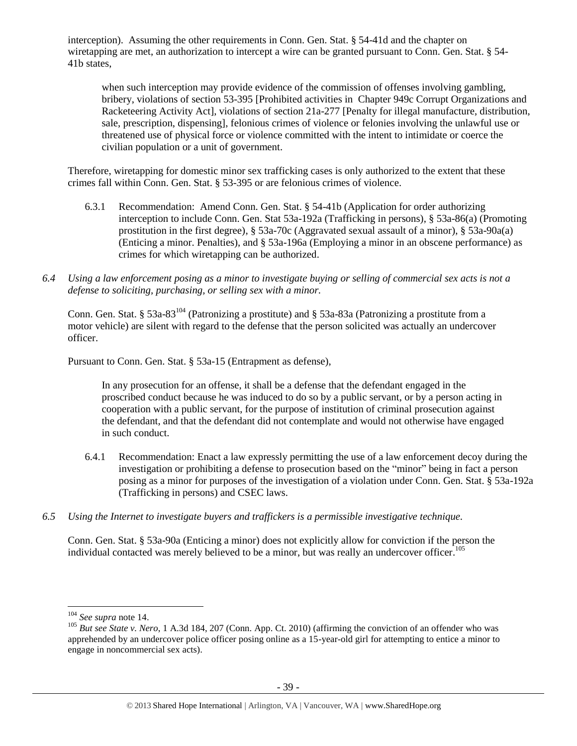interception). Assuming the other requirements in Conn. Gen. Stat. § 54-41d and the chapter on wiretapping are met, an authorization to intercept a wire can be granted pursuant to Conn. Gen. Stat. § 54-41b states,

> when such interception may provide evidence of the commission of offenses involving gambling, bribery, violations of section 53-395 [Prohibited activities in Chapter 949c Corrupt Organizations and Racketeering Activity Act], violations of section 21a-277 [Penalty for illegal manufacture, distribution, sale, prescription, dispensing], felonious crimes of violence or felonies involving the unlawful use or threatened use of physical force or violence committed with the intent to intimidate or coerce the civilian population or a unit of government.

Therefore, wiretapping for domestic minor sex trafficking cases is only authorized to the extent that these crimes fall within Conn. Gen. Stat. § 53-395 or are felonious crimes of violence.

6.3.1 Recommendation: Amend Conn. Gen. Stat. § 54-41b (Application for order authorizing interception to include Conn. Gen. Stat 53a-192a (Trafficking in persons), § 53a-86(a) (Promoting prostitution in the first degree), § 53a-70c (Aggravated sexual assault of a minor), § 53a-90a(a) (Enticing a minor. Penalties), and § 53a-196a (Employing a minor in an obscene performance) as crimes for which wiretapping can be authorized.

*6.4 Using a law enforcement posing as a minor to investigate buying or selling of commercial sex acts is not a defense to soliciting, purchasing, or selling sex with a minor.*

Conn. Gen. Stat. § 53a-83[104] (Patronizing a prostitute) and § 53a-83a (Patronizing a prostitute from a motor vehicle) are silent with regard to the defense that the person solicited was actually an undercover officer.

Pursuant to Conn. Gen. Stat. § 53a-15 (Entrapment as defense),

> In any prosecution for an offense, it shall be a defense that the defendant engaged in the proscribed conduct because he was induced to do so by a public servant, or by a person acting in cooperation with a public servant, for the purpose of institution of criminal prosecution against the defendant, and that the defendant did not contemplate and would not otherwise have engaged in such conduct.

6.4.1 Recommendation: Enact a law expressly permitting the use of a law enforcement decoy during the investigation or prohibiting a defense to prosecution based on the "minor" being in fact a person posing as a minor for purposes of the investigation of a violation under Conn. Gen. Stat. § 53a-192a (Trafficking in persons) and CSEC laws.

*6.5 Using the Internet to investigate buyers and traffickers is a permissible investigative technique.*

Conn. Gen. Stat. § 53a-90a (Enticing a minor) does not explicitly allow for conviction if the person the individual contacted was merely believed to be a minor, but was really an undercover officer.[105]

---

[104] *See supra* note 14.

[105] *But see State v. Nero*, 1 A.3d 184, 207 (Conn. App. Ct. 2010) (affirming the conviction of an offender who was apprehended by an undercover police officer posing online as a 15-year-old girl for attempting to entice a minor to engage in noncommercial sex acts).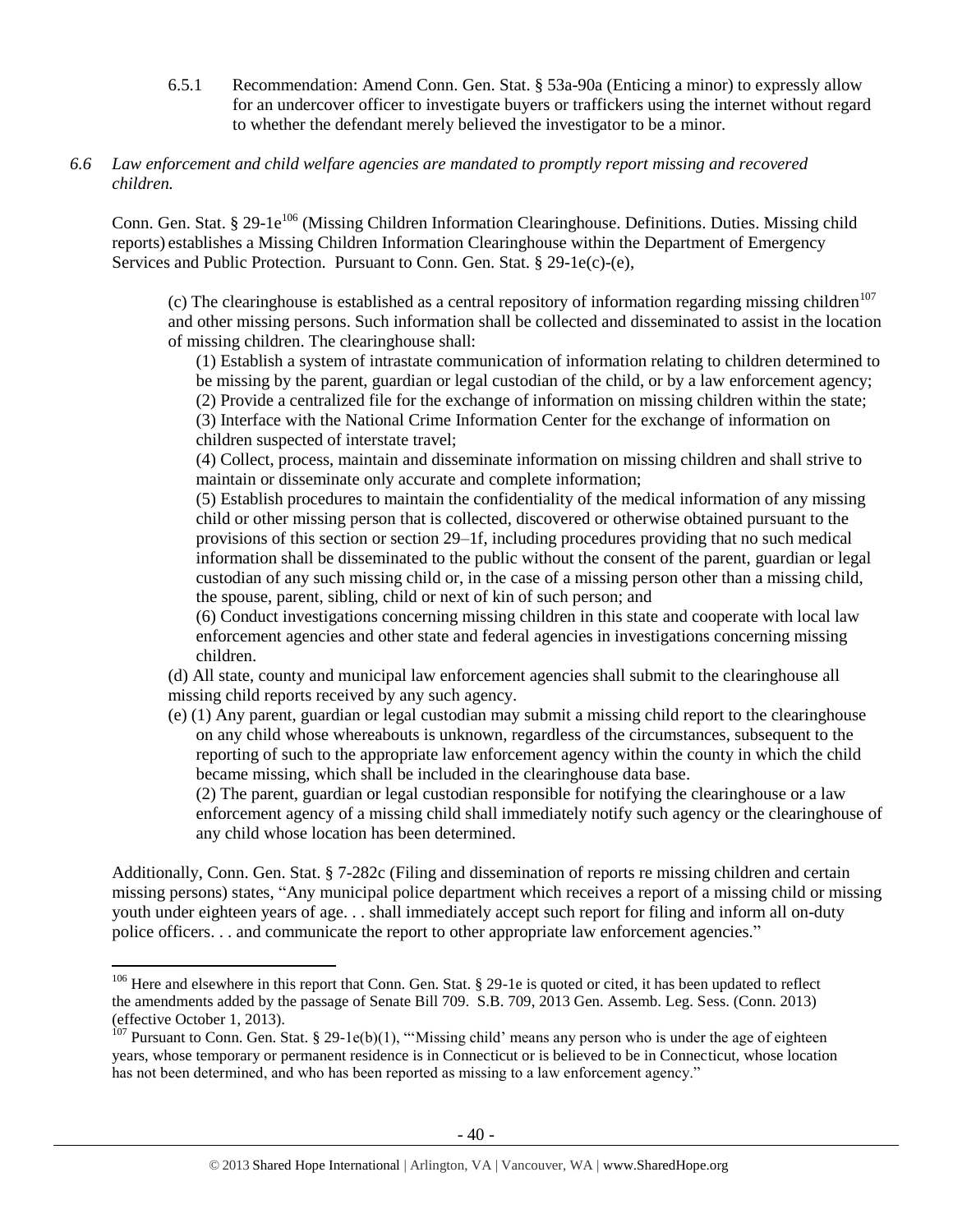6.5.1 Recommendation: Amend Conn. Gen. Stat. § 53a-90a (Enticing a minor) to expressly allow for an undercover officer to investigate buyers or traffickers using the internet without regard to whether the defendant merely believed the investigator to be a minor.

*6.6 Law enforcement and child welfare agencies are mandated to promptly report missing and recovered children.*

Conn. Gen. Stat. § 29-1e[106] (Missing Children Information Clearinghouse. Definitions. Duties. Missing child reports) establishes a Missing Children Information Clearinghouse within the Department of Emergency Services and Public Protection. Pursuant to Conn. Gen. Stat. § 29-1e(c)-(e),

> (c) The clearinghouse is established as a central repository of information regarding missing children[107] and other missing persons. Such information shall be collected and disseminated to assist in the location of missing children. The clearinghouse shall:
>
> (1) Establish a system of intrastate communication of information relating to children determined to be missing by the parent, guardian or legal custodian of the child, or by a law enforcement agency;
>
> (2) Provide a centralized file for the exchange of information on missing children within the state;
>
> (3) Interface with the National Crime Information Center for the exchange of information on children suspected of interstate travel;
>
> (4) Collect, process, maintain and disseminate information on missing children and shall strive to maintain or disseminate only accurate and complete information;
>
> (5) Establish procedures to maintain the confidentiality of the medical information of any missing child or other missing person that is collected, discovered or otherwise obtained pursuant to the provisions of this section or section 29–1f, including procedures providing that no such medical information shall be disseminated to the public without the consent of the parent, guardian or legal custodian of any such missing child or, in the case of a missing person other than a missing child, the spouse, parent, sibling, child or next of kin of such person; and
>
> (6) Conduct investigations concerning missing children in this state and cooperate with local law enforcement agencies and other state and federal agencies in investigations concerning missing children.
>
> (d) All state, county and municipal law enforcement agencies shall submit to the clearinghouse all missing child reports received by any such agency.
>
> (e) (1) Any parent, guardian or legal custodian may submit a missing child report to the clearinghouse on any child whose whereabouts is unknown, regardless of the circumstances, subsequent to the reporting of such to the appropriate law enforcement agency within the county in which the child became missing, which shall be included in the clearinghouse data base.
>
> (2) The parent, guardian or legal custodian responsible for notifying the clearinghouse or a law enforcement agency of a missing child shall immediately notify such agency or the clearinghouse of any child whose location has been determined.

Additionally, Conn. Gen. Stat. § 7-282c (Filing and dissemination of reports re missing children and certain missing persons) states, "Any municipal police department which receives a report of a missing child or missing youth under eighteen years of age. . . shall immediately accept such report for filing and inform all on-duty police officers. . . and communicate the report to other appropriate law enforcement agencies."

---

[106] Here and elsewhere in this report that Conn. Gen. Stat. § 29-1e is quoted or cited, it has been updated to reflect the amendments added by the passage of Senate Bill 709. S.B. 709, 2013 Gen. Assemb. Leg. Sess. (Conn. 2013) (effective October 1, 2013).

[107] Pursuant to Conn. Gen. Stat. § 29-1e(b)(1), "'Missing child' means any person who is under the age of eighteen years, whose temporary or permanent residence is in Connecticut or is believed to be in Connecticut, whose location has not been determined, and who has been reported as missing to a law enforcement agency."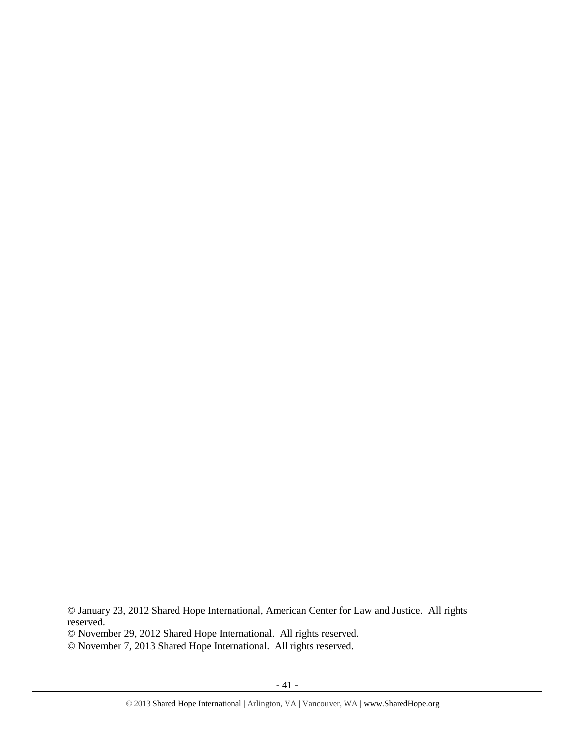© January 23, 2012 Shared Hope International, American Center for Law and Justice. All rights reserved.
© November 29, 2012 Shared Hope International. All rights reserved.
© November 7, 2013 Shared Hope International. All rights reserved.